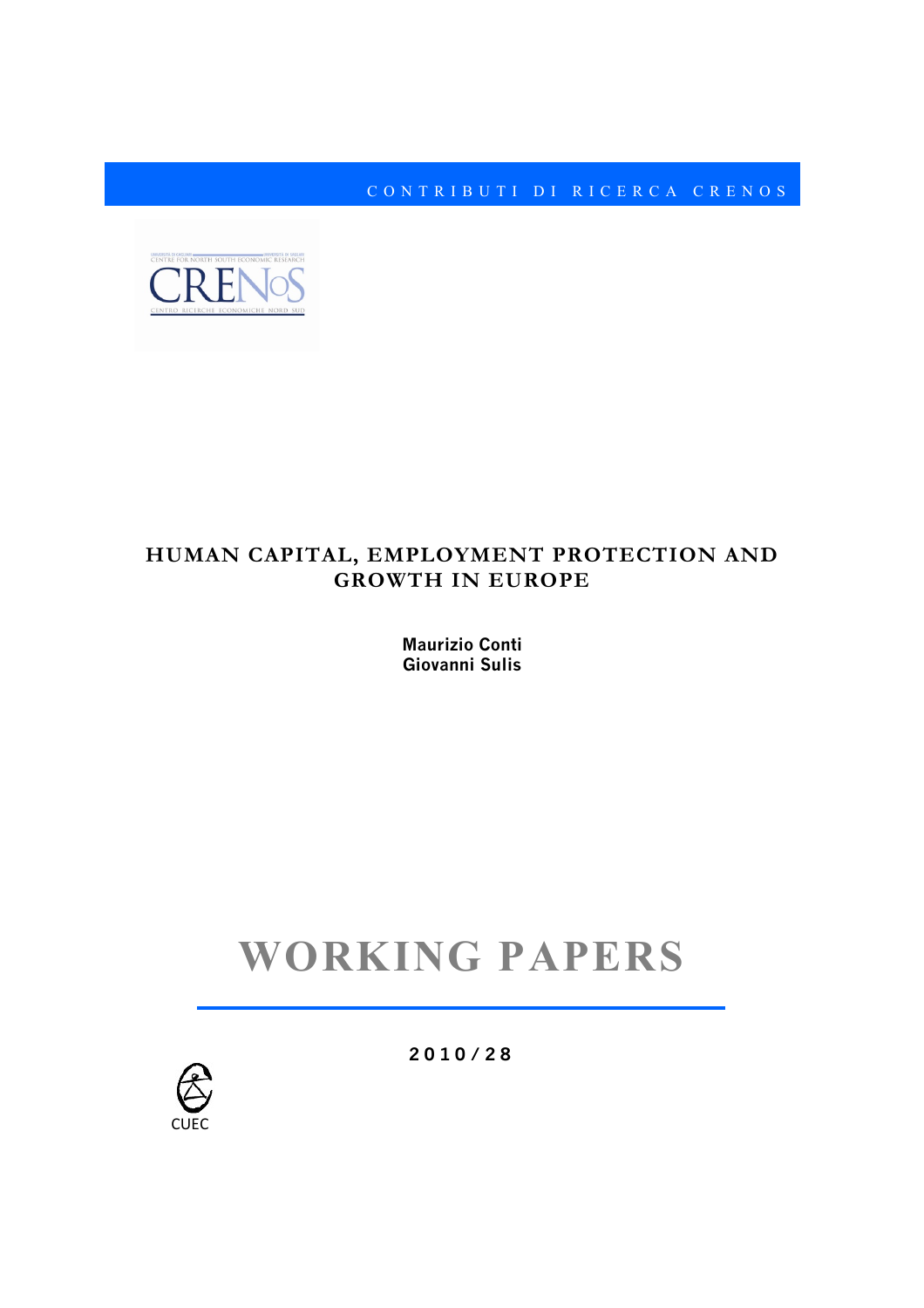CONTRIBUTI DI RICERCA CRENOS

# HUMAN CAPITAL, EMPLOYMENT PROTECTION AND GROWTH IN EUROPE

**Maurizio Conti**
**Giovanni Sulis**

# WORKING PAPERS

**2010/28**

CUEC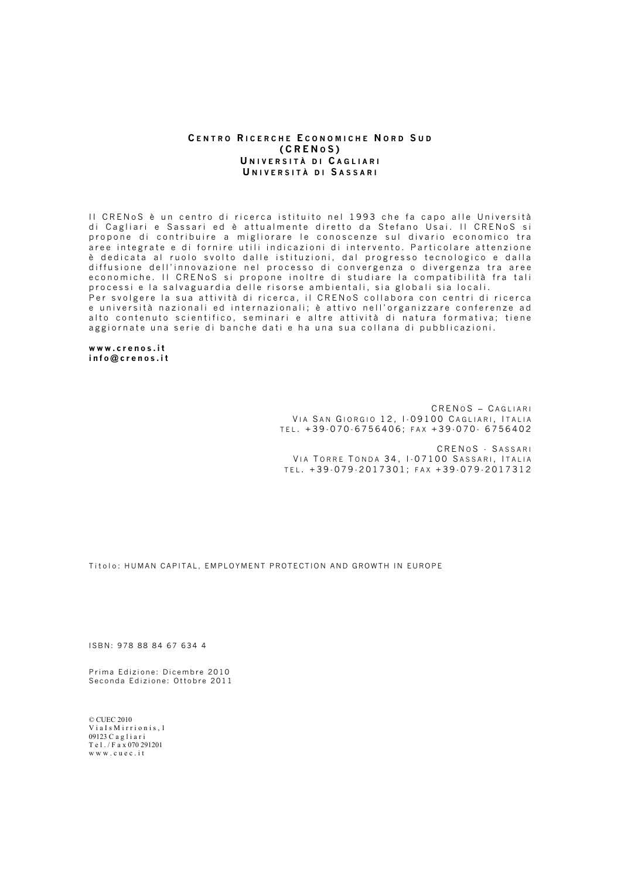**CENTRO RICERCHE ECONOMICHE NORD SUD**
**(CRENOS)**
**UNIVERSITÀ DI CAGLIARI**
**UNIVERSITÀ DI SASSARI**

Il CRENoS è un centro di ricerca istituito nel 1993 che fa capo alle Università di Cagliari e Sassari ed è attualmente diretto da Stefano Usai. Il CRENoS si propone di contribuire a migliorare le conoscenze sul divario economico tra aree integrate e di fornire utili indicazioni di intervento. Particolare attenzione è dedicata al ruolo svolto dalle istituzioni, dal progresso tecnologico e dalla diffusione dell'innovazione nel processo di convergenza o divergenza tra aree economiche. Il CRENoS si propone inoltre di studiare la compatibilità fra tali processi e la salvaguardia delle risorse ambientali, sia globali sia locali.
Per svolgere la sua attività di ricerca, il CRENoS collabora con centri di ricerca e università nazionali ed internazionali; è attivo nell'organizzare conferenze ad alto contenuto scientifico, seminari e altre attività di natura formativa; tiene aggiornate una serie di banche dati e ha una sua collana di pubblicazioni.

**www.crenos.it**
**info@crenos.it**

CRENOS – CAGLIARI
VIA SAN GIORGIO 12, I-09100 CAGLIARI, ITALIA
TEL. +39-070-6756406; FAX +39-070- 6756402

CRENOS - SASSARI
VIA TORRE TONDA 34, I-07100 SASSARI, ITALIA
TEL. +39-079-2017301; FAX +39-079-2017312

Titolo: HUMAN CAPITAL, EMPLOYMENT PROTECTION AND GROWTH IN EUROPE

ISBN: 978 88 84 67 634 4

Prima Edizione: Dicembre 2010
Seconda Edizione: Ottobre 2011

© CUEC 2010
Via Is Mirrionis, 1
09123 Cagliari
Tel./Fax 070 291201
www.cuec.it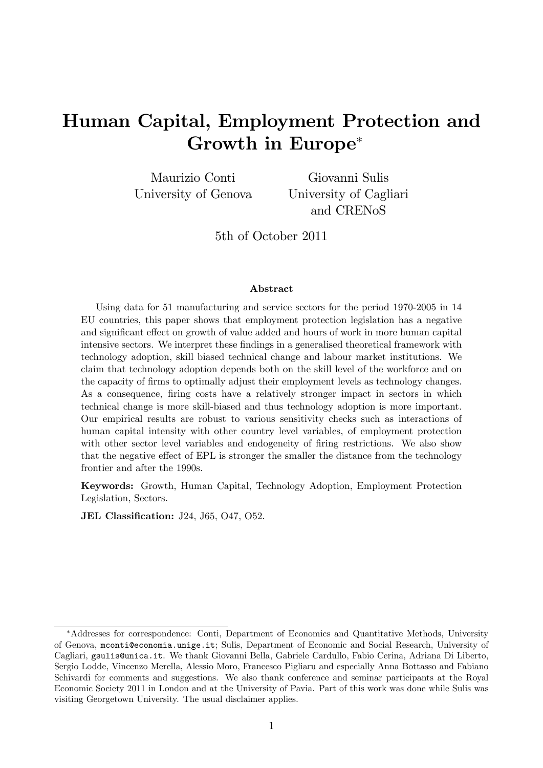# Human Capital, Employment Protection and Growth in Europe*

Maurizio Conti
University of Genova

Giovanni Sulis
University of Cagliari
and CRENoS

5th of October 2011

### Abstract

Using data for 51 manufacturing and service sectors for the period 1970-2005 in 14 EU countries, this paper shows that employment protection legislation has a negative and significant effect on growth of value added and hours of work in more human capital intensive sectors. We interpret these findings in a generalised theoretical framework with technology adoption, skill biased technical change and labour market institutions. We claim that technology adoption depends both on the skill level of the workforce and on the capacity of firms to optimally adjust their employment levels as technology changes. As a consequence, firing costs have a relatively stronger impact in sectors in which technical change is more skill-biased and thus technology adoption is more important. Our empirical results are robust to various sensitivity checks such as interactions of human capital intensity with other country level variables, of employment protection with other sector level variables and endogeneity of firing restrictions. We also show that the negative effect of EPL is stronger the smaller the distance from the technology frontier and after the 1990s.

**Keywords:** Growth, Human Capital, Technology Adoption, Employment Protection Legislation, Sectors.

**JEL Classification:** J24, J65, O47, O52.

---

*Addresses for correspondence: Conti, Department of Economics and Quantitative Methods, University of Genova, mconti@economia.unige.it; Sulis, Department of Economic and Social Research, University of Cagliari, gsulis@unica.it. We thank Giovanni Bella, Gabriele Cardullo, Fabio Cerina, Adriana Di Liberto, Sergio Lodde, Vincenzo Merella, Alessio Moro, Francesco Pigliaru and especially Anna Bottasso and Fabiano Schivardi for comments and suggestions. We also thank conference and seminar participants at the Royal Economic Society 2011 in London and at the University of Pavia. Part of this work was done while Sulis was visiting Georgetown University. The usual disclaimer applies.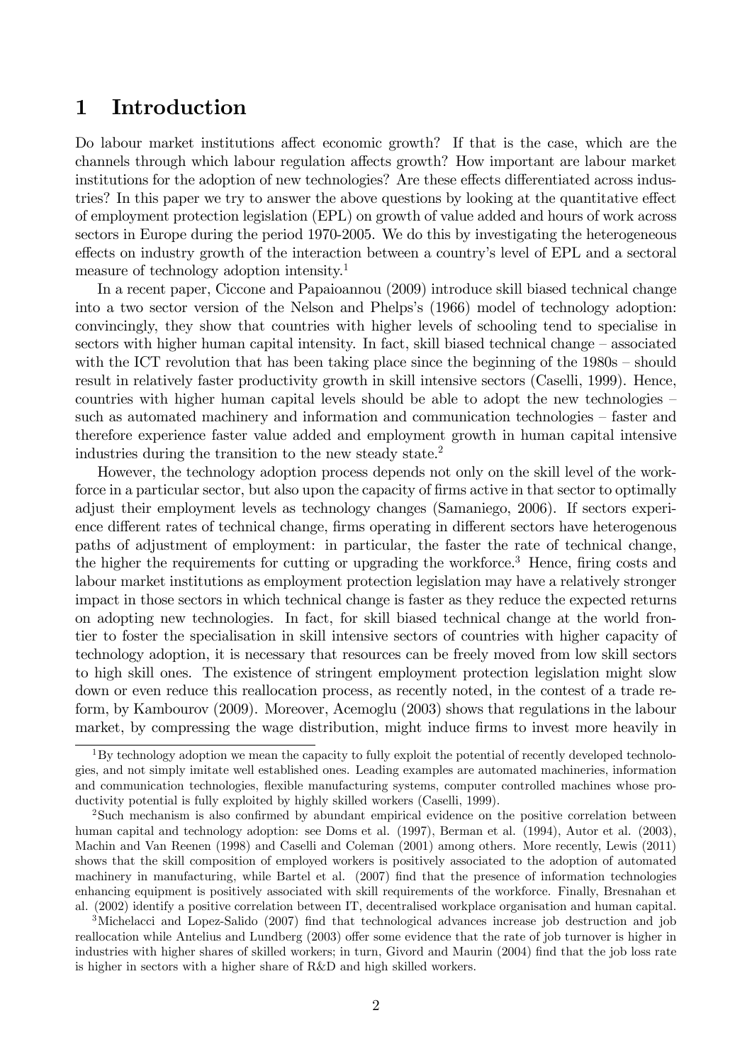# 1 Introduction

Do labour market institutions affect economic growth? If that is the case, which are the channels through which labour regulation affects growth? How important are labour market institutions for the adoption of new technologies? Are these effects differentiated across industries? In this paper we try to answer the above questions by looking at the quantitative effect of employment protection legislation (EPL) on growth of value added and hours of work across sectors in Europe during the period 1970-2005. We do this by investigating the heterogeneous effects on industry growth of the interaction between a country's level of EPL and a sectoral measure of technology adoption intensity.[1]

In a recent paper, Ciccone and Papaioannou (2009) introduce skill biased technical change into a two sector version of the Nelson and Phelps's (1966) model of technology adoption: convincingly, they show that countries with higher levels of schooling tend to specialise in sectors with higher human capital intensity. In fact, skill biased technical change – associated with the ICT revolution that has been taking place since the beginning of the 1980s – should result in relatively faster productivity growth in skill intensive sectors (Caselli, 1999). Hence, countries with higher human capital levels should be able to adopt the new technologies – such as automated machinery and information and communication technologies – faster and therefore experience faster value added and employment growth in human capital intensive industries during the transition to the new steady state.[2]

However, the technology adoption process depends not only on the skill level of the workforce in a particular sector, but also upon the capacity of firms active in that sector to optimally adjust their employment levels as technology changes (Samaniego, 2006). If sectors experience different rates of technical change, firms operating in different sectors have heterogenous paths of adjustment of employment: in particular, the faster the rate of technical change, the higher the requirements for cutting or upgrading the workforce.[3] Hence, firing costs and labour market institutions as employment protection legislation may have a relatively stronger impact in those sectors in which technical change is faster as they reduce the expected returns on adopting new technologies. In fact, for skill biased technical change at the world frontier to foster the specialisation in skill intensive sectors of countries with higher capacity of technology adoption, it is necessary that resources can be freely moved from low skill sectors to high skill ones. The existence of stringent employment protection legislation might slow down or even reduce this reallocation process, as recently noted, in the contest of a trade reform, by Kambourov (2009). Moreover, Acemoglu (2003) shows that regulations in the labour market, by compressing the wage distribution, might induce firms to invest more heavily in

[1] By technology adoption we mean the capacity to fully exploit the potential of recently developed technologies, and not simply imitate well established ones. Leading examples are automated machineries, information and communication technologies, flexible manufacturing systems, computer controlled machines whose productivity potential is fully exploited by highly skilled workers (Caselli, 1999).

[2] Such mechanism is also confirmed by abundant empirical evidence on the positive correlation between human capital and technology adoption: see Doms et al. (1997), Berman et al. (1994), Autor et al. (2003), Machin and Van Reenen (1998) and Caselli and Coleman (2001) among others. More recently, Lewis (2011) shows that the skill composition of employed workers is positively associated to the adoption of automated machinery in manufacturing, while Bartel et al. (2007) find that the presence of information technologies enhancing equipment is positively associated with skill requirements of the workforce. Finally, Bresnahan et al. (2002) identify a positive correlation between IT, decentralised workplace organisation and human capital.

[3] Michelacci and Lopez-Salido (2007) find that technological advances increase job destruction and job reallocation while Antelius and Lundberg (2003) offer some evidence that the rate of job turnover is higher in industries with higher shares of skilled workers; in turn, Givord and Maurin (2004) find that the job loss rate is higher in sectors with a higher share of R&D and high skilled workers.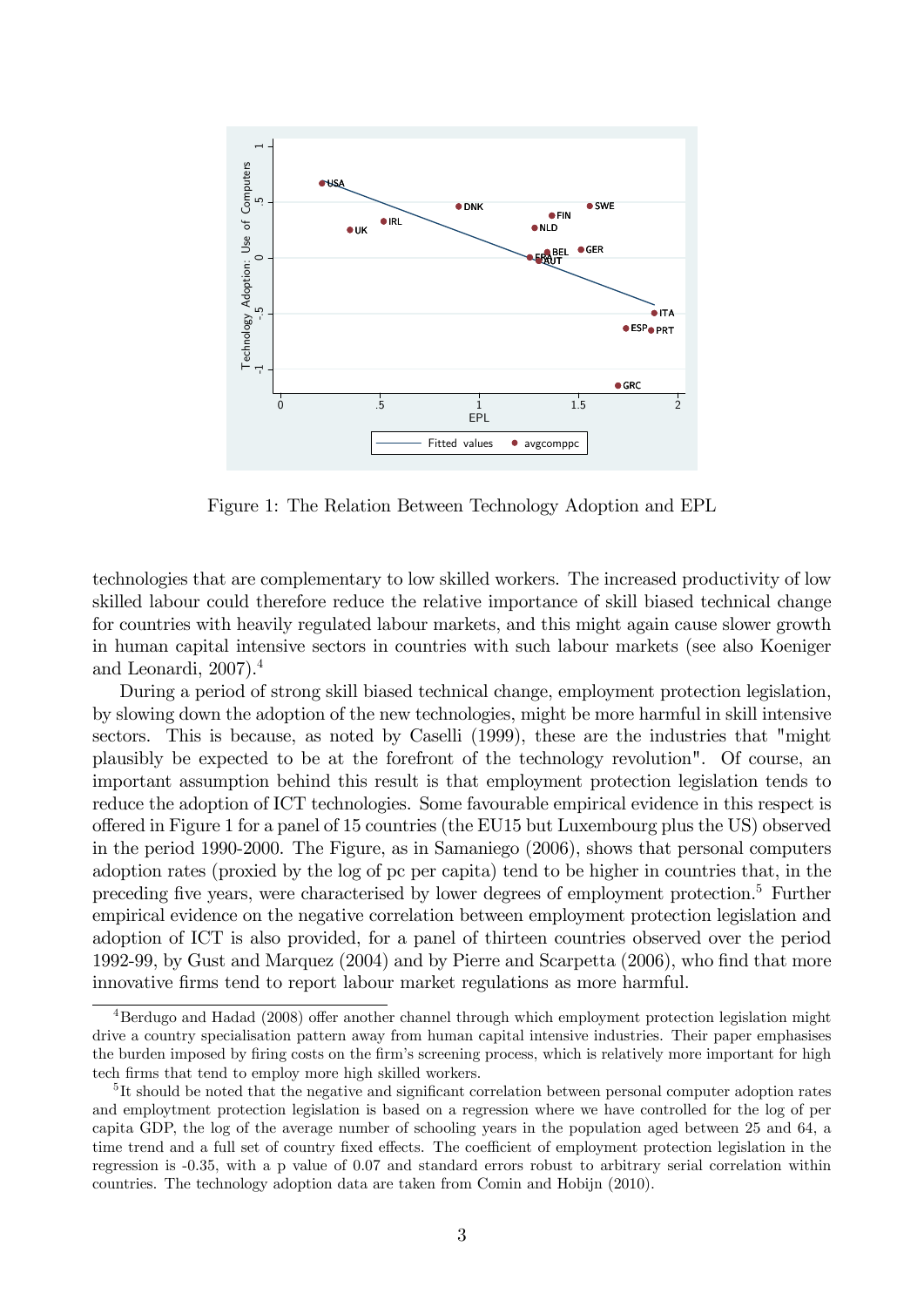Figure 1: The Relation Between Technology Adoption and EPL

technologies that are complementary to low skilled workers. The increased productivity of low skilled labour could therefore reduce the relative importance of skill biased technical change for countries with heavily regulated labour markets, and this might again cause slower growth in human capital intensive sectors in countries with such labour markets (see also Koeniger and Leonardi, 2007).[4]

During a period of strong skill biased technical change, employment protection legislation, by slowing down the adoption of the new technologies, might be more harmful in skill intensive sectors. This is because, as noted by Caselli (1999), these are the industries that "might plausibly be expected to be at the forefront of the technology revolution". Of course, an important assumption behind this result is that employment protection legislation tends to reduce the adoption of ICT technologies. Some favourable empirical evidence in this respect is offered in Figure 1 for a panel of 15 countries (the EU15 but Luxembourg plus the US) observed in the period 1990-2000. The Figure, as in Samaniego (2006), shows that personal computers adoption rates (proxied by the log of pc per capita) tend to be higher in countries that, in the preceding five years, were characterised by lower degrees of employment protection.[5] Further empirical evidence on the negative correlation between employment protection legislation and adoption of ICT is also provided, for a panel of thirteen countries observed over the period 1992-99, by Gust and Marquez (2004) and by Pierre and Scarpetta (2006), who find that more innovative firms tend to report labour market regulations as more harmful.

[4] Berdugo and Hadad (2008) offer another channel through which employment protection legislation might drive a country specialisation pattern away from human capital intensive industries. Their paper emphasises the burden imposed by firing costs on the firm's screening process, which is relatively more important for high tech firms that tend to employ more high skilled workers.

[5] It should be noted that the negative and significant correlation between personal computer adoption rates and employtment protection legislation is based on a regression where we have controlled for the log of per capita GDP, the log of the average number of schooling years in the population aged between 25 and 64, a time trend and a full set of country fixed effects. The coefficient of employment protection legislation in the regression is -0.35, with a p value of 0.07 and standard errors robust to arbitrary serial correlation within countries. The technology adoption data are taken from Comin and Hobijn (2010).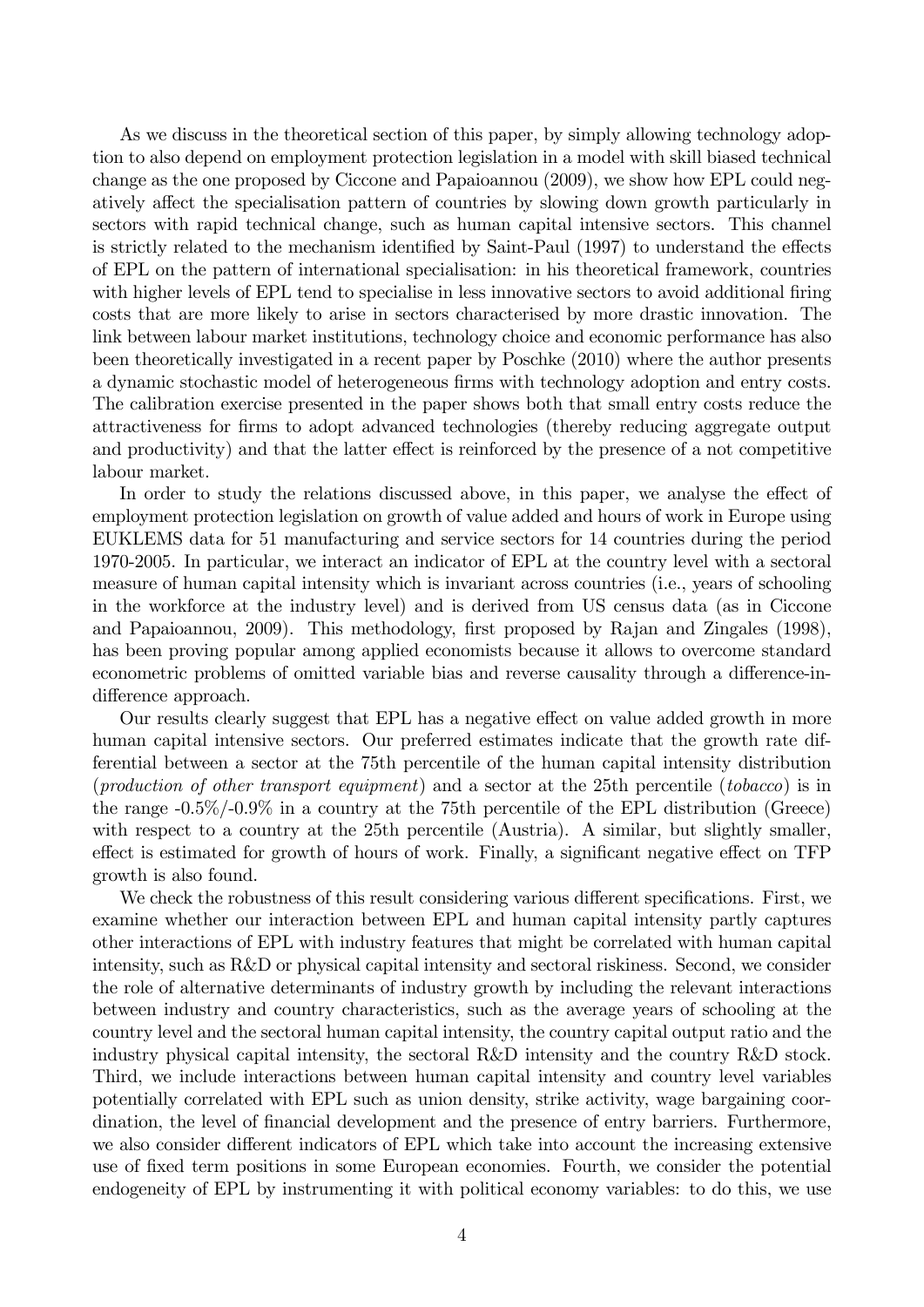As we discuss in the theoretical section of this paper, by simply allowing technology adoption to also depend on employment protection legislation in a model with skill biased technical change as the one proposed by Ciccone and Papaioannou (2009), we show how EPL could negatively affect the specialisation pattern of countries by slowing down growth particularly in sectors with rapid technical change, such as human capital intensive sectors. This channel is strictly related to the mechanism identified by Saint-Paul (1997) to understand the effects of EPL on the pattern of international specialisation: in his theoretical framework, countries with higher levels of EPL tend to specialise in less innovative sectors to avoid additional firing costs that are more likely to arise in sectors characterised by more drastic innovation. The link between labour market institutions, technology choice and economic performance has also been theoretically investigated in a recent paper by Poschke (2010) where the author presents a dynamic stochastic model of heterogeneous firms with technology adoption and entry costs. The calibration exercise presented in the paper shows both that small entry costs reduce the attractiveness for firms to adopt advanced technologies (thereby reducing aggregate output and productivity) and that the latter effect is reinforced by the presence of a not competitive labour market.

In order to study the relations discussed above, in this paper, we analyse the effect of employment protection legislation on growth of value added and hours of work in Europe using EUKLEMS data for 51 manufacturing and service sectors for 14 countries during the period 1970-2005. In particular, we interact an indicator of EPL at the country level with a sectoral measure of human capital intensity which is invariant across countries (i.e., years of schooling in the workforce at the industry level) and is derived from US census data (as in Ciccone and Papaioannou, 2009). This methodology, first proposed by Rajan and Zingales (1998), has been proving popular among applied economists because it allows to overcome standard econometric problems of omitted variable bias and reverse causality through a difference-in-difference approach.

Our results clearly suggest that EPL has a negative effect on value added growth in more human capital intensive sectors. Our preferred estimates indicate that the growth rate differential between a sector at the 75th percentile of the human capital intensity distribution (*production of other transport equipment*) and a sector at the 25th percentile (*tobacco*) is in the range -0.5%/-0.9% in a country at the 75th percentile of the EPL distribution (Greece) with respect to a country at the 25th percentile (Austria). A similar, but slightly smaller, effect is estimated for growth of hours of work. Finally, a significant negative effect on TFP growth is also found.

We check the robustness of this result considering various different specifications. First, we examine whether our interaction between EPL and human capital intensity partly captures other interactions of EPL with industry features that might be correlated with human capital intensity, such as R&D or physical capital intensity and sectoral riskiness. Second, we consider the role of alternative determinants of industry growth by including the relevant interactions between industry and country characteristics, such as the average years of schooling at the country level and the sectoral human capital intensity, the country capital output ratio and the industry physical capital intensity, the sectoral R&D intensity and the country R&D stock. Third, we include interactions between human capital intensity and country level variables potentially correlated with EPL such as union density, strike activity, wage bargaining coordination, the level of financial development and the presence of entry barriers. Furthermore, we also consider different indicators of EPL which take into account the increasing extensive use of fixed term positions in some European economies. Fourth, we consider the potential endogeneity of EPL by instrumenting it with political economy variables: to do this, we use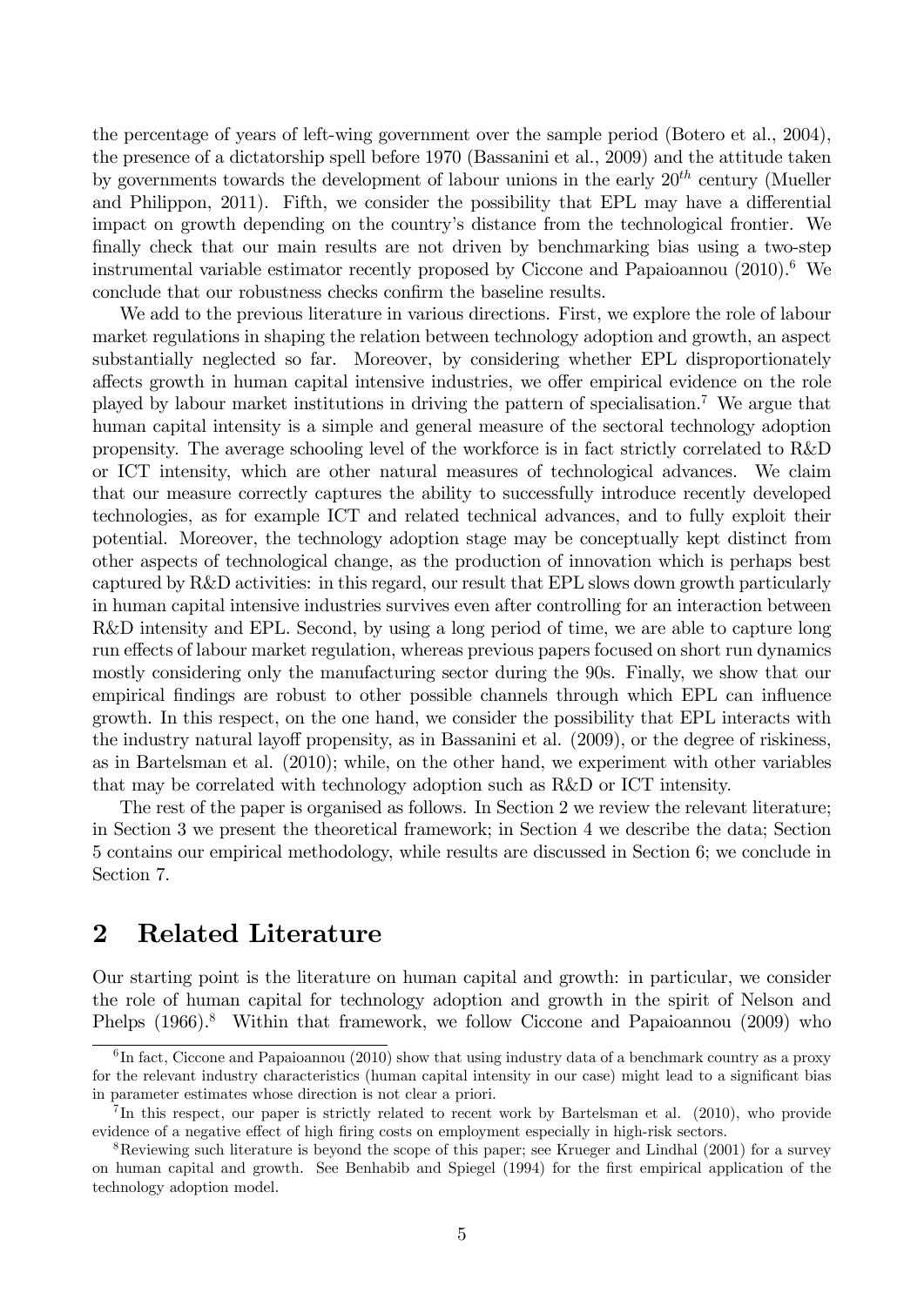the percentage of years of left-wing government over the sample period (Botero et al., 2004), the presence of a dictatorship spell before 1970 (Bassanini et al., 2009) and the attitude taken by governments towards the development of labour unions in the early $20^{th}$ century (Mueller and Philippon, 2011). Fifth, we consider the possibility that EPL may have a differential impact on growth depending on the country's distance from the technological frontier. We finally check that our main results are not driven by benchmarking bias using a two-step instrumental variable estimator recently proposed by Ciccone and Papaioannou (2010).[6] We conclude that our robustness checks confirm the baseline results.

We add to the previous literature in various directions. First, we explore the role of labour market regulations in shaping the relation between technology adoption and growth, an aspect substantially neglected so far. Moreover, by considering whether EPL disproportionately affects growth in human capital intensive industries, we offer empirical evidence on the role played by labour market institutions in driving the pattern of specialisation.[7] We argue that human capital intensity is a simple and general measure of the sectoral technology adoption propensity. The average schooling level of the workforce is in fact strictly correlated to R&D or ICT intensity, which are other natural measures of technological advances. We claim that our measure correctly captures the ability to successfully introduce recently developed technologies, as for example ICT and related technical advances, and to fully exploit their potential. Moreover, the technology adoption stage may be conceptually kept distinct from other aspects of technological change, as the production of innovation which is perhaps best captured by R&D activities: in this regard, our result that EPL slows down growth particularly in human capital intensive industries survives even after controlling for an interaction between R&D intensity and EPL. Second, by using a long period of time, we are able to capture long run effects of labour market regulation, whereas previous papers focused on short run dynamics mostly considering only the manufacturing sector during the 90s. Finally, we show that our empirical findings are robust to other possible channels through which EPL can influence growth. In this respect, on the one hand, we consider the possibility that EPL interacts with the industry natural layoff propensity, as in Bassanini et al. (2009), or the degree of riskiness, as in Bartelsman et al. (2010); while, on the other hand, we experiment with other variables that may be correlated with technology adoption such as R&D or ICT intensity.

The rest of the paper is organised as follows. In Section 2 we review the relevant literature; in Section 3 we present the theoretical framework; in Section 4 we describe the data; Section 5 contains our empirical methodology, while results are discussed in Section 6; we conclude in Section 7.

## 2 Related Literature

Our starting point is the literature on human capital and growth: in particular, we consider the role of human capital for technology adoption and growth in the spirit of Nelson and Phelps (1966).[8] Within that framework, we follow Ciccone and Papaioannou (2009) who

[6] In fact, Ciccone and Papaioannou (2010) show that using industry data of a benchmark country as a proxy for the relevant industry characteristics (human capital intensity in our case) might lead to a significant bias in parameter estimates whose direction is not clear a priori.

[7] In this respect, our paper is strictly related to recent work by Bartelsman et al. (2010), who provide evidence of a negative effect of high firing costs on employment especially in high-risk sectors.

[8] Reviewing such literature is beyond the scope of this paper; see Krueger and Lindhal (2001) for a survey on human capital and growth. See Benhabib and Spiegel (1994) for the first empirical application of the technology adoption model.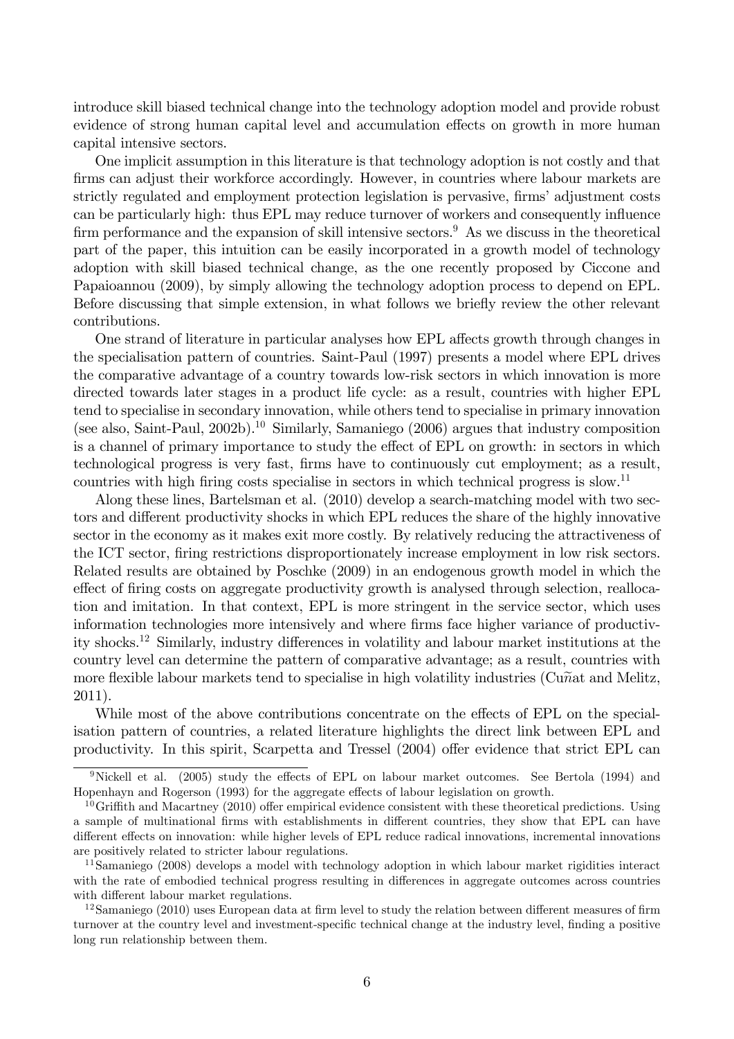introduce skill biased technical change into the technology adoption model and provide robust evidence of strong human capital level and accumulation effects on growth in more human capital intensive sectors.

One implicit assumption in this literature is that technology adoption is not costly and that firms can adjust their workforce accordingly. However, in countries where labour markets are strictly regulated and employment protection legislation is pervasive, firms' adjustment costs can be particularly high: thus EPL may reduce turnover of workers and consequently influence firm performance and the expansion of skill intensive sectors.[9] As we discuss in the theoretical part of the paper, this intuition can be easily incorporated in a growth model of technology adoption with skill biased technical change, as the one recently proposed by Ciccone and Papaioannou (2009), by simply allowing the technology adoption process to depend on EPL. Before discussing that simple extension, in what follows we briefly review the other relevant contributions.

One strand of literature in particular analyses how EPL affects growth through changes in the specialisation pattern of countries. Saint-Paul (1997) presents a model where EPL drives the comparative advantage of a country towards low-risk sectors in which innovation is more directed towards later stages in a product life cycle: as a result, countries with higher EPL tend to specialise in secondary innovation, while others tend to specialise in primary innovation (see also, Saint-Paul, 2002b).[10] Similarly, Samaniego (2006) argues that industry composition is a channel of primary importance to study the effect of EPL on growth: in sectors in which technological progress is very fast, firms have to continuously cut employment; as a result, countries with high firing costs specialise in sectors in which technical progress is slow.[11]

Along these lines, Bartelsman et al. (2010) develop a search-matching model with two sectors and different productivity shocks in which EPL reduces the share of the highly innovative sector in the economy as it makes exit more costly. By relatively reducing the attractiveness of the ICT sector, firing restrictions disproportionately increase employment in low risk sectors. Related results are obtained by Poschke (2009) in an endogenous growth model in which the effect of firing costs on aggregate productivity growth is analysed through selection, reallocation and imitation. In that context, EPL is more stringent in the service sector, which uses information technologies more intensively and where firms face higher variance of productivity shocks.[12] Similarly, industry differences in volatility and labour market institutions at the country level can determine the pattern of comparative advantage; as a result, countries with more flexible labour markets tend to specialise in high volatility industries (Cuñat and Melitz, 2011).

While most of the above contributions concentrate on the effects of EPL on the specialisation pattern of countries, a related literature highlights the direct link between EPL and productivity. In this spirit, Scarpetta and Tressel (2004) offer evidence that strict EPL can

[9] Nickell et al. (2005) study the effects of EPL on labour market outcomes. See Bertola (1994) and Hopenhayn and Rogerson (1993) for the aggregate effects of labour legislation on growth.

[10] Griffith and Macartney (2010) offer empirical evidence consistent with these theoretical predictions. Using a sample of multinational firms with establishments in different countries, they show that EPL can have different effects on innovation: while higher levels of EPL reduce radical innovations, incremental innovations are positively related to stricter labour regulations.

[11] Samaniego (2008) develops a model with technology adoption in which labour market rigidities interact with the rate of embodied technical progress resulting in differences in aggregate outcomes across countries with different labour market regulations.

[12] Samaniego (2010) uses European data at firm level to study the relation between different measures of firm turnover at the country level and investment-specific technical change at the industry level, finding a positive long run relationship between them.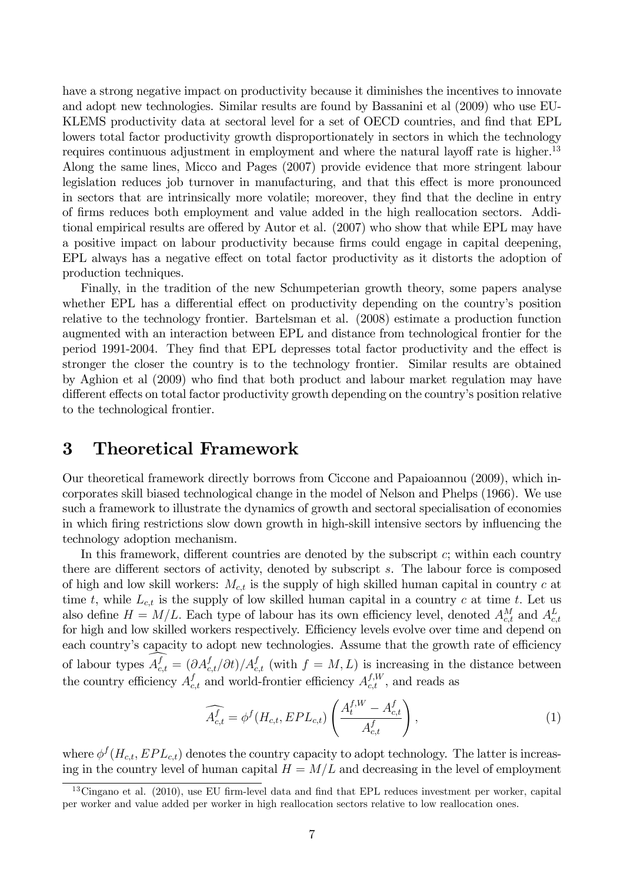have a strong negative impact on productivity because it diminishes the incentives to innovate and adopt new technologies. Similar results are found by Bassanini et al (2009) who use EU-KLEMS productivity data at sectoral level for a set of OECD countries, and find that EPL lowers total factor productivity growth disproportionately in sectors in which the technology requires continuous adjustment in employment and where the natural layoff rate is higher.[13] Along the same lines, Micco and Pages (2007) provide evidence that more stringent labour legislation reduces job turnover in manufacturing, and that this effect is more pronounced in sectors that are intrinsically more volatile; moreover, they find that the decline in entry of firms reduces both employment and value added in the high reallocation sectors. Additional empirical results are offered by Autor et al. (2007) who show that while EPL may have a positive impact on labour productivity because firms could engage in capital deepening, EPL always has a negative effect on total factor productivity as it distorts the adoption of production techniques.

Finally, in the tradition of the new Schumpeterian growth theory, some papers analyse whether EPL has a differential effect on productivity depending on the country's position relative to the technology frontier. Bartelsman et al. (2008) estimate a production function augmented with an interaction between EPL and distance from technological frontier for the period 1991-2004. They find that EPL depresses total factor productivity and the effect is stronger the closer the country is to the technology frontier. Similar results are obtained by Aghion et al (2009) who find that both product and labour market regulation may have different effects on total factor productivity growth depending on the country's position relative to the technological frontier.

# 3 Theoretical Framework

Our theoretical framework directly borrows from Ciccone and Papaioannou (2009), which incorporates skill biased technological change in the model of Nelson and Phelps (1966). We use such a framework to illustrate the dynamics of growth and sectoral specialisation of economies in which firing restrictions slow down growth in high-skill intensive sectors by influencing the technology adoption mechanism.

In this framework, different countries are denoted by the subscript $c$; within each country there are different sectors of activity, denoted by subscript $s$. The labour force is composed of high and low skill workers: $M_{c,t}$ is the supply of high skilled human capital in country $c$ at time $t$, while $L_{c,t}$ is the supply of low skilled human capital in a country $c$ at time $t$. Let us also define $H = M/L$. Each type of labour has its own efficiency level, denoted $A^M_{c,t}$ and $A^L_{c,t}$ for high and low skilled workers respectively. Efficiency levels evolve over time and depend on each country's capacity to adopt new technologies. Assume that the growth rate of efficiency of labour types $\widehat{A^f_{c,t}} = (\partial A^f_{c,t}/\partial t)/A^f_{c,t}$ (with $f = M, L$) is increasing in the distance between the country efficiency $A^f_{c,t}$ and world-frontier efficiency $A^{f,W}_{c,t}$, and reads as

$$\widehat{A^f_{c,t}} = \phi^f(H_{c,t}, EPL_{c,t})\left(\frac{A^{f,W}_t - A^f_{c,t}}{A^f_{c,t}}\right), \tag{1}$$

where $\phi^f(H_{c,t}, EPL_{c,t})$ denotes the country capacity to adopt technology. The latter is increasing in the country level of human capital $H = M/L$ and decreasing in the level of employment

[13] Cingano et al. (2010), use EU firm-level data and find that EPL reduces investment per worker, capital per worker and value added per worker in high reallocation sectors relative to low reallocation ones.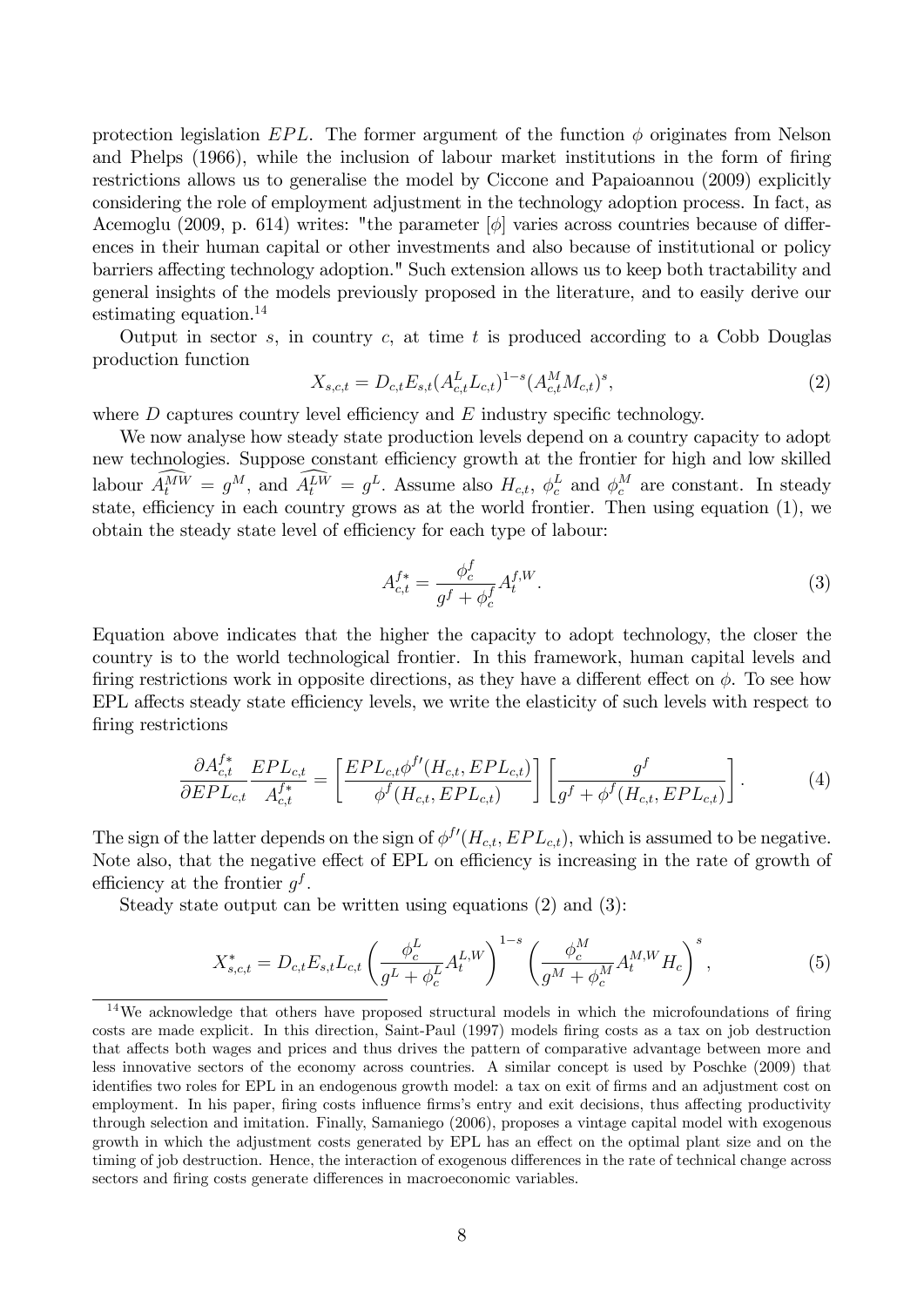protection legislation $EPL$. The former argument of the function $\phi$ originates from Nelson and Phelps (1966), while the inclusion of labour market institutions in the form of firing restrictions allows us to generalise the model by Ciccone and Papaioannou (2009) explicitly considering the role of employment adjustment in the technology adoption process. In fact, as Acemoglu (2009, p. 614) writes: "the parameter [$\phi$] varies across countries because of differences in their human capital or other investments and also because of institutional or policy barriers affecting technology adoption." Such extension allows us to keep both tractability and general insights of the models previously proposed in the literature, and to easily derive our estimating equation.[14]

Output in sector $s$, in country $c$, at time $t$ is produced according to a Cobb Douglas production function

$$X_{s,c,t} = D_{c,t} E_{s,t} (A^L_{c,t} L_{c,t})^{1-s} (A^M_{c,t} M_{c,t})^s, \tag{2}$$

where $D$ captures country level efficiency and $E$ industry specific technology.

We now analyse how steady state production levels depend on a country capacity to adopt new technologies. Suppose constant efficiency growth at the frontier for high and low skilled labour $\widehat{A^{MW}_t} = g^M$, and $\widehat{A^{LW}_t} = g^L$. Assume also $H_{c,t}$, $\phi^L_c$ and $\phi^M_c$ are constant. In steady state, efficiency in each country grows as at the world frontier. Then using equation (1), we obtain the steady state level of efficiency for each type of labour:

$$A^{f*}_{c,t} = \frac{\phi^f_c}{g^f + \phi^f_c} A^{f,W}_t. \tag{3}$$

Equation above indicates that the higher the capacity to adopt technology, the closer the country is to the world technological frontier. In this framework, human capital levels and firing restrictions work in opposite directions, as they have a different effect on $\phi$. To see how EPL affects steady state efficiency levels, we write the elasticity of such levels with respect to firing restrictions

$$\frac{\partial A^{f*}_{c,t}}{\partial EPL_{c,t}} \frac{EPL_{c,t}}{A^{f*}_{c,t}} = \left[ \frac{EPL_{c,t} \phi^{f\prime}(H_{c,t}, EPL_{c,t})}{\phi^f(H_{c,t}, EPL_{c,t})} \right] \left[ \frac{g^f}{g^f + \phi^f(H_{c,t}, EPL_{c,t})} \right]. \tag{4}$$

The sign of the latter depends on the sign of $\phi^{f\prime}(H_{c,t}, EPL_{c,t})$, which is assumed to be negative. Note also, that the negative effect of EPL on efficiency is increasing in the rate of growth of efficiency at the frontier $g^f$.

Steady state output can be written using equations (2) and (3):

$$X^*_{s,c,t} = D_{c,t} E_{s,t} L_{c,t} \left( \frac{\phi^L_c}{g^L + \phi^L_c} A^{L,W}_t \right)^{1-s} \left( \frac{\phi^M_c}{g^M + \phi^M_c} A^{M,W}_t H_c \right)^s, \tag{5}$$

[14] We acknowledge that others have proposed structural models in which the microfoundations of firing costs are made explicit. In this direction, Saint-Paul (1997) models firing costs as a tax on job destruction that affects both wages and prices and thus drives the pattern of comparative advantage between more and less innovative sectors of the economy across countries. A similar concept is used by Poschke (2009) that identifies two roles for EPL in an endogenous growth model: a tax on exit of firms and an adjustment cost on employment. In his paper, firing costs influence firms's entry and exit decisions, thus affecting productivity through selection and imitation. Finally, Samaniego (2006), proposes a vintage capital model with exogenous growth in which the adjustment costs generated by EPL has an effect on the optimal plant size and on the timing of job destruction. Hence, the interaction of exogenous differences in the rate of technical change across sectors and firing costs generate differences in macroeconomic variables.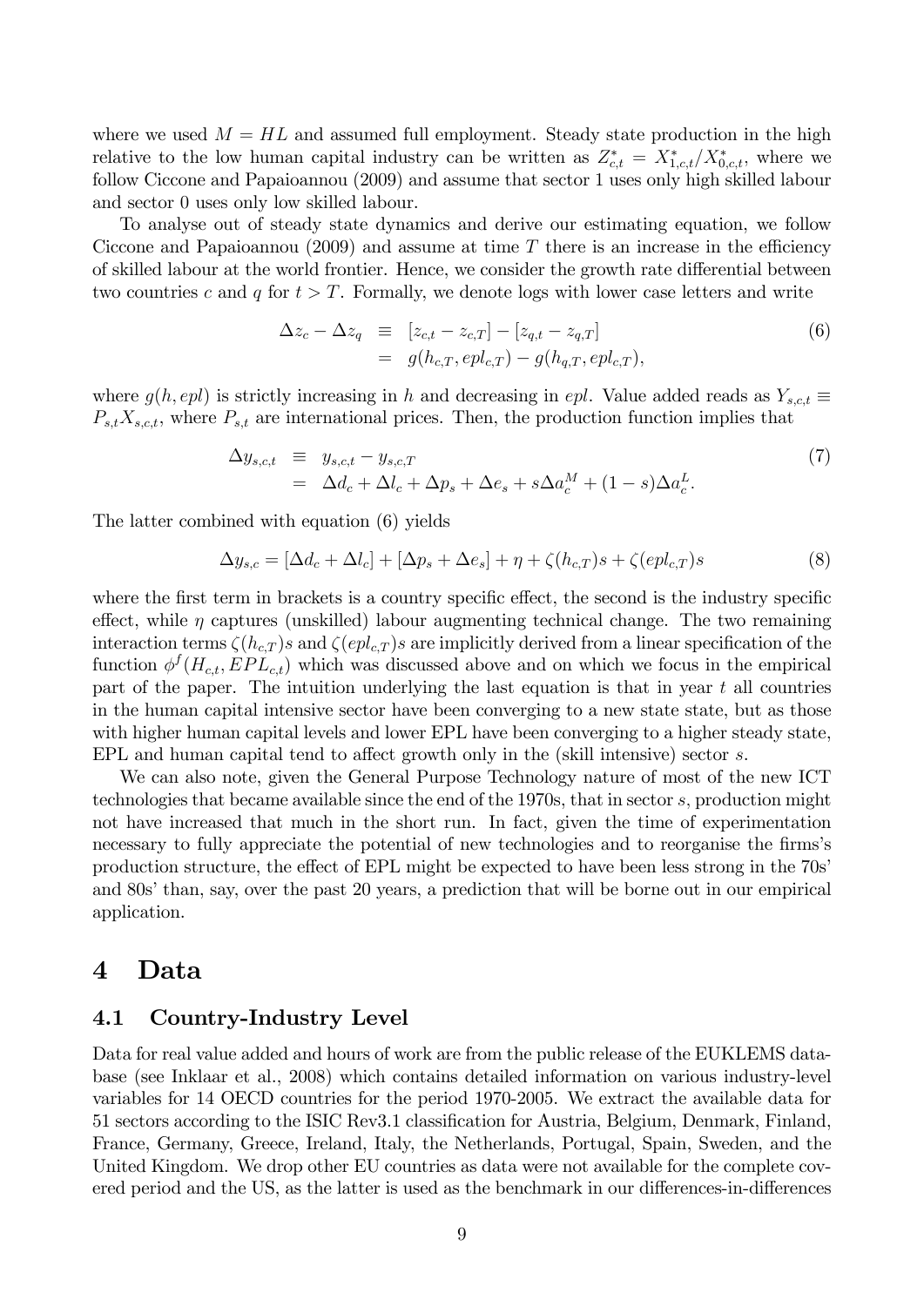where we used $M = HL$ and assumed full employment. Steady state production in the high relative to the low human capital industry can be written as $Z^*_{c,t} = X^*_{1,c,t}/X^*_{0,c,t}$, where we follow Ciccone and Papaioannou (2009) and assume that sector 1 uses only high skilled labour and sector 0 uses only low skilled labour.

To analyse out of steady state dynamics and derive our estimating equation, we follow Ciccone and Papaioannou (2009) and assume at time $T$ there is an increase in the efficiency of skilled labour at the world frontier. Hence, we consider the growth rate differential between two countries $c$ and $q$ for $t > T$. Formally, we denote logs with lower case letters and write

$$
\begin{aligned}
\Delta z_c - \Delta z_q &\equiv [z_{c,t} - z_{c,T}] - [z_{q,t} - z_{q,T}] \\
&= g(h_{c,T}, epl_{c,T}) - g(h_{q,T}, epl_{c,T}),
\end{aligned}
\tag{6}
$$

where $g(h, epl)$ is strictly increasing in $h$ and decreasing in $epl$. Value added reads as $Y_{s,c,t} \equiv P_{s,t}X_{s,c,t}$, where $P_{s,t}$ are international prices. Then, the production function implies that

$$
\begin{aligned}
\Delta y_{s,c,t} &\equiv y_{s,c,t} - y_{s,c,T} \\
&= \Delta d_c + \Delta l_c + \Delta p_s + \Delta e_s + s\Delta a^M_c + (1-s)\Delta a^L_c.
\end{aligned}
\tag{7}
$$

The latter combined with equation (6) yields

$$
\Delta y_{s,c} = [\Delta d_c + \Delta l_c] + [\Delta p_s + \Delta e_s] + \eta + \zeta(h_{c,T})s + \zeta(epl_{c,T})s \tag{8}
$$

where the first term in brackets is a country specific effect, the second is the industry specific effect, while $\eta$ captures (unskilled) labour augmenting technical change. The two remaining interaction terms $\zeta(h_{c,T})s$ and $\zeta(epl_{c,T})s$ are implicitly derived from a linear specification of the function $\phi^f(H_{c,t}, EPL_{c,t})$ which was discussed above and on which we focus in the empirical part of the paper. The intuition underlying the last equation is that in year $t$ all countries in the human capital intensive sector have been converging to a new state state, but as those with higher human capital levels and lower EPL have been converging to a higher steady state, EPL and human capital tend to affect growth only in the (skill intensive) sector $s$.

We can also note, given the General Purpose Technology nature of most of the new ICT technologies that became available since the end of the 1970s, that in sector $s$, production might not have increased that much in the short run. In fact, given the time of experimentation necessary to fully appreciate the potential of new technologies and to reorganise the firms's production structure, the effect of EPL might be expected to have been less strong in the 70s' and 80s' than, say, over the past 20 years, a prediction that will be borne out in our empirical application.

# 4 Data

## 4.1 Country-Industry Level

Data for real value added and hours of work are from the public release of the EUKLEMS database (see Inklaar et al., 2008) which contains detailed information on various industry-level variables for 14 OECD countries for the period 1970-2005. We extract the available data for 51 sectors according to the ISIC Rev3.1 classification for Austria, Belgium, Denmark, Finland, France, Germany, Greece, Ireland, Italy, the Netherlands, Portugal, Spain, Sweden, and the United Kingdom. We drop other EU countries as data were not available for the complete covered period and the US, as the latter is used as the benchmark in our differences-in-differences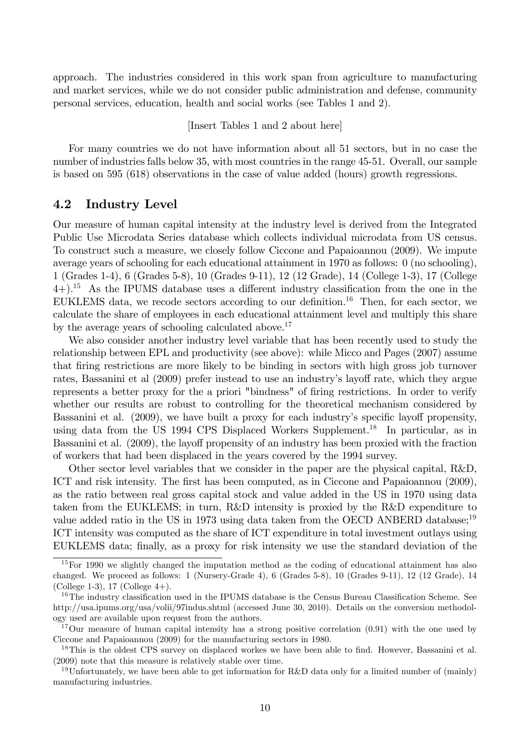approach. The industries considered in this work span from agriculture to manufacturing and market services, while we do not consider public administration and defense, community personal services, education, health and social works (see Tables 1 and 2).

[Insert Tables 1 and 2 about here]

For many countries we do not have information about all 51 sectors, but in no case the number of industries falls below 35, with most countries in the range 45-51. Overall, our sample is based on 595 (618) observations in the case of value added (hours) growth regressions.

## 4.2 Industry Level

Our measure of human capital intensity at the industry level is derived from the Integrated Public Use Microdata Series database which collects individual microdata from US census. To construct such a measure, we closely follow Ciccone and Papaioannou (2009). We impute average years of schooling for each educational attainment in 1970 as follows: 0 (no schooling), 1 (Grades 1-4), 6 (Grades 5-8), 10 (Grades 9-11), 12 (12 Grade), 14 (College 1-3), 17 (College 4+).[15] As the IPUMS database uses a different industry classification from the one in the EUKLEMS data, we recode sectors according to our definition.[16] Then, for each sector, we calculate the share of employees in each educational attainment level and multiply this share by the average years of schooling calculated above.[17]

We also consider another industry level variable that has been recently used to study the relationship between EPL and productivity (see above): while Micco and Pages (2007) assume that firing restrictions are more likely to be binding in sectors with high gross job turnover rates, Bassanini et al (2009) prefer instead to use an industry's layoff rate, which they argue represents a better proxy for the a priori "bindness" of firing restrictions. In order to verify whether our results are robust to controlling for the theoretical mechanism considered by Bassanini et al. (2009), we have built a proxy for each industry's specific layoff propensity, using data from the US 1994 CPS Displaced Workers Supplement.[18] In particular, as in Bassanini et al. (2009), the layoff propensity of an industry has been proxied with the fraction of workers that had been displaced in the years covered by the 1994 survey.

Other sector level variables that we consider in the paper are the physical capital, R&D, ICT and risk intensity. The first has been computed, as in Ciccone and Papaioannou (2009), as the ratio between real gross capital stock and value added in the US in 1970 using data taken from the EUKLEMS; in turn, R&D intensity is proxied by the R&D expenditure to value added ratio in the US in 1973 using data taken from the OECD ANBERD database;[19] ICT intensity was computed as the share of ICT expenditure in total investment outlays using EUKLEMS data; finally, as a proxy for risk intensity we use the standard deviation of the

---

[15] For 1990 we slightly changed the imputation method as the coding of educational attainment has also changed. We proceed as follows: 1 (Nursery-Grade 4), 6 (Grades 5-8), 10 (Grades 9-11), 12 (12 Grade), 14 (College 1-3), 17 (College 4+).

[16] The industry classification used in the IPUMS database is the Census Bureau Classification Scheme. See http://usa.ipums.org/usa/volii/97indus.shtml (accessed June 30, 2010). Details on the conversion methodology used are available upon request from the authors.

[17] Our measure of human capital intensity has a strong positive correlation (0.91) with the one used by Ciccone and Papaioannou (2009) for the manufacturing sectors in 1980.

[18] This is the oldest CPS survey on displaced workes we have been able to find. However, Bassanini et al. (2009) note that this measure is relatively stable over time.

[19] Unfortunately, we have been able to get information for R&D data only for a limited number of (mainly) manufacturing industries.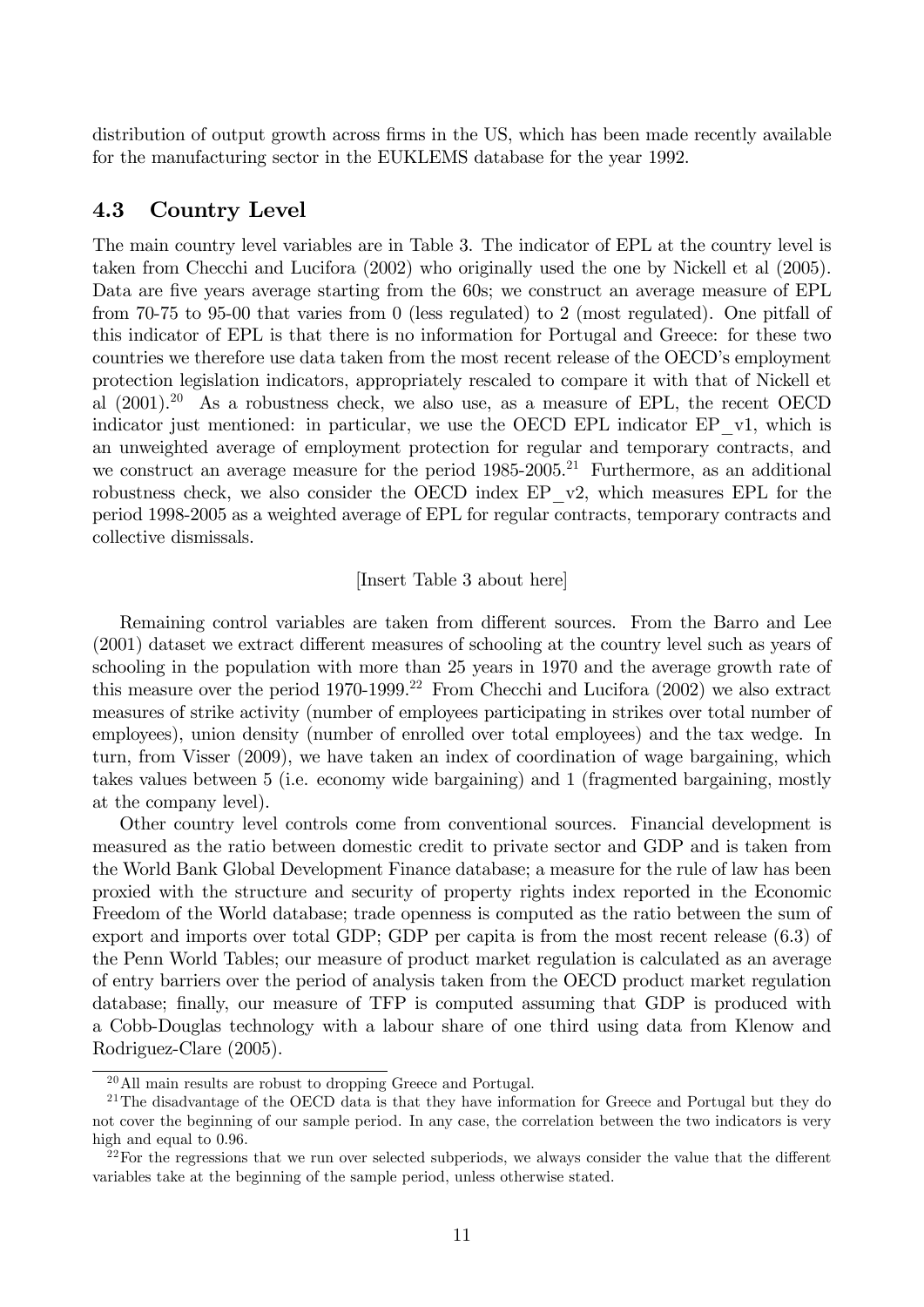distribution of output growth across firms in the US, which has been made recently available for the manufacturing sector in the EUKLEMS database for the year 1992.

### 4.3 Country Level

The main country level variables are in Table 3. The indicator of EPL at the country level is taken from Checchi and Lucifora (2002) who originally used the one by Nickell et al (2005). Data are five years average starting from the 60s; we construct an average measure of EPL from 70-75 to 95-00 that varies from 0 (less regulated) to 2 (most regulated). One pitfall of this indicator of EPL is that there is no information for Portugal and Greece: for these two countries we therefore use data taken from the most recent release of the OECD's employment protection legislation indicators, appropriately rescaled to compare it with that of Nickell et al (2001).[20] As a robustness check, we also use, as a measure of EPL, the recent OECD indicator just mentioned: in particular, we use the OECD EPL indicator EP_v1, which is an unweighted average of employment protection for regular and temporary contracts, and we construct an average measure for the period 1985-2005.[21] Furthermore, as an additional robustness check, we also consider the OECD index EP_v2, which measures EPL for the period 1998-2005 as a weighted average of EPL for regular contracts, temporary contracts and collective dismissals.

[Insert Table 3 about here]

Remaining control variables are taken from different sources. From the Barro and Lee (2001) dataset we extract different measures of schooling at the country level such as years of schooling in the population with more than 25 years in 1970 and the average growth rate of this measure over the period 1970-1999.[22] From Checchi and Lucifora (2002) we also extract measures of strike activity (number of employees participating in strikes over total number of employees), union density (number of enrolled over total employees) and the tax wedge. In turn, from Visser (2009), we have taken an index of coordination of wage bargaining, which takes values between 5 (i.e. economy wide bargaining) and 1 (fragmented bargaining, mostly at the company level).

Other country level controls come from conventional sources. Financial development is measured as the ratio between domestic credit to private sector and GDP and is taken from the World Bank Global Development Finance database; a measure for the rule of law has been proxied with the structure and security of property rights index reported in the Economic Freedom of the World database; trade openness is computed as the ratio between the sum of export and imports over total GDP; GDP per capita is from the most recent release (6.3) of the Penn World Tables; our measure of product market regulation is calculated as an average of entry barriers over the period of analysis taken from the OECD product market regulation database; finally, our measure of TFP is computed assuming that GDP is produced with a Cobb-Douglas technology with a labour share of one third using data from Klenow and Rodriguez-Clare (2005).

---

[20] All main results are robust to dropping Greece and Portugal.

[21] The disadvantage of the OECD data is that they have information for Greece and Portugal but they do not cover the beginning of our sample period. In any case, the correlation between the two indicators is very high and equal to 0.96.

[22] For the regressions that we run over selected subperiods, we always consider the value that the different variables take at the beginning of the sample period, unless otherwise stated.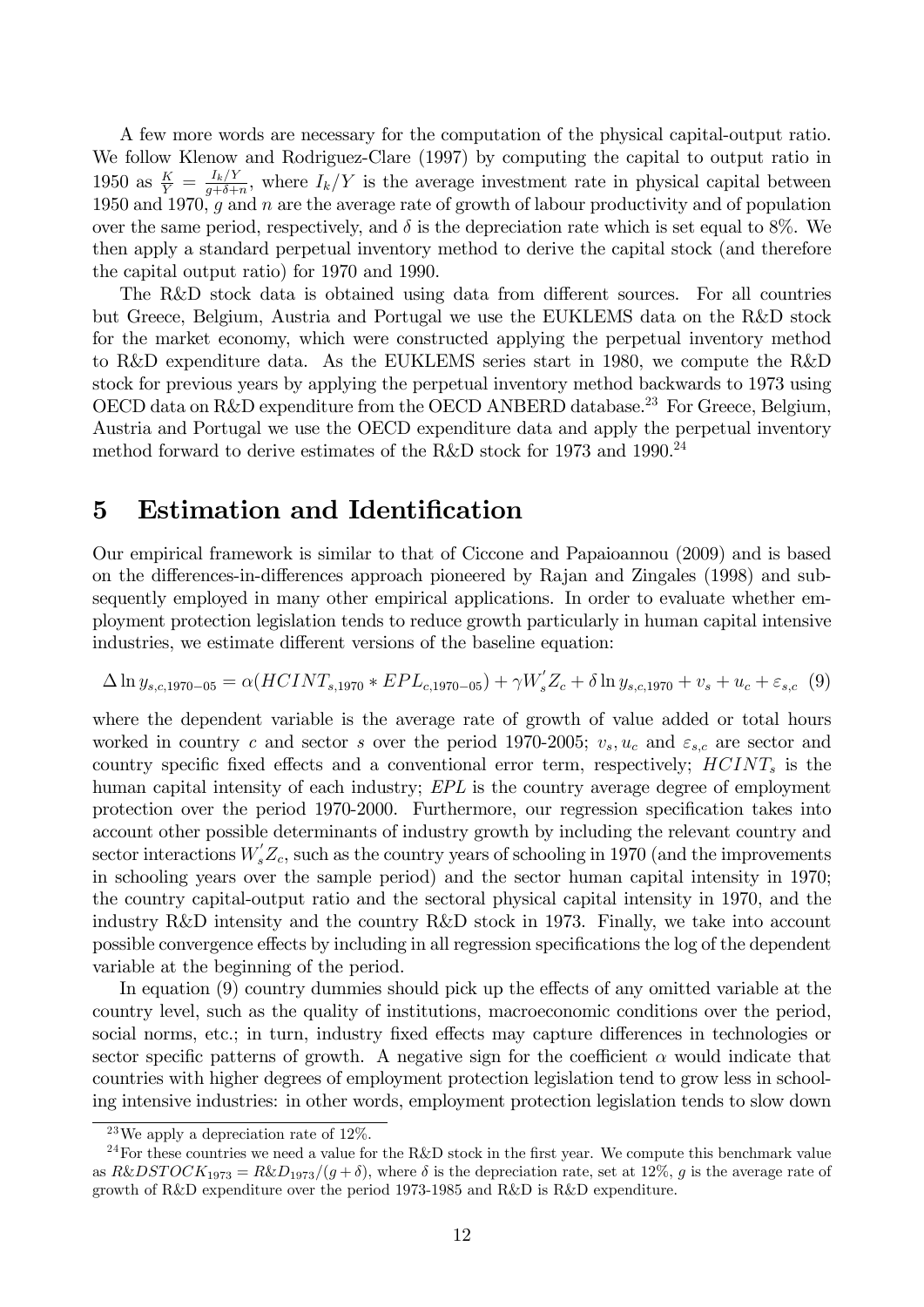A few more words are necessary for the computation of the physical capital-output ratio. We follow Klenow and Rodriguez-Clare (1997) by computing the capital to output ratio in 1950 as $\frac{K}{Y} = \frac{I_k/Y}{g+\delta+n}$, where $I_k/Y$ is the average investment rate in physical capital between 1950 and 1970, $g$ and $n$ are the average rate of growth of labour productivity and of population over the same period, respectively, and $\delta$ is the depreciation rate which is set equal to 8%. We then apply a standard perpetual inventory method to derive the capital stock (and therefore the capital output ratio) for 1970 and 1990.

The R&D stock data is obtained using data from different sources. For all countries but Greece, Belgium, Austria and Portugal we use the EUKLEMS data on the R&D stock for the market economy, which were constructed applying the perpetual inventory method to R&D expenditure data. As the EUKLEMS series start in 1980, we compute the R&D stock for previous years by applying the perpetual inventory method backwards to 1973 using OECD data on R&D expenditure from the OECD ANBERD database.[23] For Greece, Belgium, Austria and Portugal we use the OECD expenditure data and apply the perpetual inventory method forward to derive estimates of the R&D stock for 1973 and 1990.[24]

# 5 Estimation and Identification

Our empirical framework is similar to that of Ciccone and Papaioannou (2009) and is based on the differences-in-differences approach pioneered by Rajan and Zingales (1998) and subsequently employed in many other empirical applications. In order to evaluate whether employment protection legislation tends to reduce growth particularly in human capital intensive industries, we estimate different versions of the baseline equation:

$$\Delta \ln y_{s,c,1970-05} = \alpha(HCINT_{s,1970} * EPL_{c,1970-05}) + \gamma W_s^{'} Z_c + \delta \ln y_{s,c,1970} + v_s + u_c + \varepsilon_{s,c} \quad (9)$$

where the dependent variable is the average rate of growth of value added or total hours worked in country $c$ and sector $s$ over the period 1970-2005; $v_s, u_c$ and $\varepsilon_{s,c}$ are sector and country specific fixed effects and a conventional error term, respectively; $HCINT_s$ is the human capital intensity of each industry; $EPL$ is the country average degree of employment protection over the period 1970-2000. Furthermore, our regression specification takes into account other possible determinants of industry growth by including the relevant country and sector interactions $W_s^{'} Z_c$, such as the country years of schooling in 1970 (and the improvements in schooling years over the sample period) and the sector human capital intensity in 1970; the country capital-output ratio and the sectoral physical capital intensity in 1970, and the industry R&D intensity and the country R&D stock in 1973. Finally, we take into account possible convergence effects by including in all regression specifications the log of the dependent variable at the beginning of the period.

In equation (9) country dummies should pick up the effects of any omitted variable at the country level, such as the quality of institutions, macroeconomic conditions over the period, social norms, etc.; in turn, industry fixed effects may capture differences in technologies or sector specific patterns of growth. A negative sign for the coefficient $\alpha$ would indicate that countries with higher degrees of employment protection legislation tend to grow less in schooling intensive industries: in other words, employment protection legislation tends to slow down

[23] We apply a depreciation rate of 12%.

[24] For these countries we need a value for the R&D stock in the first year. We compute this benchmark value as $R\&DSTOCK_{1973} = R\&D_{1973}/(g + \delta)$, where $\delta$ is the depreciation rate, set at 12%, $g$ is the average rate of growth of R&D expenditure over the period 1973-1985 and R&D is R&D expenditure.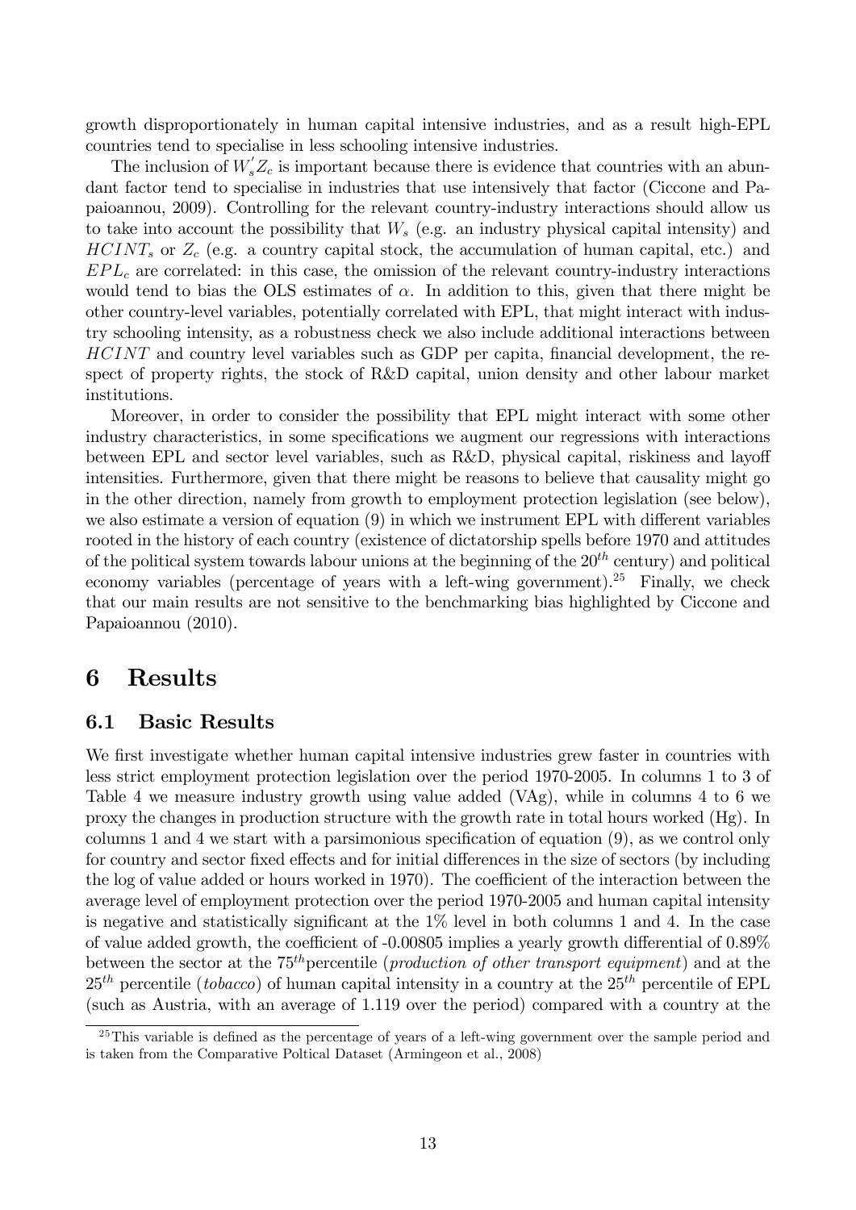growth disproportionately in human capital intensive industries, and as a result high-EPL countries tend to specialise in less schooling intensive industries.

The inclusion of $W_s^{'}Z_c$ is important because there is evidence that countries with an abundant factor tend to specialise in industries that use intensively that factor (Ciccone and Papaioannou, 2009). Controlling for the relevant country-industry interactions should allow us to take into account the possibility that $W_s$ (e.g. an industry physical capital intensity) and $HCINT_s$ or $Z_c$ (e.g. a country capital stock, the accumulation of human capital, etc.) and $EPL_c$ are correlated: in this case, the omission of the relevant country-industry interactions would tend to bias the OLS estimates of $\alpha$. In addition to this, given that there might be other country-level variables, potentially correlated with EPL, that might interact with industry schooling intensity, as a robustness check we also include additional interactions between $HCINT$ and country level variables such as GDP per capita, financial development, the respect of property rights, the stock of R&D capital, union density and other labour market institutions.

Moreover, in order to consider the possibility that EPL might interact with some other industry characteristics, in some specifications we augment our regressions with interactions between EPL and sector level variables, such as R&D, physical capital, riskiness and layoff intensities. Furthermore, given that there might be reasons to believe that causality might go in the other direction, namely from growth to employment protection legislation (see below), we also estimate a version of equation (9) in which we instrument EPL with different variables rooted in the history of each country (existence of dictatorship spells before 1970 and attitudes of the political system towards labour unions at the beginning of the $20^{th}$ century) and political economy variables (percentage of years with a left-wing government).[25] Finally, we check that our main results are not sensitive to the benchmarking bias highlighted by Ciccone and Papaioannou (2010).

# 6 Results

## 6.1 Basic Results

We first investigate whether human capital intensive industries grew faster in countries with less strict employment protection legislation over the period 1970-2005. In columns 1 to 3 of Table 4 we measure industry growth using value added (VAg), while in columns 4 to 6 we proxy the changes in production structure with the growth rate in total hours worked (Hg). In columns 1 and 4 we start with a parsimonious specification of equation (9), as we control only for country and sector fixed effects and for initial differences in the size of sectors (by including the log of value added or hours worked in 1970). The coefficient of the interaction between the average level of employment protection over the period 1970-2005 and human capital intensity is negative and statistically significant at the 1% level in both columns 1 and 4. In the case of value added growth, the coefficient of -0.00805 implies a yearly growth differential of 0.89% between the sector at the $75^{th}$percentile (*production of other transport equipment*) and at the $25^{th}$ percentile (*tobacco*) of human capital intensity in a country at the $25^{th}$ percentile of EPL (such as Austria, with an average of 1.119 over the period) compared with a country at the

[25] This variable is defined as the percentage of years of a left-wing government over the sample period and is taken from the Comparative Poltical Dataset (Armingeon et al., 2008)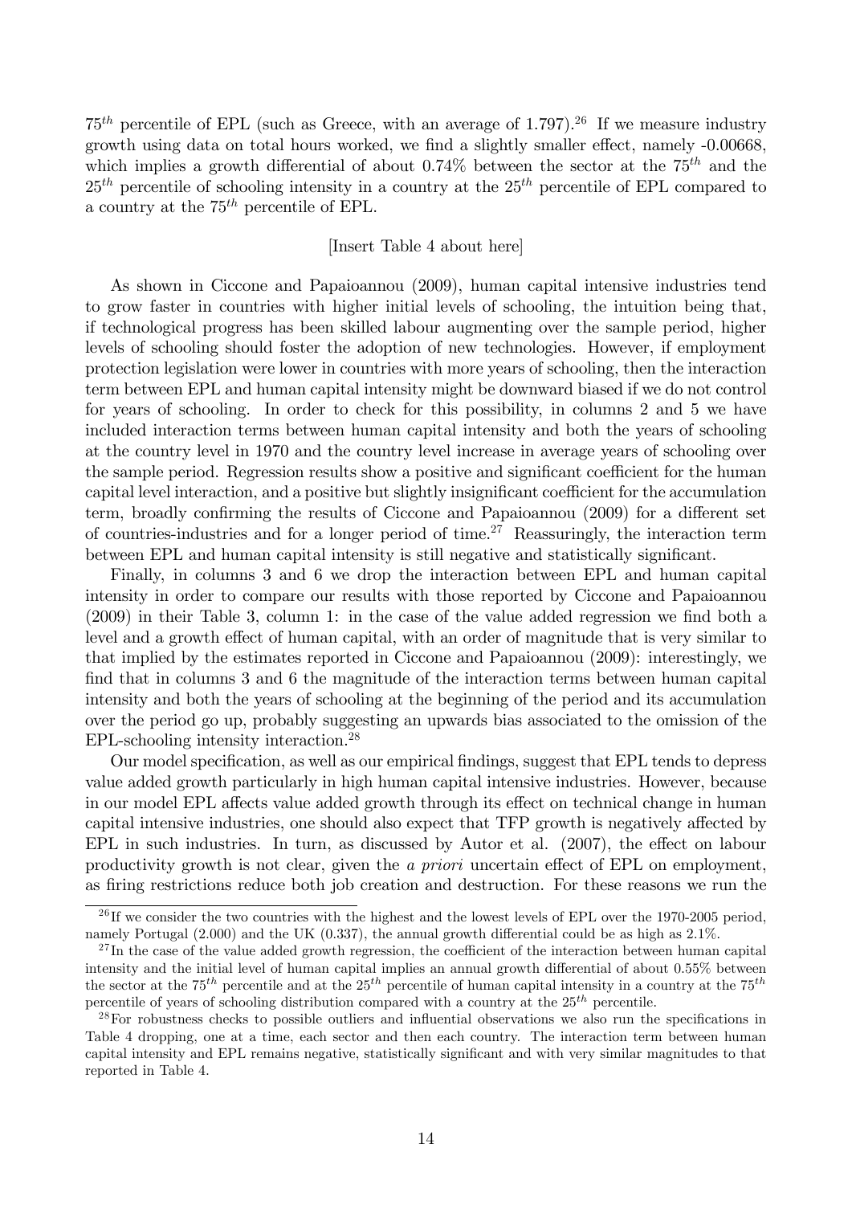$75^{th}$ percentile of EPL (such as Greece, with an average of 1.797).[26] If we measure industry growth using data on total hours worked, we find a slightly smaller effect, namely -0.00668, which implies a growth differential of about 0.74% between the sector at the $75^{th}$ and the $25^{th}$ percentile of schooling intensity in a country at the $25^{th}$ percentile of EPL compared to a country at the $75^{th}$ percentile of EPL.

[Insert Table 4 about here]

As shown in Ciccone and Papaioannou (2009), human capital intensive industries tend to grow faster in countries with higher initial levels of schooling, the intuition being that, if technological progress has been skilled labour augmenting over the sample period, higher levels of schooling should foster the adoption of new technologies. However, if employment protection legislation were lower in countries with more years of schooling, then the interaction term between EPL and human capital intensity might be downward biased if we do not control for years of schooling. In order to check for this possibility, in columns 2 and 5 we have included interaction terms between human capital intensity and both the years of schooling at the country level in 1970 and the country level increase in average years of schooling over the sample period. Regression results show a positive and significant coefficient for the human capital level interaction, and a positive but slightly insignificant coefficient for the accumulation term, broadly confirming the results of Ciccone and Papaioannou (2009) for a different set of countries-industries and for a longer period of time.[27] Reassuringly, the interaction term between EPL and human capital intensity is still negative and statistically significant.

Finally, in columns 3 and 6 we drop the interaction between EPL and human capital intensity in order to compare our results with those reported by Ciccone and Papaioannou (2009) in their Table 3, column 1: in the case of the value added regression we find both a level and a growth effect of human capital, with an order of magnitude that is very similar to that implied by the estimates reported in Ciccone and Papaioannou (2009): interestingly, we find that in columns 3 and 6 the magnitude of the interaction terms between human capital intensity and both the years of schooling at the beginning of the period and its accumulation over the period go up, probably suggesting an upwards bias associated to the omission of the EPL-schooling intensity interaction.[28]

Our model specification, as well as our empirical findings, suggest that EPL tends to depress value added growth particularly in high human capital intensive industries. However, because in our model EPL affects value added growth through its effect on technical change in human capital intensive industries, one should also expect that TFP growth is negatively affected by EPL in such industries. In turn, as discussed by Autor et al. (2007), the effect on labour productivity growth is not clear, given the *a priori* uncertain effect of EPL on employment, as firing restrictions reduce both job creation and destruction. For these reasons we run the

[26] If we consider the two countries with the highest and the lowest levels of EPL over the 1970-2005 period, namely Portugal (2.000) and the UK (0.337), the annual growth differential could be as high as 2.1%.

[27] In the case of the value added growth regression, the coefficient of the interaction between human capital intensity and the initial level of human capital implies an annual growth differential of about 0.55% between the sector at the $75^{th}$ percentile and at the $25^{th}$ percentile of human capital intensity in a country at the $75^{th}$ percentile of years of schooling distribution compared with a country at the $25^{th}$ percentile.

[28] For robustness checks to possible outliers and influential observations we also run the specifications in Table 4 dropping, one at a time, each sector and then each country. The interaction term between human capital intensity and EPL remains negative, statistically significant and with very similar magnitudes to that reported in Table 4.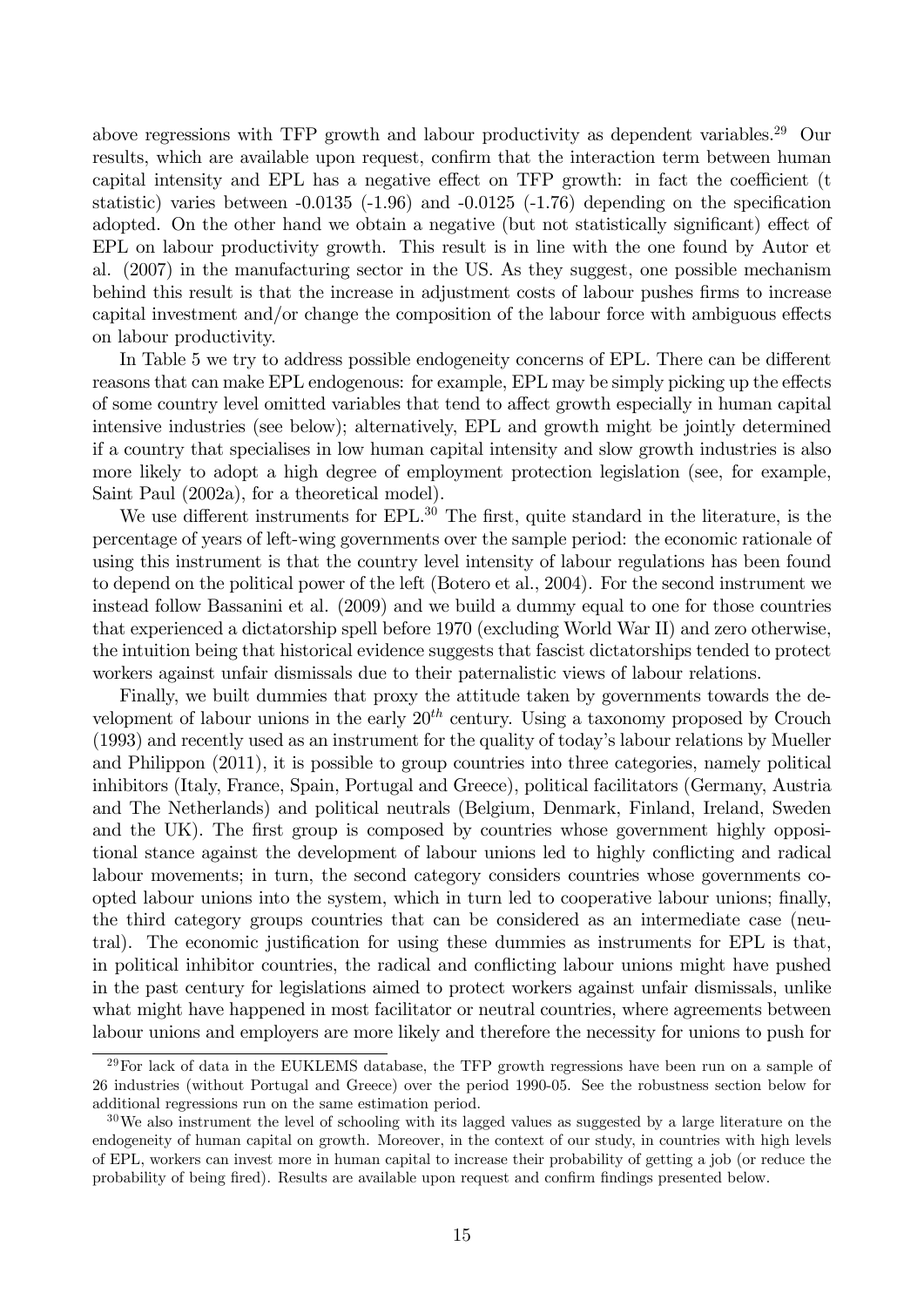above regressions with TFP growth and labour productivity as dependent variables.[29] Our results, which are available upon request, confirm that the interaction term between human capital intensity and EPL has a negative effect on TFP growth: in fact the coefficient (t statistic) varies between -0.0135 (-1.96) and -0.0125 (-1.76) depending on the specification adopted. On the other hand we obtain a negative (but not statistically significant) effect of EPL on labour productivity growth. This result is in line with the one found by Autor et al. (2007) in the manufacturing sector in the US. As they suggest, one possible mechanism behind this result is that the increase in adjustment costs of labour pushes firms to increase capital investment and/or change the composition of the labour force with ambiguous effects on labour productivity.

In Table 5 we try to address possible endogeneity concerns of EPL. There can be different reasons that can make EPL endogenous: for example, EPL may be simply picking up the effects of some country level omitted variables that tend to affect growth especially in human capital intensive industries (see below); alternatively, EPL and growth might be jointly determined if a country that specialises in low human capital intensity and slow growth industries is also more likely to adopt a high degree of employment protection legislation (see, for example, Saint Paul (2002a), for a theoretical model).

We use different instruments for EPL.[30] The first, quite standard in the literature, is the percentage of years of left-wing governments over the sample period: the economic rationale of using this instrument is that the country level intensity of labour regulations has been found to depend on the political power of the left (Botero et al., 2004). For the second instrument we instead follow Bassanini et al. (2009) and we build a dummy equal to one for those countries that experienced a dictatorship spell before 1970 (excluding World War II) and zero otherwise, the intuition being that historical evidence suggests that fascist dictatorships tended to protect workers against unfair dismissals due to their paternalistic views of labour relations.

Finally, we built dummies that proxy the attitude taken by governments towards the development of labour unions in the early $20^{th}$ century. Using a taxonomy proposed by Crouch (1993) and recently used as an instrument for the quality of today's labour relations by Mueller and Philippon (2011), it is possible to group countries into three categories, namely political inhibitors (Italy, France, Spain, Portugal and Greece), political facilitators (Germany, Austria and The Netherlands) and political neutrals (Belgium, Denmark, Finland, Ireland, Sweden and the UK). The first group is composed by countries whose government highly oppositional stance against the development of labour unions led to highly conflicting and radical labour movements; in turn, the second category considers countries whose governments co-opted labour unions into the system, which in turn led to cooperative labour unions; finally, the third category groups countries that can be considered as an intermediate case (neutral). The economic justification for using these dummies as instruments for EPL is that, in political inhibitor countries, the radical and conflicting labour unions might have pushed in the past century for legislations aimed to protect workers against unfair dismissals, unlike what might have happened in most facilitator or neutral countries, where agreements between labour unions and employers are more likely and therefore the necessity for unions to push for

[29] For lack of data in the EUKLEMS database, the TFP growth regressions have been run on a sample of 26 industries (without Portugal and Greece) over the period 1990-05. See the robustness section below for additional regressions run on the same estimation period.

[30] We also instrument the level of schooling with its lagged values as suggested by a large literature on the endogeneity of human capital on growth. Moreover, in the context of our study, in countries with high levels of EPL, workers can invest more in human capital to increase their probability of getting a job (or reduce the probability of being fired). Results are available upon request and confirm findings presented below.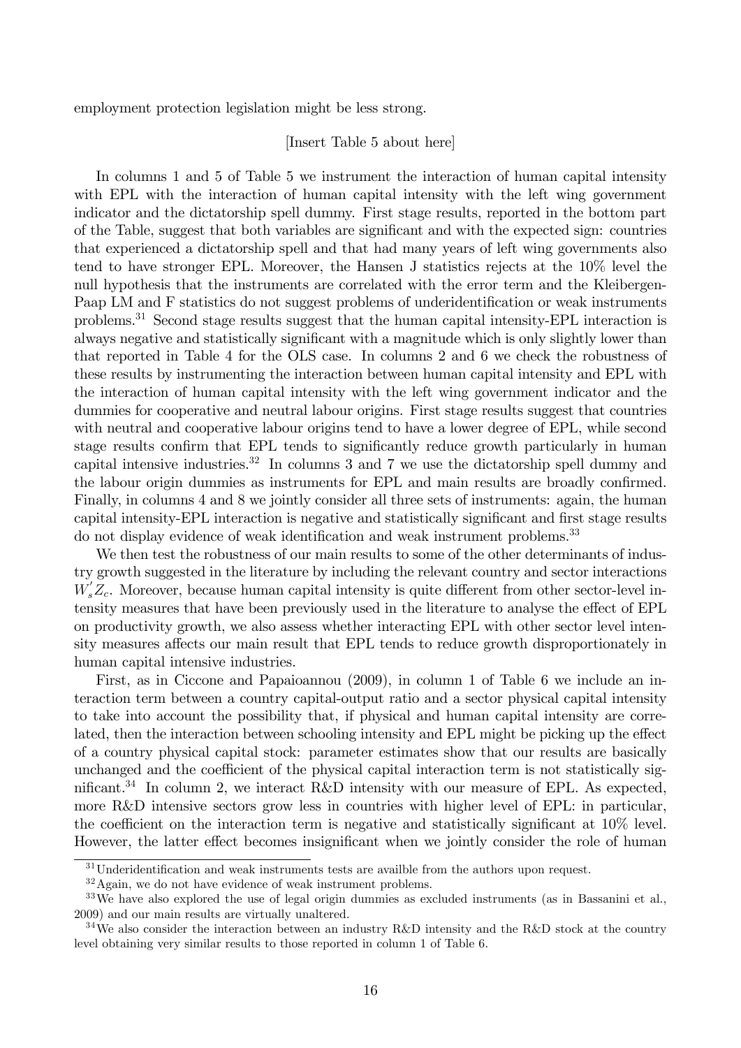employment protection legislation might be less strong.

[Insert Table 5 about here]

In columns 1 and 5 of Table 5 we instrument the interaction of human capital intensity with EPL with the interaction of human capital intensity with the left wing government indicator and the dictatorship spell dummy. First stage results, reported in the bottom part of the Table, suggest that both variables are significant and with the expected sign: countries that experienced a dictatorship spell and that had many years of left wing governments also tend to have stronger EPL. Moreover, the Hansen J statistics rejects at the 10% level the null hypothesis that the instruments are correlated with the error term and the Kleibergen-Paap LM and F statistics do not suggest problems of underidentification or weak instruments problems.[31] Second stage results suggest that the human capital intensity-EPL interaction is always negative and statistically significant with a magnitude which is only slightly lower than that reported in Table 4 for the OLS case. In columns 2 and 6 we check the robustness of these results by instrumenting the interaction between human capital intensity and EPL with the interaction of human capital intensity with the left wing government indicator and the dummies for cooperative and neutral labour origins. First stage results suggest that countries with neutral and cooperative labour origins tend to have a lower degree of EPL, while second stage results confirm that EPL tends to significantly reduce growth particularly in human capital intensive industries.[32] In columns 3 and 7 we use the dictatorship spell dummy and the labour origin dummies as instruments for EPL and main results are broadly confirmed. Finally, in columns 4 and 8 we jointly consider all three sets of instruments: again, the human capital intensity-EPL interaction is negative and statistically significant and first stage results do not display evidence of weak identification and weak instrument problems.[33]

We then test the robustness of our main results to some of the other determinants of industry growth suggested in the literature by including the relevant country and sector interactions $W_s^{'}Z_c$. Moreover, because human capital intensity is quite different from other sector-level intensity measures that have been previously used in the literature to analyse the effect of EPL on productivity growth, we also assess whether interacting EPL with other sector level intensity measures affects our main result that EPL tends to reduce growth disproportionately in human capital intensive industries.

First, as in Ciccone and Papaioannou (2009), in column 1 of Table 6 we include an interaction term between a country capital-output ratio and a sector physical capital intensity to take into account the possibility that, if physical and human capital intensity are correlated, then the interaction between schooling intensity and EPL might be picking up the effect of a country physical capital stock: parameter estimates show that our results are basically unchanged and the coefficient of the physical capital interaction term is not statistically significant.[34] In column 2, we interact R&D intensity with our measure of EPL. As expected, more R&D intensive sectors grow less in countries with higher level of EPL: in particular, the coefficient on the interaction term is negative and statistically significant at 10% level. However, the latter effect becomes insignificant when we jointly consider the role of human

[31] Underidentification and weak instruments tests are availble from the authors upon request.

[32] Again, we do not have evidence of weak instrument problems.

[33] We have also explored the use of legal origin dummies as excluded instruments (as in Bassanini et al., 2009) and our main results are virtually unaltered.

[34] We also consider the interaction between an industry R&D intensity and the R&D stock at the country level obtaining very similar results to those reported in column 1 of Table 6.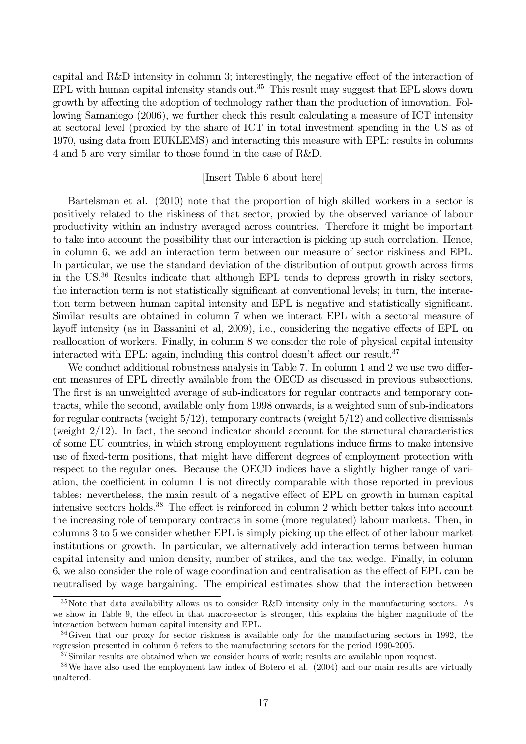capital and R&D intensity in column 3; interestingly, the negative effect of the interaction of EPL with human capital intensity stands out.[35] This result may suggest that EPL slows down growth by affecting the adoption of technology rather than the production of innovation. Following Samaniego (2006), we further check this result calculating a measure of ICT intensity at sectoral level (proxied by the share of ICT in total investment spending in the US as of 1970, using data from EUKLEMS) and interacting this measure with EPL: results in columns 4 and 5 are very similar to those found in the case of R&D.

[Insert Table 6 about here]

Bartelsman et al. (2010) note that the proportion of high skilled workers in a sector is positively related to the riskiness of that sector, proxied by the observed variance of labour productivity within an industry averaged across countries. Therefore it might be important to take into account the possibility that our interaction is picking up such correlation. Hence, in column 6, we add an interaction term between our measure of sector riskiness and EPL. In particular, we use the standard deviation of the distribution of output growth across firms in the US.[36] Results indicate that although EPL tends to depress growth in risky sectors, the interaction term is not statistically significant at conventional levels; in turn, the interaction term between human capital intensity and EPL is negative and statistically significant. Similar results are obtained in column 7 when we interact EPL with a sectoral measure of layoff intensity (as in Bassanini et al, 2009), i.e., considering the negative effects of EPL on reallocation of workers. Finally, in column 8 we consider the role of physical capital intensity interacted with EPL: again, including this control doesn't affect our result.[37]

We conduct additional robustness analysis in Table 7. In column 1 and 2 we use two different measures of EPL directly available from the OECD as discussed in previous subsections. The first is an unweighted average of sub-indicators for regular contracts and temporary contracts, while the second, available only from 1998 onwards, is a weighted sum of sub-indicators for regular contracts (weight 5/12), temporary contracts (weight 5/12) and collective dismissals (weight 2/12). In fact, the second indicator should account for the structural characteristics of some EU countries, in which strong employment regulations induce firms to make intensive use of fixed-term positions, that might have different degrees of employment protection with respect to the regular ones. Because the OECD indices have a slightly higher range of variation, the coefficient in column 1 is not directly comparable with those reported in previous tables: nevertheless, the main result of a negative effect of EPL on growth in human capital intensive sectors holds.[38] The effect is reinforced in column 2 which better takes into account the increasing role of temporary contracts in some (more regulated) labour markets. Then, in columns 3 to 5 we consider whether EPL is simply picking up the effect of other labour market institutions on growth. In particular, we alternatively add interaction terms between human capital intensity and union density, number of strikes, and the tax wedge. Finally, in column 6, we also consider the role of wage coordination and centralisation as the effect of EPL can be neutralised by wage bargaining. The empirical estimates show that the interaction between

[35] Note that data availability allows us to consider R&D intensity only in the manufacturing sectors. As we show in Table 9, the effect in that macro-sector is stronger, this explains the higher magnitude of the interaction between human capital intensity and EPL.

[36] Given that our proxy for sector riskness is available only for the manufacturing sectors in 1992, the regression presented in column 6 refers to the manufacturing sectors for the period 1990-2005.

[37] Similar results are obtained when we consider hours of work; results are available upon request.

[38] We have also used the employment law index of Botero et al. (2004) and our main results are virtually unaltered.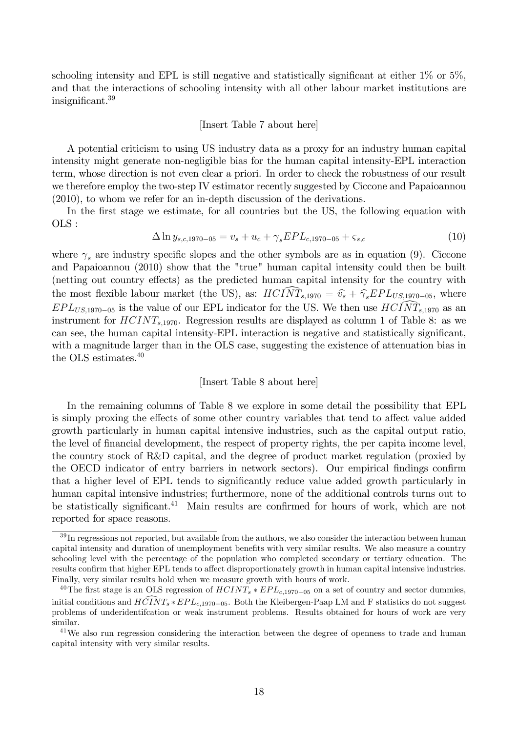schooling intensity and EPL is still negative and statistically significant at either 1% or 5%, and that the interactions of schooling intensity with all other labour market institutions are insignificant.[39]

[Insert Table 7 about here]

A potential criticism to using US industry data as a proxy for an industry human capital intensity might generate non-negligible bias for the human capital intensity-EPL interaction term, whose direction is not even clear a priori. In order to check the robustness of our result we therefore employ the two-step IV estimator recently suggested by Ciccone and Papaioannou (2010), to whom we refer for an in-depth discussion of the derivations.

In the first stage we estimate, for all countries but the US, the following equation with OLS :

$$\Delta \ln y_{s,c,1970-05} = v_s + u_c + \gamma_s EPL_{c,1970-05} + \varsigma_{s,c} \tag{10}$$

where $\gamma_s$ are industry specific slopes and the other symbols are as in equation (9). Ciccone and Papaioannou (2010) show that the "true" human capital intensity could then be built (netting out country effects) as the predicted human capital intensity for the country with the most flexible labour market (the US), as: $\widehat{HCINT}_{s,1970} = \widehat{v}_s + \widehat{\gamma}_s EPL_{US,1970-05}$, where $EPL_{US,1970-05}$ is the value of our EPL indicator for the US. We then use $\widehat{HCINT}_{s,1970}$ as an instrument for $HCINT_{s,1970}$. Regression results are displayed as column 1 of Table 8: as we can see, the human capital intensity-EPL interaction is negative and statistically significant, with a magnitude larger than in the OLS case, suggesting the existence of attenuation bias in the OLS estimates.[40]

[Insert Table 8 about here]

In the remaining columns of Table 8 we explore in some detail the possibility that EPL is simply proxing the effects of some other country variables that tend to affect value added growth particularly in human capital intensive industries, such as the capital output ratio, the level of financial development, the respect of property rights, the per capita income level, the country stock of R&D capital, and the degree of product market regulation (proxied by the OECD indicator of entry barriers in network sectors). Our empirical findings confirm that a higher level of EPL tends to significantly reduce value added growth particularly in human capital intensive industries; furthermore, none of the additional controls turns out to be statistically significant.[41] Main results are confirmed for hours of work, which are not reported for space reasons.

---

[39] In regressions not reported, but available from the authors, we also consider the interaction between human capital intensity and duration of unemployment benefits with very similar results. We also measure a country schooling level with the percentage of the population who completed secondary or tertiary education. The results confirm that higher EPL tends to affect disproportionately growth in human capital intensive industries. Finally, very similar results hold when we measure growth with hours of work.

[40] The first stage is an OLS regression of $HCINT_s * EPL_{c,1970-05}$ on a set of country and sector dummies, initial conditions and $\widehat{HCINT}_s * EPL_{c,1970-05}$. Both the Kleibergen-Paap LM and F statistics do not suggest problems of underidentifcation or weak instrument problems. Results obtained for hours of work are very similar.

[41] We also run regression considering the interaction between the degree of openness to trade and human capital intensity with very similar results.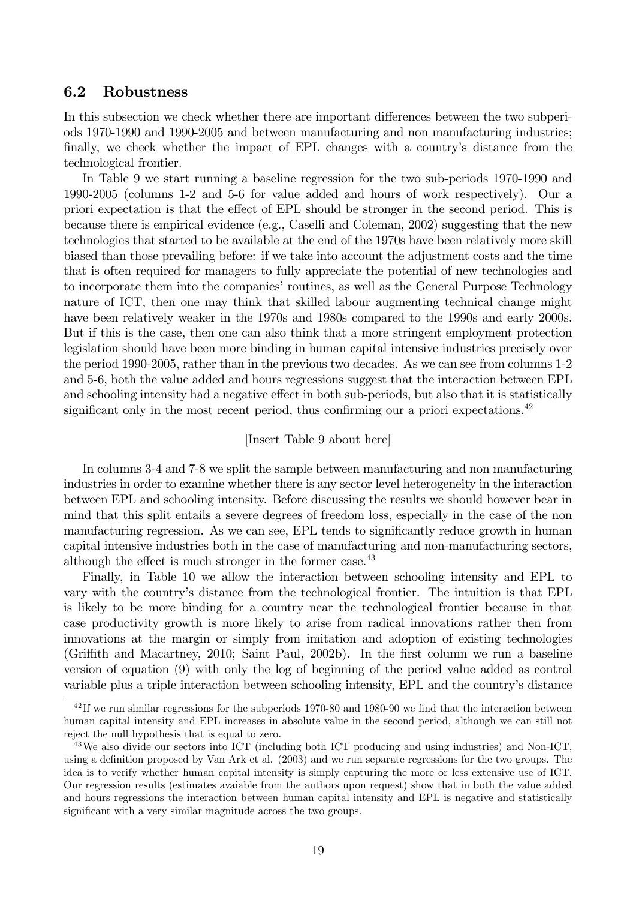### 6.2 Robustness

In this subsection we check whether there are important differences between the two subperiods 1970-1990 and 1990-2005 and between manufacturing and non manufacturing industries; finally, we check whether the impact of EPL changes with a country's distance from the technological frontier.

In Table 9 we start running a baseline regression for the two sub-periods 1970-1990 and 1990-2005 (columns 1-2 and 5-6 for value added and hours of work respectively). Our a priori expectation is that the effect of EPL should be stronger in the second period. This is because there is empirical evidence (e.g., Caselli and Coleman, 2002) suggesting that the new technologies that started to be available at the end of the 1970s have been relatively more skill biased than those prevailing before: if we take into account the adjustment costs and the time that is often required for managers to fully appreciate the potential of new technologies and to incorporate them into the companies' routines, as well as the General Purpose Technology nature of ICT, then one may think that skilled labour augmenting technical change might have been relatively weaker in the 1970s and 1980s compared to the 1990s and early 2000s. But if this is the case, then one can also think that a more stringent employment protection legislation should have been more binding in human capital intensive industries precisely over the period 1990-2005, rather than in the previous two decades. As we can see from columns 1-2 and 5-6, both the value added and hours regressions suggest that the interaction between EPL and schooling intensity had a negative effect in both sub-periods, but also that it is statistically significant only in the most recent period, thus confirming our a priori expectations.[42]

[Insert Table 9 about here]

In columns 3-4 and 7-8 we split the sample between manufacturing and non manufacturing industries in order to examine whether there is any sector level heterogeneity in the interaction between EPL and schooling intensity. Before discussing the results we should however bear in mind that this split entails a severe degrees of freedom loss, especially in the case of the non manufacturing regression. As we can see, EPL tends to significantly reduce growth in human capital intensive industries both in the case of manufacturing and non-manufacturing sectors, although the effect is much stronger in the former case.[43]

Finally, in Table 10 we allow the interaction between schooling intensity and EPL to vary with the country's distance from the technological frontier. The intuition is that EPL is likely to be more binding for a country near the technological frontier because in that case productivity growth is more likely to arise from radical innovations rather then from innovations at the margin or simply from imitation and adoption of existing technologies (Griffith and Macartney, 2010; Saint Paul, 2002b). In the first column we run a baseline version of equation (9) with only the log of beginning of the period value added as control variable plus a triple interaction between schooling intensity, EPL and the country's distance

[42] If we run similar regressions for the subperiods 1970-80 and 1980-90 we find that the interaction between human capital intensity and EPL increases in absolute value in the second period, although we can still not reject the null hypothesis that is equal to zero.

[43] We also divide our sectors into ICT (including both ICT producing and using industries) and Non-ICT, using a definition proposed by Van Ark et al. (2003) and we run separate regressions for the two groups. The idea is to verify whether human capital intensity is simply capturing the more or less extensive use of ICT. Our regression results (estimates avaiable from the authors upon request) show that in both the value added and hours regressions the interaction between human capital intensity and EPL is negative and statistically significant with a very similar magnitude across the two groups.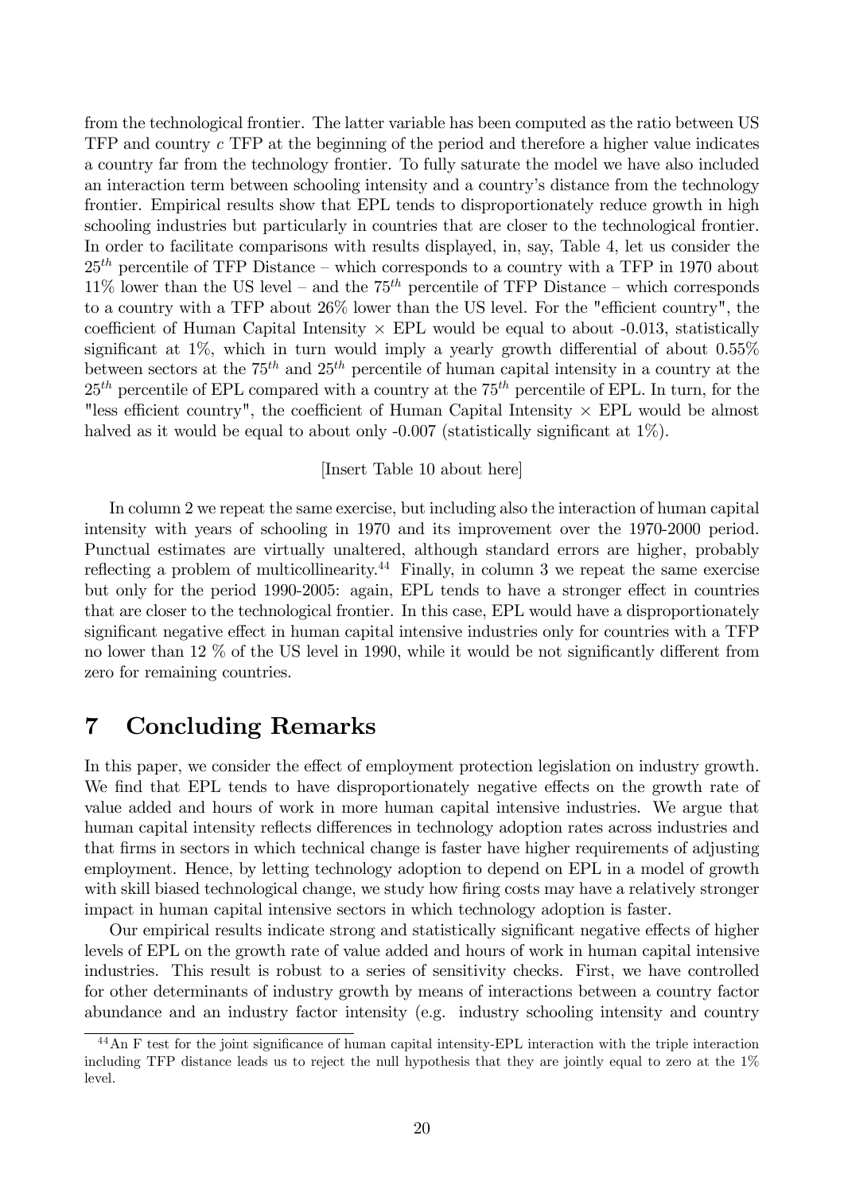from the technological frontier. The latter variable has been computed as the ratio between US TFP and country $c$ TFP at the beginning of the period and therefore a higher value indicates a country far from the technology frontier. To fully saturate the model we have also included an interaction term between schooling intensity and a country's distance from the technology frontier. Empirical results show that EPL tends to disproportionately reduce growth in high schooling industries but particularly in countries that are closer to the technological frontier. In order to facilitate comparisons with results displayed, in, say, Table 4, let us consider the $25^{th}$ percentile of TFP Distance – which corresponds to a country with a TFP in 1970 about 11% lower than the US level – and the $75^{th}$ percentile of TFP Distance – which corresponds to a country with a TFP about 26% lower than the US level. For the "efficient country", the coefficient of Human Capital Intensity $\times$ EPL would be equal to about -0.013, statistically significant at 1%, which in turn would imply a yearly growth differential of about 0.55% between sectors at the $75^{th}$ and $25^{th}$ percentile of human capital intensity in a country at the $25^{th}$ percentile of EPL compared with a country at the $75^{th}$ percentile of EPL. In turn, for the "less efficient country", the coefficient of Human Capital Intensity $\times$ EPL would be almost halved as it would be equal to about only -0.007 (statistically significant at 1%).

[Insert Table 10 about here]

In column 2 we repeat the same exercise, but including also the interaction of human capital intensity with years of schooling in 1970 and its improvement over the 1970-2000 period. Punctual estimates are virtually unaltered, although standard errors are higher, probably reflecting a problem of multicollinearity.[44] Finally, in column 3 we repeat the same exercise but only for the period 1990-2005: again, EPL tends to have a stronger effect in countries that are closer to the technological frontier. In this case, EPL would have a disproportionately significant negative effect in human capital intensive industries only for countries with a TFP no lower than 12 % of the US level in 1990, while it would be not significantly different from zero for remaining countries.

# 7 Concluding Remarks

In this paper, we consider the effect of employment protection legislation on industry growth. We find that EPL tends to have disproportionately negative effects on the growth rate of value added and hours of work in more human capital intensive industries. We argue that human capital intensity reflects differences in technology adoption rates across industries and that firms in sectors in which technical change is faster have higher requirements of adjusting employment. Hence, by letting technology adoption to depend on EPL in a model of growth with skill biased technological change, we study how firing costs may have a relatively stronger impact in human capital intensive sectors in which technology adoption is faster.

Our empirical results indicate strong and statistically significant negative effects of higher levels of EPL on the growth rate of value added and hours of work in human capital intensive industries. This result is robust to a series of sensitivity checks. First, we have controlled for other determinants of industry growth by means of interactions between a country factor abundance and an industry factor intensity (e.g. industry schooling intensity and country

[44] An F test for the joint significance of human capital intensity-EPL interaction with the triple interaction including TFP distance leads us to reject the null hypothesis that they are jointly equal to zero at the 1% level.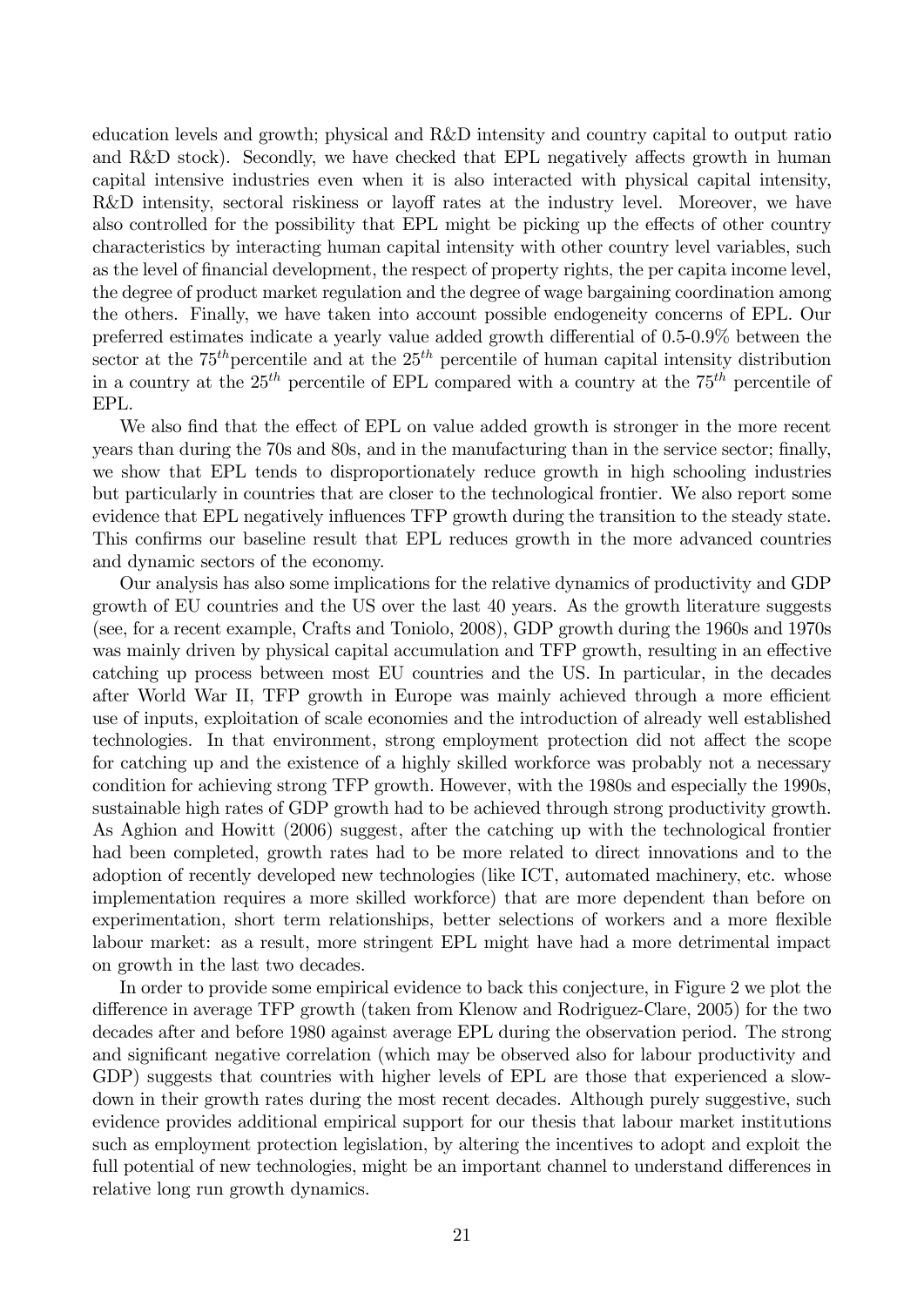education levels and growth; physical and R&D intensity and country capital to output ratio and R&D stock). Secondly, we have checked that EPL negatively affects growth in human capital intensive industries even when it is also interacted with physical capital intensity, R&D intensity, sectoral riskiness or layoff rates at the industry level. Moreover, we have also controlled for the possibility that EPL might be picking up the effects of other country characteristics by interacting human capital intensity with other country level variables, such as the level of financial development, the respect of property rights, the per capita income level, the degree of product market regulation and the degree of wage bargaining coordination among the others. Finally, we have taken into account possible endogeneity concerns of EPL. Our preferred estimates indicate a yearly value added growth differential of 0.5-0.9% between the sector at the $75^{th}$percentile and at the $25^{th}$ percentile of human capital intensity distribution in a country at the $25^{th}$ percentile of EPL compared with a country at the $75^{th}$ percentile of EPL.

We also find that the effect of EPL on value added growth is stronger in the more recent years than during the 70s and 80s, and in the manufacturing than in the service sector; finally, we show that EPL tends to disproportionately reduce growth in high schooling industries but particularly in countries that are closer to the technological frontier. We also report some evidence that EPL negatively influences TFP growth during the transition to the steady state. This confirms our baseline result that EPL reduces growth in the more advanced countries and dynamic sectors of the economy.

Our analysis has also some implications for the relative dynamics of productivity and GDP growth of EU countries and the US over the last 40 years. As the growth literature suggests (see, for a recent example, Crafts and Toniolo, 2008), GDP growth during the 1960s and 1970s was mainly driven by physical capital accumulation and TFP growth, resulting in an effective catching up process between most EU countries and the US. In particular, in the decades after World War II, TFP growth in Europe was mainly achieved through a more efficient use of inputs, exploitation of scale economies and the introduction of already well established technologies. In that environment, strong employment protection did not affect the scope for catching up and the existence of a highly skilled workforce was probably not a necessary condition for achieving strong TFP growth. However, with the 1980s and especially the 1990s, sustainable high rates of GDP growth had to be achieved through strong productivity growth. As Aghion and Howitt (2006) suggest, after the catching up with the technological frontier had been completed, growth rates had to be more related to direct innovations and to the adoption of recently developed new technologies (like ICT, automated machinery, etc. whose implementation requires a more skilled workforce) that are more dependent than before on experimentation, short term relationships, better selections of workers and a more flexible labour market: as a result, more stringent EPL might have had a more detrimental impact on growth in the last two decades.

In order to provide some empirical evidence to back this conjecture, in Figure 2 we plot the difference in average TFP growth (taken from Klenow and Rodriguez-Clare, 2005) for the two decades after and before 1980 against average EPL during the observation period. The strong and significant negative correlation (which may be observed also for labour productivity and GDP) suggests that countries with higher levels of EPL are those that experienced a slowdown in their growth rates during the most recent decades. Although purely suggestive, such evidence provides additional empirical support for our thesis that labour market institutions such as employment protection legislation, by altering the incentives to adopt and exploit the full potential of new technologies, might be an important channel to understand differences in relative long run growth dynamics.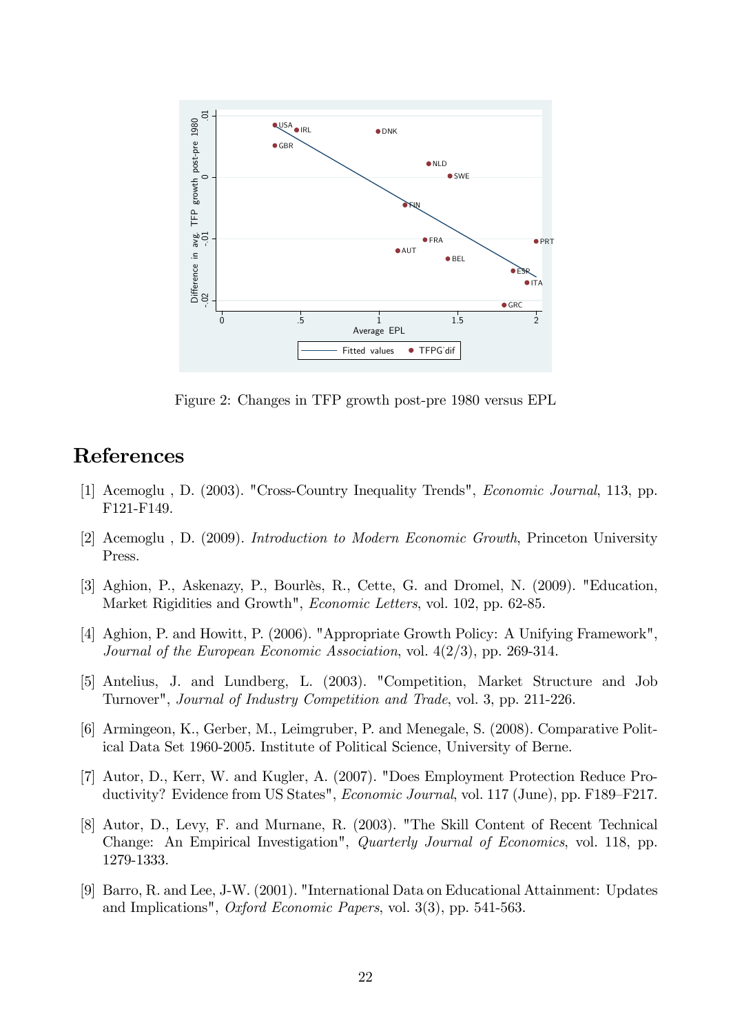Figure 2: Changes in TFP growth post-pre 1980 versus EPL

# References

[1] Acemoglu , D. (2003). "Cross-Country Inequality Trends", *Economic Journal*, 113, pp. F121-F149.

[2] Acemoglu , D. (2009). *Introduction to Modern Economic Growth*, Princeton University Press.

[3] Aghion, P., Askenazy, P., Bourlès, R., Cette, G. and Dromel, N. (2009). "Education, Market Rigidities and Growth", *Economic Letters*, vol. 102, pp. 62-85.

[4] Aghion, P. and Howitt, P. (2006). "Appropriate Growth Policy: A Unifying Framework", *Journal of the European Economic Association*, vol. 4(2/3), pp. 269-314.

[5] Antelius, J. and Lundberg, L. (2003). "Competition, Market Structure and Job Turnover", *Journal of Industry Competition and Trade*, vol. 3, pp. 211-226.

[6] Armingeon, K., Gerber, M., Leimgruber, P. and Menegale, S. (2008). Comparative Political Data Set 1960-2005. Institute of Political Science, University of Berne.

[7] Autor, D., Kerr, W. and Kugler, A. (2007). "Does Employment Protection Reduce Productivity? Evidence from US States", *Economic Journal*, vol. 117 (June), pp. F189–F217.

[8] Autor, D., Levy, F. and Murnane, R. (2003). "The Skill Content of Recent Technical Change: An Empirical Investigation", *Quarterly Journal of Economics*, vol. 118, pp. 1279-1333.

[9] Barro, R. and Lee, J-W. (2001). "International Data on Educational Attainment: Updates and Implications", *Oxford Economic Papers*, vol. 3(3), pp. 541-563.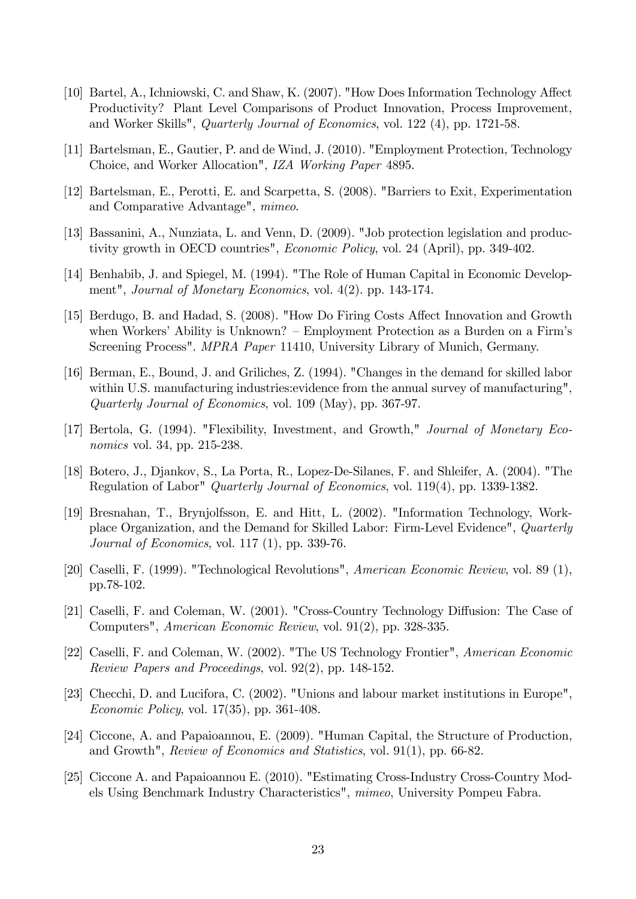[10] Bartel, A., Ichniowski, C. and Shaw, K. (2007). "How Does Information Technology Affect Productivity? Plant Level Comparisons of Product Innovation, Process Improvement, and Worker Skills", *Quarterly Journal of Economics*, vol. 122 (4), pp. 1721-58.

[11] Bartelsman, E., Gautier, P. and de Wind, J. (2010). "Employment Protection, Technology Choice, and Worker Allocation", *IZA Working Paper* 4895.

[12] Bartelsman, E., Perotti, E. and Scarpetta, S. (2008). "Barriers to Exit, Experimentation and Comparative Advantage", *mimeo*.

[13] Bassanini, A., Nunziata, L. and Venn, D. (2009). "Job protection legislation and productivity growth in OECD countries", *Economic Policy*, vol. 24 (April), pp. 349-402.

[14] Benhabib, J. and Spiegel, M. (1994). "The Role of Human Capital in Economic Development", *Journal of Monetary Economics*, vol. 4(2). pp. 143-174.

[15] Berdugo, B. and Hadad, S. (2008). "How Do Firing Costs Affect Innovation and Growth when Workers' Ability is Unknown? – Employment Protection as a Burden on a Firm's Screening Process". *MPRA Paper* 11410, University Library of Munich, Germany.

[16] Berman, E., Bound, J. and Griliches, Z. (1994). "Changes in the demand for skilled labor within U.S. manufacturing industries:evidence from the annual survey of manufacturing", *Quarterly Journal of Economics*, vol. 109 (May), pp. 367-97.

[17] Bertola, G. (1994). "Flexibility, Investment, and Growth," *Journal of Monetary Economics* vol. 34, pp. 215-238.

[18] Botero, J., Djankov, S., La Porta, R., Lopez-De-Silanes, F. and Shleifer, A. (2004). "The Regulation of Labor" *Quarterly Journal of Economics*, vol. 119(4), pp. 1339-1382.

[19] Bresnahan, T., Brynjolfsson, E. and Hitt, L. (2002). "Information Technology, Workplace Organization, and the Demand for Skilled Labor: Firm-Level Evidence", *Quarterly Journal of Economics*, vol. 117 (1), pp. 339-76.

[20] Caselli, F. (1999). "Technological Revolutions", *American Economic Review*, vol. 89 (1), pp.78-102.

[21] Caselli, F. and Coleman, W. (2001). "Cross-Country Technology Diffusion: The Case of Computers", *American Economic Review*, vol. 91(2), pp. 328-335.

[22] Caselli, F. and Coleman, W. (2002). "The US Technology Frontier", *American Economic Review Papers and Proceedings*, vol. 92(2), pp. 148-152.

[23] Checchi, D. and Lucifora, C. (2002). "Unions and labour market institutions in Europe", *Economic Policy*, vol. 17(35), pp. 361-408.

[24] Ciccone, A. and Papaioannou, E. (2009). "Human Capital, the Structure of Production, and Growth", *Review of Economics and Statistics*, vol. 91(1), pp. 66-82.

[25] Ciccone A. and Papaioannou E. (2010). "Estimating Cross-Industry Cross-Country Models Using Benchmark Industry Characteristics", *mimeo*, University Pompeu Fabra.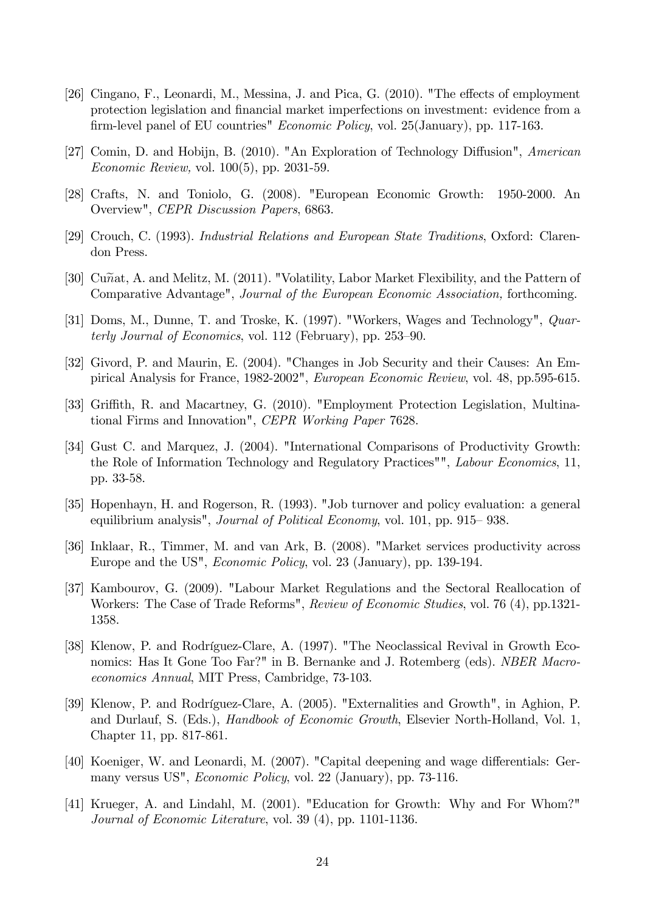[26] Cingano, F., Leonardi, M., Messina, J. and Pica, G. (2010). "The effects of employment protection legislation and financial market imperfections on investment: evidence from a firm-level panel of EU countries" *Economic Policy*, vol. 25(January), pp. 117-163.

[27] Comin, D. and Hobijn, B. (2010). "An Exploration of Technology Diffusion", *American Economic Review,* vol. 100(5), pp. 2031-59.

[28] Crafts, N. and Toniolo, G. (2008). "European Economic Growth: 1950-2000. An Overview", *CEPR Discussion Papers*, 6863.

[29] Crouch, C. (1993). *Industrial Relations and European State Traditions*, Oxford: Clarendon Press.

[30] Cuñat, A. and Melitz, M. (2011). "Volatility, Labor Market Flexibility, and the Pattern of Comparative Advantage", *Journal of the European Economic Association,* forthcoming.

[31] Doms, M., Dunne, T. and Troske, K. (1997). "Workers, Wages and Technology", *Quarterly Journal of Economics*, vol. 112 (February), pp. 253–90.

[32] Givord, P. and Maurin, E. (2004). "Changes in Job Security and their Causes: An Empirical Analysis for France, 1982-2002", *European Economic Review*, vol. 48, pp.595-615.

[33] Griffith, R. and Macartney, G. (2010). "Employment Protection Legislation, Multinational Firms and Innovation", *CEPR Working Paper* 7628.

[34] Gust C. and Marquez, J. (2004). "International Comparisons of Productivity Growth: the Role of Information Technology and Regulatory Practices"", *Labour Economics*, 11, pp. 33-58.

[35] Hopenhayn, H. and Rogerson, R. (1993). "Job turnover and policy evaluation: a general equilibrium analysis", *Journal of Political Economy*, vol. 101, pp. 915– 938.

[36] Inklaar, R., Timmer, M. and van Ark, B. (2008). "Market services productivity across Europe and the US", *Economic Policy*, vol. 23 (January), pp. 139-194.

[37] Kambourov, G. (2009). "Labour Market Regulations and the Sectoral Reallocation of Workers: The Case of Trade Reforms", *Review of Economic Studies*, vol. 76 (4), pp.1321-1358.

[38] Klenow, P. and Rodríguez-Clare, A. (1997). "The Neoclassical Revival in Growth Economics: Has It Gone Too Far?" in B. Bernanke and J. Rotemberg (eds). *NBER Macroeconomics Annual*, MIT Press, Cambridge, 73-103.

[39] Klenow, P. and Rodríguez-Clare, A. (2005). "Externalities and Growth", in Aghion, P. and Durlauf, S. (Eds.), *Handbook of Economic Growth*, Elsevier North-Holland, Vol. 1, Chapter 11, pp. 817-861.

[40] Koeniger, W. and Leonardi, M. (2007). "Capital deepening and wage differentials: Germany versus US", *Economic Policy*, vol. 22 (January), pp. 73-116.

[41] Krueger, A. and Lindahl, M. (2001). "Education for Growth: Why and For Whom?" *Journal of Economic Literature*, vol. 39 (4), pp. 1101-1136.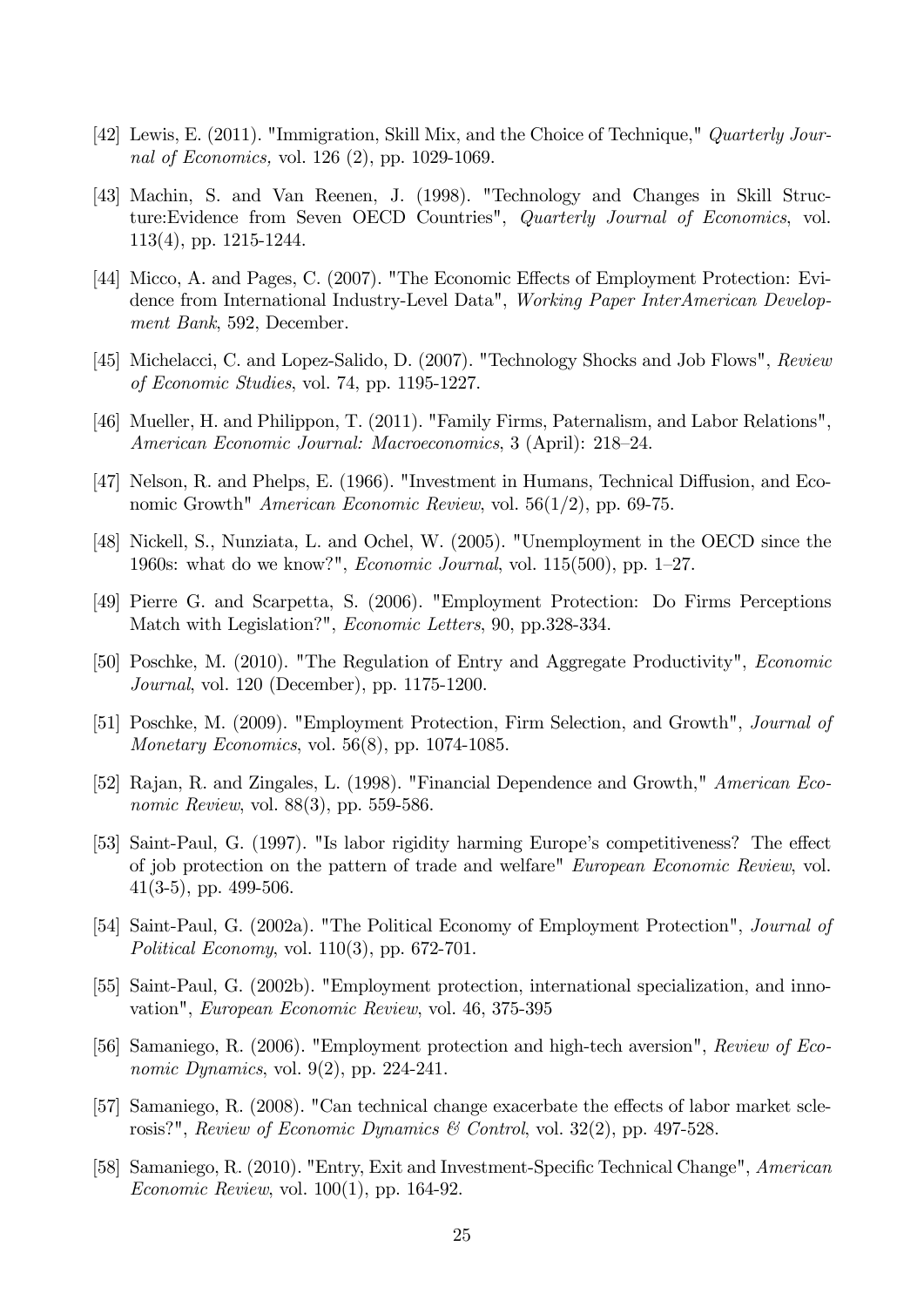[42] Lewis, E. (2011). "Immigration, Skill Mix, and the Choice of Technique," *Quarterly Journal of Economics,* vol. 126 (2), pp. 1029-1069.

[43] Machin, S. and Van Reenen, J. (1998). "Technology and Changes in Skill Structure:Evidence from Seven OECD Countries", *Quarterly Journal of Economics*, vol. 113(4), pp. 1215-1244.

[44] Micco, A. and Pages, C. (2007). "The Economic Effects of Employment Protection: Evidence from International Industry-Level Data", *Working Paper InterAmerican Development Bank*, 592, December.

[45] Michelacci, C. and Lopez-Salido, D. (2007). "Technology Shocks and Job Flows", *Review of Economic Studies*, vol. 74, pp. 1195-1227.

[46] Mueller, H. and Philippon, T. (2011). "Family Firms, Paternalism, and Labor Relations", *American Economic Journal: Macroeconomics*, 3 (April): 218–24.

[47] Nelson, R. and Phelps, E. (1966). "Investment in Humans, Technical Diffusion, and Economic Growth" *American Economic Review*, vol. 56(1/2), pp. 69-75.

[48] Nickell, S., Nunziata, L. and Ochel, W. (2005). "Unemployment in the OECD since the 1960s: what do we know?", *Economic Journal*, vol. 115(500), pp. 1–27.

[49] Pierre G. and Scarpetta, S. (2006). "Employment Protection: Do Firms Perceptions Match with Legislation?", *Economic Letters*, 90, pp.328-334.

[50] Poschke, M. (2010). "The Regulation of Entry and Aggregate Productivity", *Economic Journal*, vol. 120 (December), pp. 1175-1200.

[51] Poschke, M. (2009). "Employment Protection, Firm Selection, and Growth", *Journal of Monetary Economics*, vol. 56(8), pp. 1074-1085.

[52] Rajan, R. and Zingales, L. (1998). "Financial Dependence and Growth," *American Economic Review*, vol. 88(3), pp. 559-586.

[53] Saint-Paul, G. (1997). "Is labor rigidity harming Europe's competitiveness? The effect of job protection on the pattern of trade and welfare" *European Economic Review*, vol. 41(3-5), pp. 499-506.

[54] Saint-Paul, G. (2002a). "The Political Economy of Employment Protection", *Journal of Political Economy*, vol. 110(3), pp. 672-701.

[55] Saint-Paul, G. (2002b). "Employment protection, international specialization, and innovation", *European Economic Review*, vol. 46, 375-395

[56] Samaniego, R. (2006). "Employment protection and high-tech aversion", *Review of Economic Dynamics*, vol. 9(2), pp. 224-241.

[57] Samaniego, R. (2008). "Can technical change exacerbate the effects of labor market sclerosis?", *Review of Economic Dynamics & Control*, vol. 32(2), pp. 497-528.

[58] Samaniego, R. (2010). "Entry, Exit and Investment-Specific Technical Change", *American Economic Review*, vol. 100(1), pp. 164-92.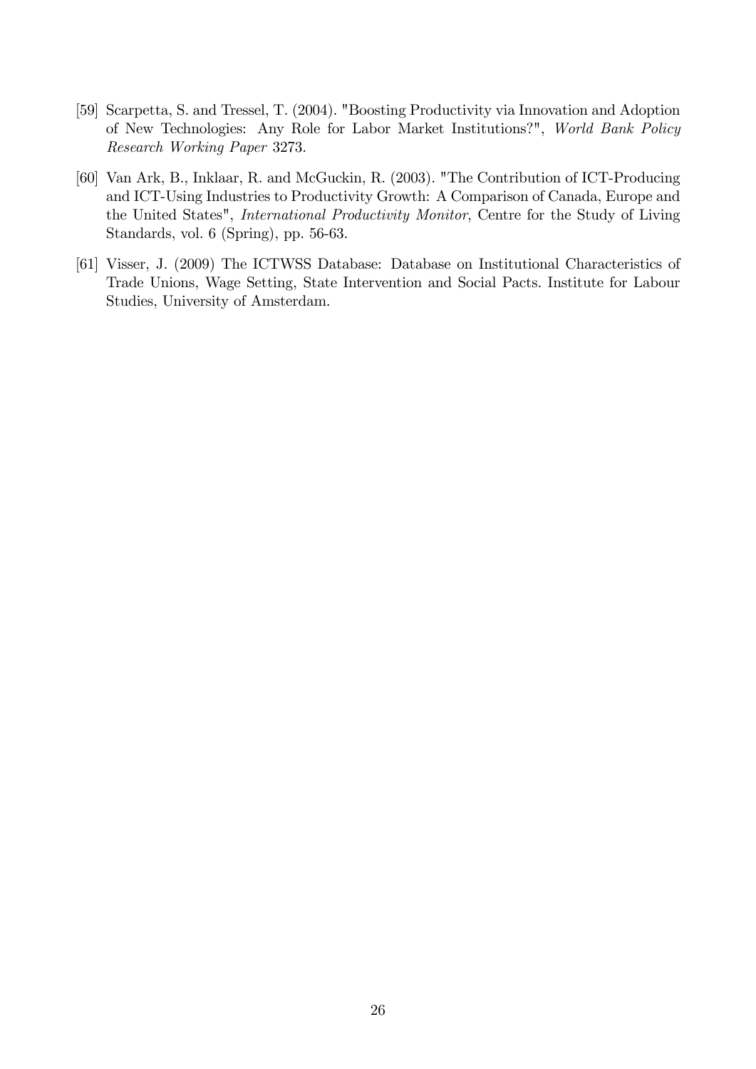[59] Scarpetta, S. and Tressel, T. (2004). "Boosting Productivity via Innovation and Adoption of New Technologies: Any Role for Labor Market Institutions?", *World Bank Policy Research Working Paper* 3273.

[60] Van Ark, B., Inklaar, R. and McGuckin, R. (2003). "The Contribution of ICT-Producing and ICT-Using Industries to Productivity Growth: A Comparison of Canada, Europe and the United States", *International Productivity Monitor*, Centre for the Study of Living Standards, vol. 6 (Spring), pp. 56-63.

[61] Visser, J. (2009) The ICTWSS Database: Database on Institutional Characteristics of Trade Unions, Wage Setting, State Intervention and Social Pacts. Institute for Labour Studies, University of Amsterdam.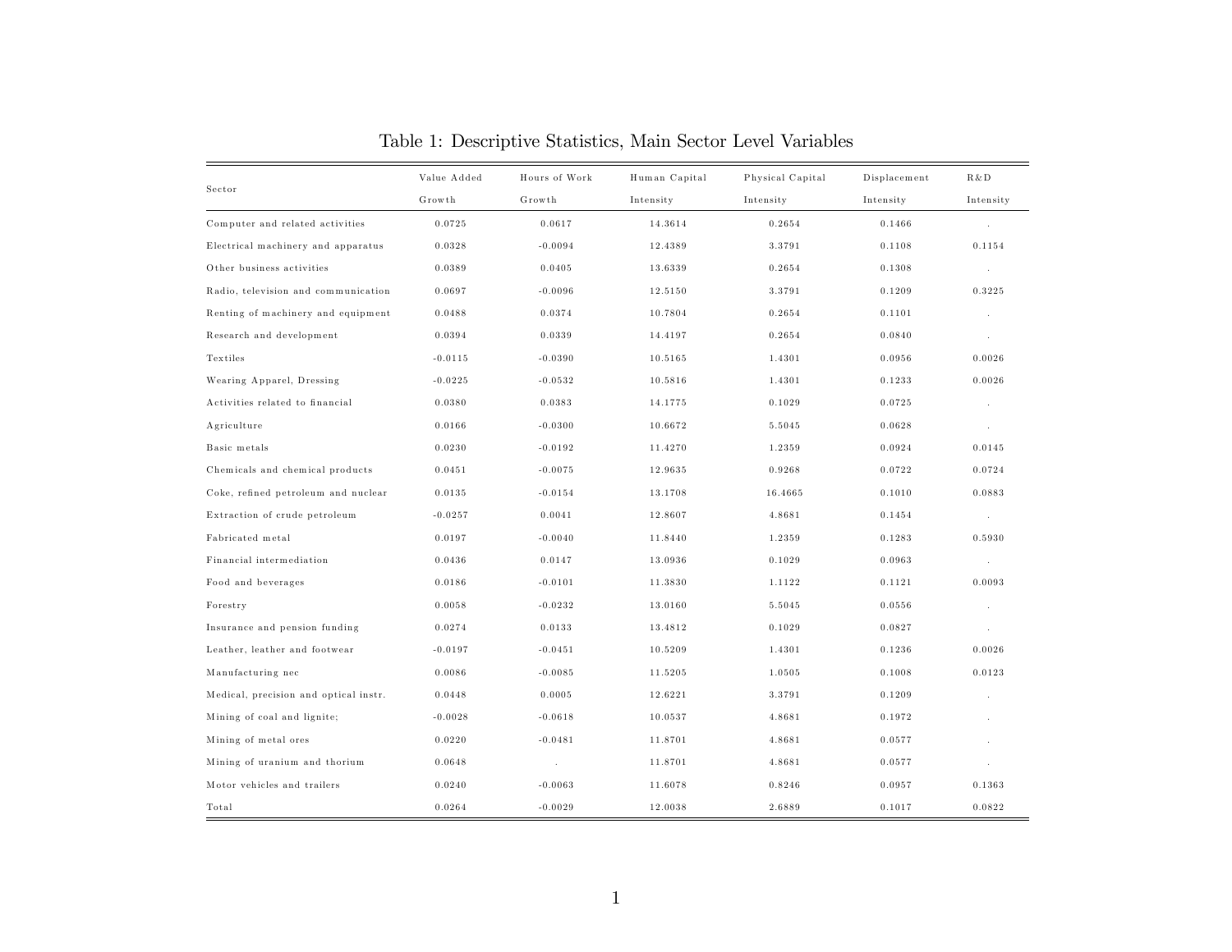Table 1: Descriptive Statistics, Main Sector Level Variables

| Sector | Value Added Growth | Hours of Work Growth | Human Capital Intensity | Physical Capital Intensity | Displacement Intensity | R&D Intensity |
|---|---|---|---|---|---|---|
| Computer and related activities | 0.0725 | 0.0617 | 14.3614 | 0.2654 | 0.1466 | . |
| Electrical machinery and apparatus | 0.0328 | -0.0094 | 12.4389 | 3.3791 | 0.1108 | 0.1154 |
| Other business activities | 0.0389 | 0.0405 | 13.6339 | 0.2654 | 0.1308 | . |
| Radio, television and communication | 0.0697 | -0.0096 | 12.5150 | 3.3791 | 0.1209 | 0.3225 |
| Renting of machinery and equipment | 0.0488 | 0.0374 | 10.7804 | 0.2654 | 0.1101 | . |
| Research and development | 0.0394 | 0.0339 | 14.4197 | 0.2654 | 0.0840 | . |
| Textiles | -0.0115 | -0.0390 | 10.5165 | 1.4301 | 0.0956 | 0.0026 |
| Wearing Apparel, Dressing | -0.0225 | -0.0532 | 10.5816 | 1.4301 | 0.1233 | 0.0026 |
| Activities related to financial | 0.0380 | 0.0383 | 14.1775 | 0.1029 | 0.0725 | . |
| Agriculture | 0.0166 | -0.0300 | 10.6672 | 5.5045 | 0.0628 | . |
| Basic metals | 0.0230 | -0.0192 | 11.4270 | 1.2359 | 0.0924 | 0.0145 |
| Chemicals and chemical products | 0.0451 | -0.0075 | 12.9635 | 0.9268 | 0.0722 | 0.0724 |
| Coke, refined petroleum and nuclear | 0.0135 | -0.0154 | 13.1708 | 16.4665 | 0.1010 | 0.0883 |
| Extraction of crude petroleum | -0.0257 | 0.0041 | 12.8607 | 4.8681 | 0.1454 | . |
| Fabricated metal | 0.0197 | -0.0040 | 11.8440 | 1.2359 | 0.1283 | 0.5930 |
| Financial intermediation | 0.0436 | 0.0147 | 13.0936 | 0.1029 | 0.0963 | . |
| Food and beverages | 0.0186 | -0.0101 | 11.3830 | 1.1122 | 0.1121 | 0.0093 |
| Forestry | 0.0058 | -0.0232 | 13.0160 | 5.5045 | 0.0556 | . |
| Insurance and pension funding | 0.0274 | 0.0133 | 13.4812 | 0.1029 | 0.0827 | . |
| Leather, leather and footwear | -0.0197 | -0.0451 | 10.5209 | 1.4301 | 0.1236 | 0.0026 |
| Manufacturing nec | 0.0086 | -0.0085 | 11.5205 | 1.0505 | 0.1008 | 0.0123 |
| Medical, precision and optical instr. | 0.0448 | 0.0005 | 12.6221 | 3.3791 | 0.1209 | . |
| Mining of coal and lignite; | -0.0028 | -0.0618 | 10.0537 | 4.8681 | 0.1972 | . |
| Mining of metal ores | 0.0220 | -0.0481 | 11.8701 | 4.8681 | 0.0577 | . |
| Mining of uranium and thorium | 0.0648 | . | 11.8701 | 4.8681 | 0.0577 | . |
| Motor vehicles and trailers | 0.0240 | -0.0063 | 11.6078 | 0.8246 | 0.0957 | 0.1363 |
| Total | 0.0264 | -0.0029 | 12.0038 | 2.6889 | 0.1017 | 0.0822 |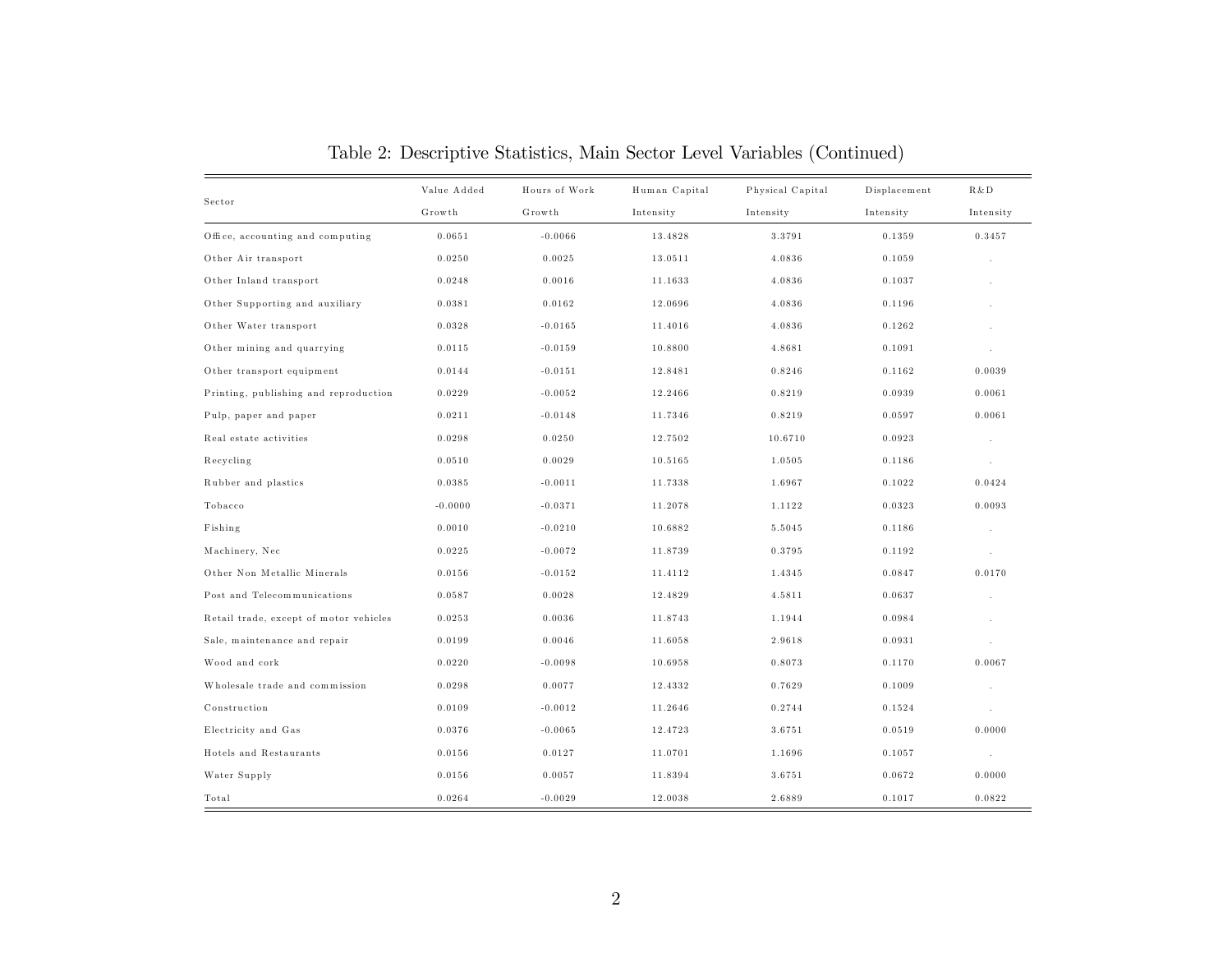Table 2: Descriptive Statistics, Main Sector Level Variables (Continued)

| Sector | Value Added Growth | Hours of Work Growth | Human Capital Intensity | Physical Capital Intensity | Displacement Intensity | R&D Intensity |
|---|---|---|---|---|---|---|
| Office, accounting and computing | 0.0651 | -0.0066 | 13.4828 | 3.3791 | 0.1359 | 0.3457 |
| Other Air transport | 0.0250 | 0.0025 | 13.0511 | 4.0836 | 0.1059 | . |
| Other Inland transport | 0.0248 | 0.0016 | 11.1633 | 4.0836 | 0.1037 | . |
| Other Supporting and auxiliary | 0.0381 | 0.0162 | 12.0696 | 4.0836 | 0.1196 | . |
| Other Water transport | 0.0328 | -0.0165 | 11.4016 | 4.0836 | 0.1262 | . |
| Other mining and quarrying | 0.0115 | -0.0159 | 10.8800 | 4.8681 | 0.1091 | . |
| Other transport equipment | 0.0144 | -0.0151 | 12.8481 | 0.8246 | 0.1162 | 0.0039 |
| Printing, publishing and reproduction | 0.0229 | -0.0052 | 12.2466 | 0.8219 | 0.0939 | 0.0061 |
| Pulp, paper and paper | 0.0211 | -0.0148 | 11.7346 | 0.8219 | 0.0597 | 0.0061 |
| Real estate activities | 0.0298 | 0.0250 | 12.7502 | 10.6710 | 0.0923 | . |
| Recycling | 0.0510 | 0.0029 | 10.5165 | 1.0505 | 0.1186 | . |
| Rubber and plastics | 0.0385 | -0.0011 | 11.7338 | 1.6967 | 0.1022 | 0.0424 |
| Tobacco | -0.0000 | -0.0371 | 11.2078 | 1.1122 | 0.0323 | 0.0093 |
| Fishing | 0.0010 | -0.0210 | 10.6882 | 5.5045 | 0.1186 | . |
| Machinery, Nec | 0.0225 | -0.0072 | 11.8739 | 0.3795 | 0.1192 | . |
| Other Non Metallic Minerals | 0.0156 | -0.0152 | 11.4112 | 1.4345 | 0.0847 | 0.0170 |
| Post and Telecommunications | 0.0587 | 0.0028 | 12.4829 | 4.5811 | 0.0637 | . |
| Retail trade, except of motor vehicles | 0.0253 | 0.0036 | 11.8743 | 1.1944 | 0.0984 | . |
| Sale, maintenance and repair | 0.0199 | 0.0046 | 11.6058 | 2.9618 | 0.0931 | . |
| Wood and cork | 0.0220 | -0.0098 | 10.6958 | 0.8073 | 0.1170 | 0.0067 |
| Wholesale trade and commission | 0.0298 | 0.0077 | 12.4332 | 0.7629 | 0.1009 | . |
| Construction | 0.0109 | -0.0012 | 11.2646 | 0.2744 | 0.1524 | . |
| Electricity and Gas | 0.0376 | -0.0065 | 12.4723 | 3.6751 | 0.0519 | 0.0000 |
| Hotels and Restaurants | 0.0156 | 0.0127 | 11.0701 | 1.1696 | 0.1057 | . |
| Water Supply | 0.0156 | 0.0057 | 11.8394 | 3.6751 | 0.0672 | 0.0000 |
| Total | 0.0264 | -0.0029 | 12.0038 | 2.6889 | 0.1017 | 0.0822 |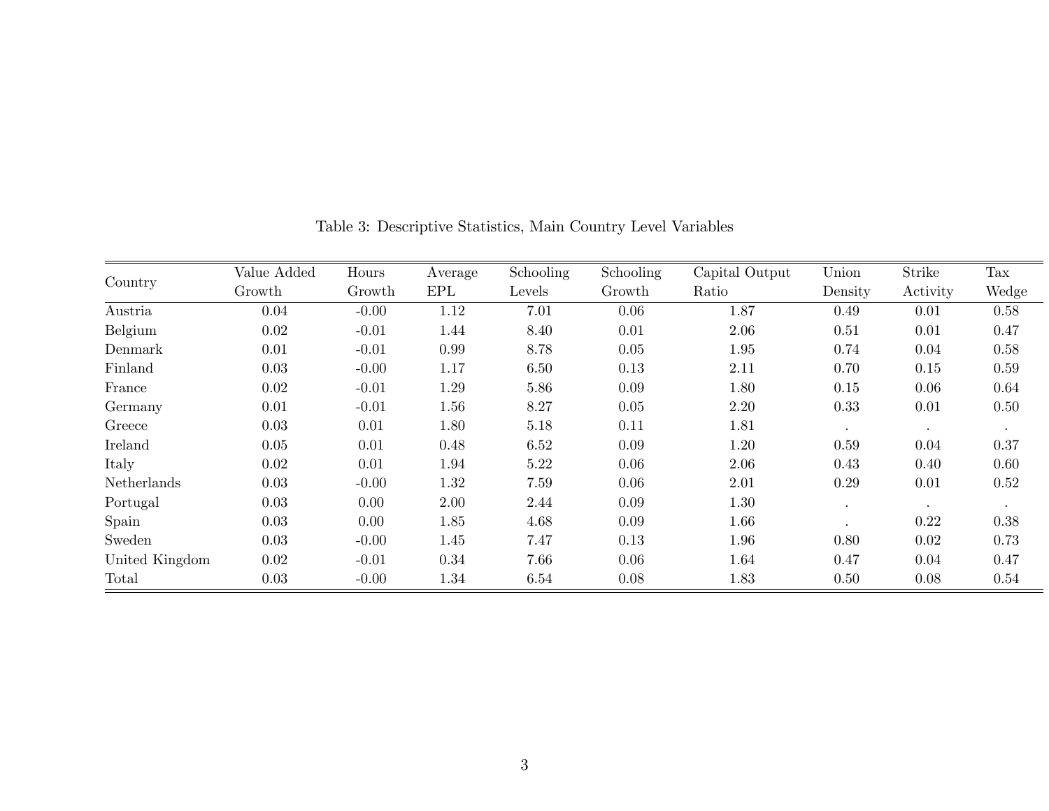Table 3: Descriptive Statistics, Main Country Level Variables

| Country | Value Added Growth | Hours Growth | Average EPL | Schooling Levels | Schooling Growth | Capital Output Ratio | Union Density | Strike Activity | Tax Wedge |
|---|---|---|---|---|---|---|---|---|---|
| Austria | 0.04 | -0.00 | 1.12 | 7.01 | 0.06 | 1.87 | 0.49 | 0.01 | 0.58 |
| Belgium | 0.02 | -0.01 | 1.44 | 8.40 | 0.01 | 2.06 | 0.51 | 0.01 | 0.47 |
| Denmark | 0.01 | -0.01 | 0.99 | 8.78 | 0.05 | 1.95 | 0.74 | 0.04 | 0.58 |
| Finland | 0.03 | -0.00 | 1.17 | 6.50 | 0.13 | 2.11 | 0.70 | 0.15 | 0.59 |
| France | 0.02 | -0.01 | 1.29 | 5.86 | 0.09 | 1.80 | 0.15 | 0.06 | 0.64 |
| Germany | 0.01 | -0.01 | 1.56 | 8.27 | 0.05 | 2.20 | 0.33 | 0.01 | 0.50 |
| Greece | 0.03 | 0.01 | 1.80 | 5.18 | 0.11 | 1.81 | . | . | . |
| Ireland | 0.05 | 0.01 | 0.48 | 6.52 | 0.09 | 1.20 | 0.59 | 0.04 | 0.37 |
| Italy | 0.02 | 0.01 | 1.94 | 5.22 | 0.06 | 2.06 | 0.43 | 0.40 | 0.60 |
| Netherlands | 0.03 | -0.00 | 1.32 | 7.59 | 0.06 | 2.01 | 0.29 | 0.01 | 0.52 |
| Portugal | 0.03 | 0.00 | 2.00 | 2.44 | 0.09 | 1.30 | . | . | . |
| Spain | 0.03 | 0.00 | 1.85 | 4.68 | 0.09 | 1.66 | . | 0.22 | 0.38 |
| Sweden | 0.03 | -0.00 | 1.45 | 7.47 | 0.13 | 1.96 | 0.80 | 0.02 | 0.73 |
| United Kingdom | 0.02 | -0.01 | 0.34 | 7.66 | 0.06 | 1.64 | 0.47 | 0.04 | 0.47 |
| Total | 0.03 | -0.00 | 1.34 | 6.54 | 0.08 | 1.83 | 0.50 | 0.08 | 0.54 |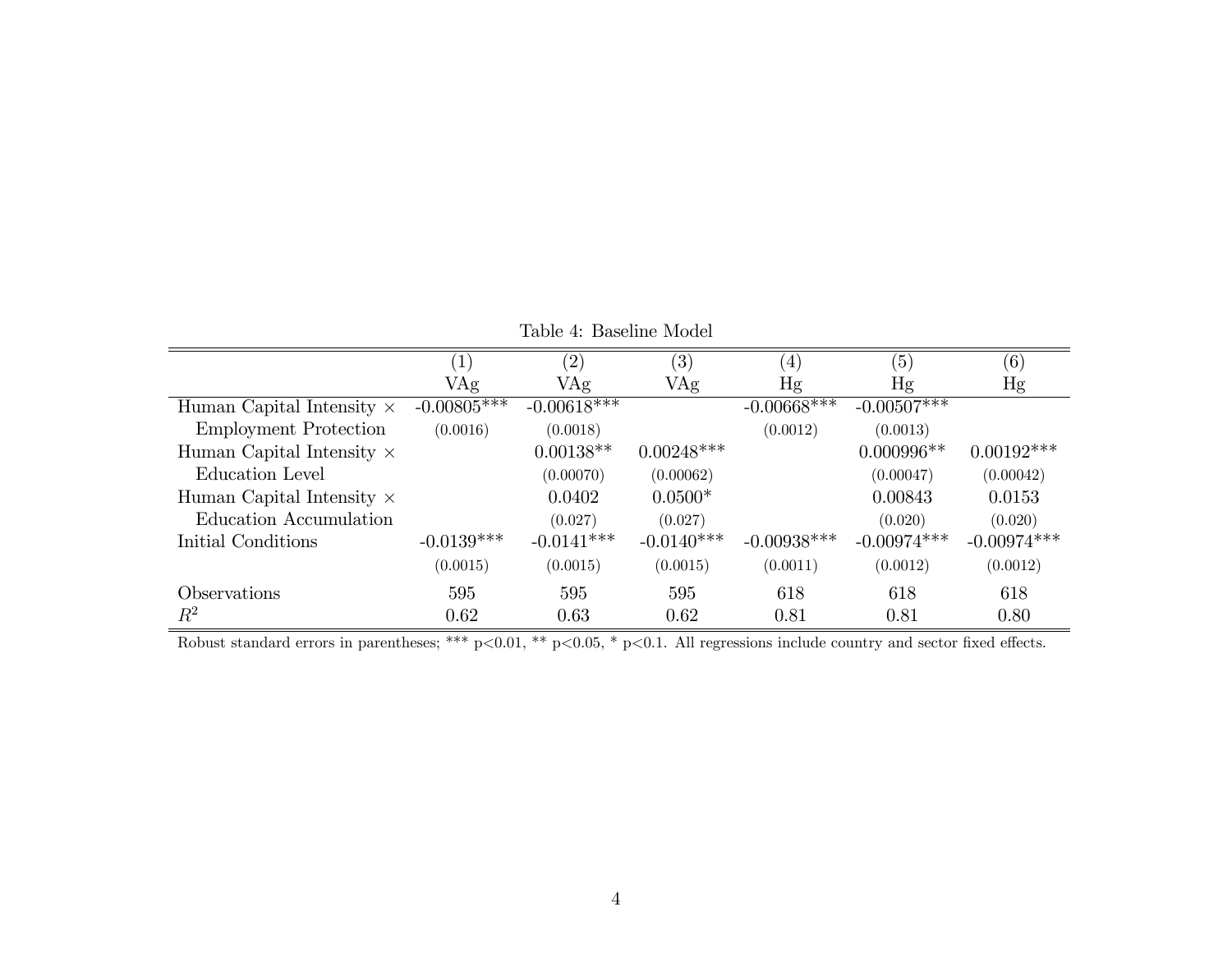Table 4: Baseline Model

| | (1) | (2) | (3) | (4) | (5) | (6) |
|---|---|---|---|---|---|---|
| | VAg | VAg | VAg | Hg | Hg | Hg |
| Human Capital Intensity × | -0.00805*** | -0.00618*** | | -0.00668*** | -0.00507*** | |
| Employment Protection | (0.0016) | (0.0018) | | (0.0012) | (0.0013) | |
| Human Capital Intensity × | | 0.00138** | 0.00248*** | | 0.000996** | 0.00192*** |
| Education Level | | (0.00070) | (0.00062) | | (0.00047) | (0.00042) |
| Human Capital Intensity × | | 0.0402 | 0.0500* | | 0.00843 | 0.0153 |
| Education Accumulation | | (0.027) | (0.027) | | (0.020) | (0.020) |
| Initial Conditions | -0.0139*** | -0.0141*** | -0.0140*** | -0.00938*** | -0.00974*** | -0.00974*** |
| | (0.0015) | (0.0015) | (0.0015) | (0.0011) | (0.0012) | (0.0012) |
| Observations | 595 | 595 | 595 | 618 | 618 | 618 |
| $R^2$ | 0.62 | 0.63 | 0.62 | 0.81 | 0.81 | 0.80 |

Robust standard errors in parentheses; *** p<0.01, ** p<0.05, * p<0.1. All regressions include country and sector fixed effects.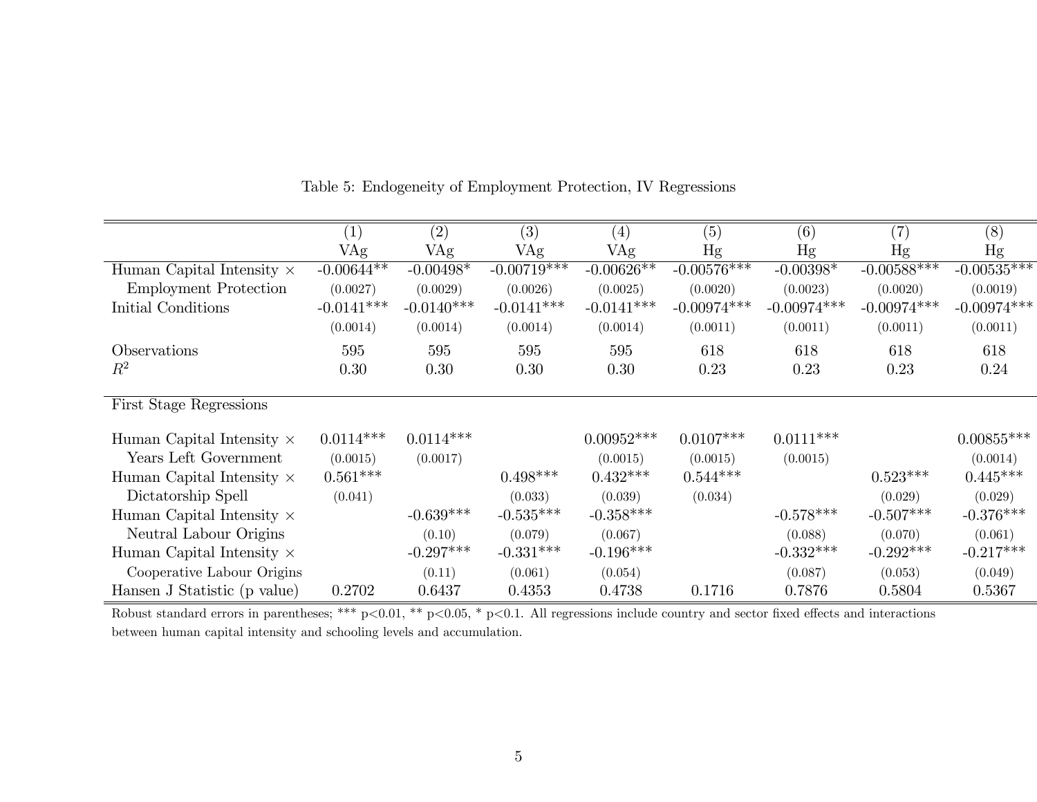Table 5: Endogeneity of Employment Protection, IV Regressions

| | (1) | (2) | (3) | (4) | (5) | (6) | (7) | (8) |
|---|---|---|---|---|---|---|---|---|
| | VAg | VAg | VAg | VAg | Hg | Hg | Hg | Hg |
| Human Capital Intensity × | -0.00644** | -0.00498* | -0.00719*** | -0.00626** | -0.00576*** | -0.00398* | -0.00588*** | -0.00535*** |
| Employment Protection | (0.0027) | (0.0029) | (0.0026) | (0.0025) | (0.0020) | (0.0023) | (0.0020) | (0.0019) |
| Initial Conditions | -0.0141*** | -0.0140*** | -0.0141*** | -0.0141*** | -0.00974*** | -0.00974*** | -0.00974*** | -0.00974*** |
| | (0.0014) | (0.0014) | (0.0014) | (0.0014) | (0.0011) | (0.0011) | (0.0011) | (0.0011) |
| Observations | 595 | 595 | 595 | 595 | 618 | 618 | 618 | 618 |
| $R^2$ | 0.30 | 0.30 | 0.30 | 0.30 | 0.23 | 0.23 | 0.23 | 0.24 |
| First Stage Regressions | | | | | | | | |
| Human Capital Intensity × | 0.0114*** | 0.0114*** | | 0.00952*** | 0.0107*** | 0.0111*** | | 0.00855*** |
| Years Left Government | (0.0015) | (0.0017) | | (0.0015) | (0.0015) | (0.0015) | | (0.0014) |
| Human Capital Intensity × | 0.561*** | | 0.498*** | 0.432*** | 0.544*** | | 0.523*** | 0.445*** |
| Dictatorship Spell | (0.041) | | (0.033) | (0.039) | (0.034) | | (0.029) | (0.029) |
| Human Capital Intensity × | | -0.639*** | -0.535*** | -0.358*** | | -0.578*** | -0.507*** | -0.376*** |
| Neutral Labour Origins | | (0.10) | (0.079) | (0.067) | | (0.088) | (0.070) | (0.061) |
| Human Capital Intensity × | | -0.297*** | -0.331*** | -0.196*** | | -0.332*** | -0.292*** | -0.217*** |
| Cooperative Labour Origins | | (0.11) | (0.061) | (0.054) | | (0.087) | (0.053) | (0.049) |
| Hansen J Statistic (p value) | 0.2702 | 0.6437 | 0.4353 | 0.4738 | 0.1716 | 0.7876 | 0.5804 | 0.5367 |

Robust standard errors in parentheses; *** p<0.01, ** p<0.05, * p<0.1. All regressions include country and sector fixed effects and interactions between human capital intensity and schooling levels and accumulation.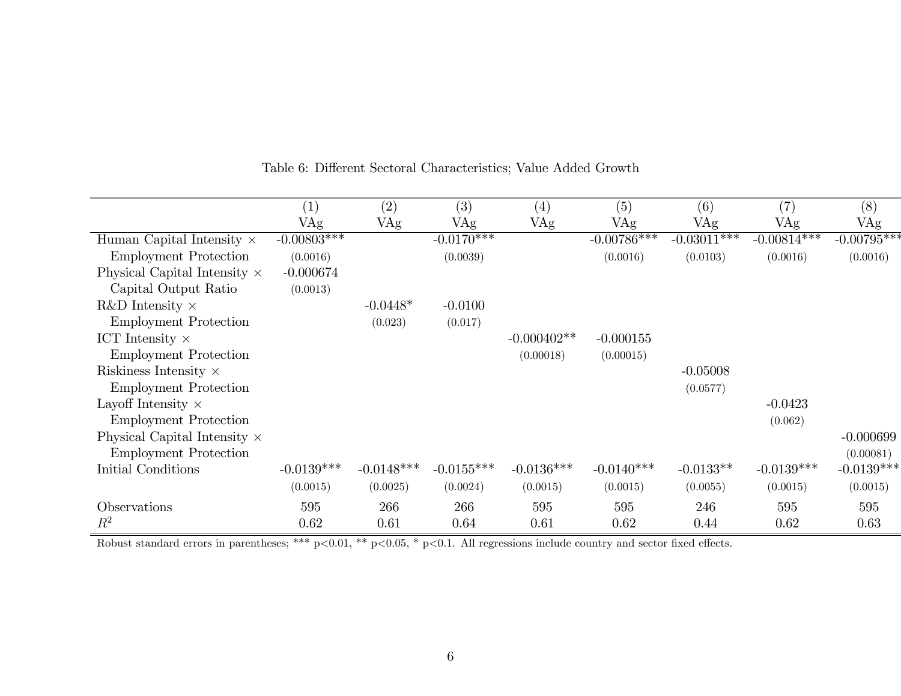Table 6: Different Sectoral Characteristics; Value Added Growth

| | (1) | (2) | (3) | (4) | (5) | (6) | (7) | (8) |
|---|---|---|---|---|---|---|---|---|
| | VAg | VAg | VAg | VAg | VAg | VAg | VAg | VAg |
| Human Capital Intensity × | -0.00803*** | | -0.0170*** | | -0.00786*** | -0.03011*** | -0.00814*** | -0.00795*** |
| Employment Protection | (0.0016) | | (0.0039) | | (0.0016) | (0.0103) | (0.0016) | (0.0016) |
| Physical Capital Intensity × | -0.000674 | | | | | | | |
| Capital Output Ratio | (0.0013) | | | | | | | |
| R&D Intensity × | | -0.0448* | -0.0100 | | | | | |
| Employment Protection | | (0.023) | (0.017) | | | | | |
| ICT Intensity × | | | | -0.000402** | -0.000155 | | | |
| Employment Protection | | | | (0.00018) | (0.00015) | | | |
| Riskiness Intensity × | | | | | | -0.05008 | | |
| Employment Protection | | | | | | (0.0577) | | |
| Layoff Intensity × | | | | | | | -0.0423 | |
| Employment Protection | | | | | | | (0.062) | |
| Physical Capital Intensity × | | | | | | | | -0.000699 |
| Employment Protection | | | | | | | | (0.00081) |
| Initial Conditions | -0.0139*** | -0.0148*** | -0.0155*** | -0.0136*** | -0.0140*** | -0.0133** | -0.0139*** | -0.0139*** |
| | (0.0015) | (0.0025) | (0.0024) | (0.0015) | (0.0015) | (0.0055) | (0.0015) | (0.0015) |
| Observations | 595 | 266 | 266 | 595 | 595 | 246 | 595 | 595 |
| $R^2$ | 0.62 | 0.61 | 0.64 | 0.61 | 0.62 | 0.44 | 0.62 | 0.63 |

Robust standard errors in parentheses; *** p<0.01, ** p<0.05, * p<0.1. All regressions include country and sector fixed effects.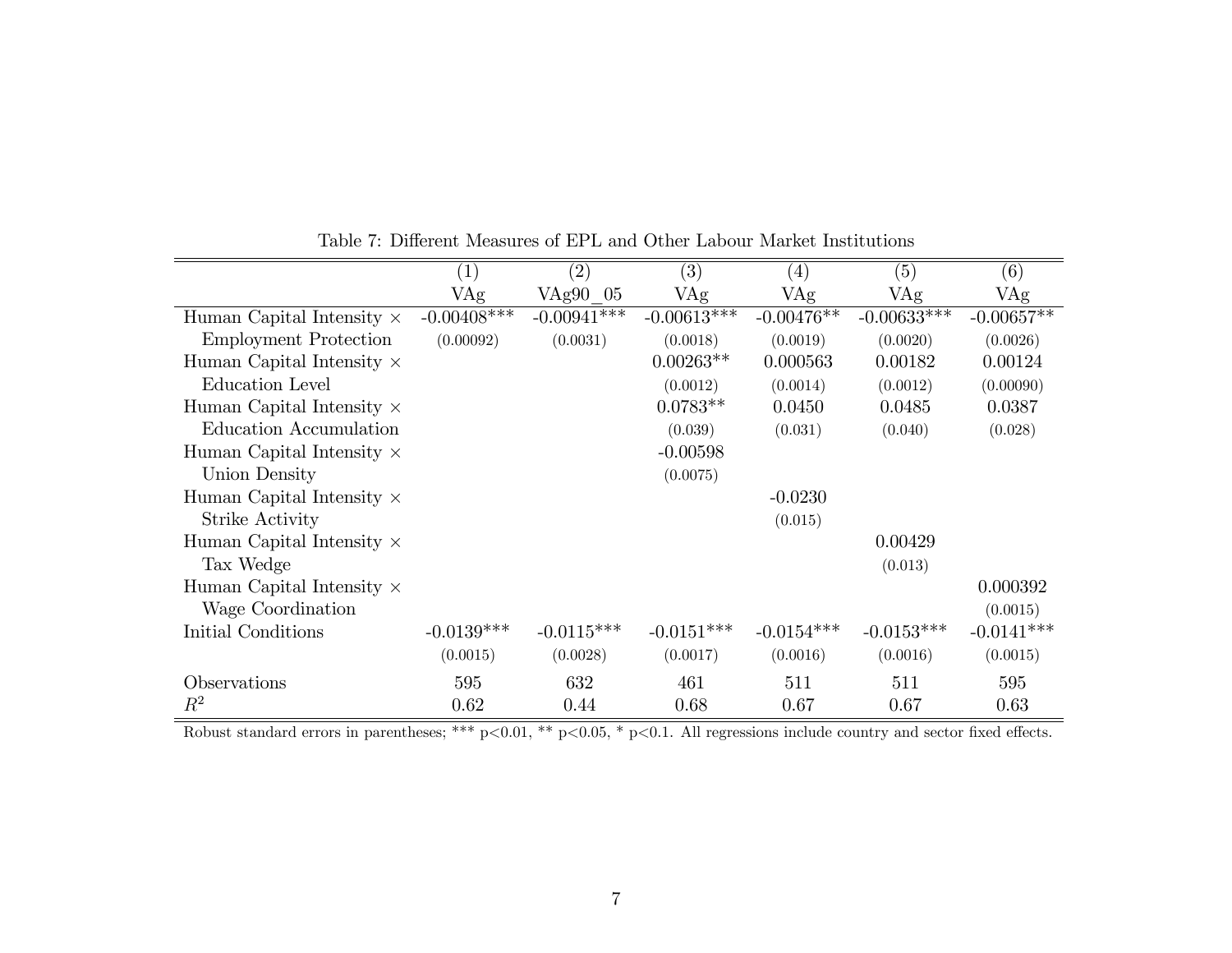Table 7: Different Measures of EPL and Other Labour Market Institutions

| | (1) | (2) | (3) | (4) | (5) | (6) |
|---|---|---|---|---|---|---|
| | VAg | VAg90_05 | VAg | VAg | VAg | VAg |
| Human Capital Intensity × | -0.00408*** | -0.00941*** | -0.00613*** | -0.00476** | -0.00633*** | -0.00657** |
| Employment Protection | (0.00092) | (0.0031) | (0.0018) | (0.0019) | (0.0020) | (0.0026) |
| Human Capital Intensity × | | | 0.00263** | 0.000563 | 0.00182 | 0.00124 |
| Education Level | | | (0.0012) | (0.0014) | (0.0012) | (0.00090) |
| Human Capital Intensity × | | | 0.0783** | 0.0450 | 0.0485 | 0.0387 |
| Education Accumulation | | | (0.039) | (0.031) | (0.040) | (0.028) |
| Human Capital Intensity × | | | -0.00598 | | | |
| Union Density | | | (0.0075) | | | |
| Human Capital Intensity × | | | | -0.0230 | | |
| Strike Activity | | | | (0.015) | | |
| Human Capital Intensity × | | | | | 0.00429 | |
| Tax Wedge | | | | | (0.013) | |
| Human Capital Intensity × | | | | | | 0.000392 |
| Wage Coordination | | | | | | (0.0015) |
| Initial Conditions | -0.0139*** | -0.0115*** | -0.0151*** | -0.0154*** | -0.0153*** | -0.0141*** |
| | (0.0015) | (0.0028) | (0.0017) | (0.0016) | (0.0016) | (0.0015) |
| Observations | 595 | 632 | 461 | 511 | 511 | 595 |
| $R^2$ | 0.62 | 0.44 | 0.68 | 0.67 | 0.67 | 0.63 |

Robust standard errors in parentheses; *** $p<0.01$, ** $p<0.05$, * $p<0.1$. All regressions include country and sector fixed effects.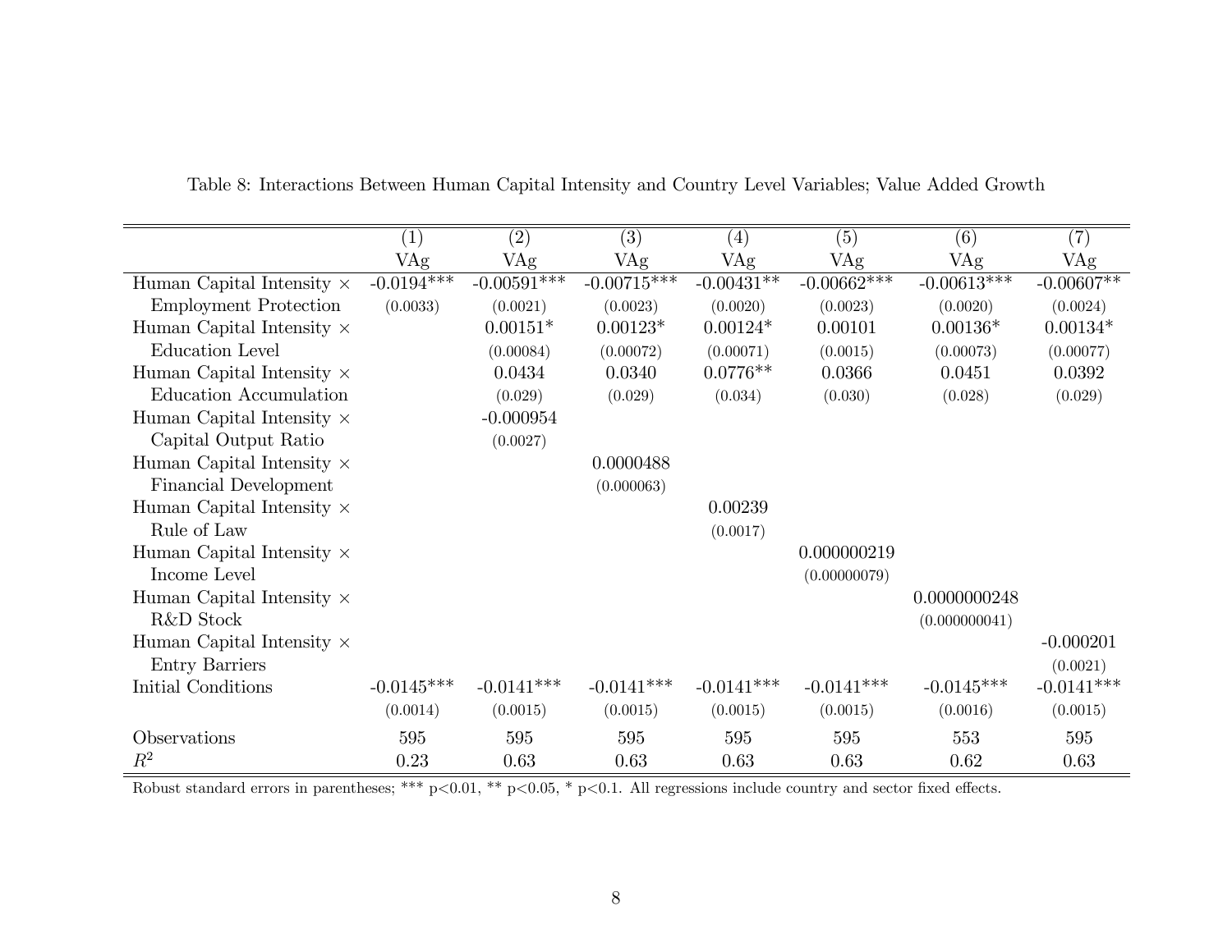Table 8: Interactions Between Human Capital Intensity and Country Level Variables; Value Added Growth

| | (1) | (2) | (3) | (4) | (5) | (6) | (7) |
|---|---|---|---|---|---|---|---|
| | VAg | VAg | VAg | VAg | VAg | VAg | VAg |
| Human Capital Intensity × Employment Protection | -0.0194*** | -0.00591*** | -0.00715*** | -0.00431** | -0.00662*** | -0.00613*** | -0.00607** |
| | (0.0033) | (0.0021) | (0.0023) | (0.0020) | (0.0023) | (0.0020) | (0.0024) |
| Human Capital Intensity × Education Level | | 0.00151* | 0.00123* | 0.00124* | 0.00101 | 0.00136* | 0.00134* |
| | | (0.00084) | (0.00072) | (0.00071) | (0.0015) | (0.00073) | (0.00077) |
| Human Capital Intensity × Education Accumulation | | 0.0434 | 0.0340 | 0.0776** | 0.0366 | 0.0451 | 0.0392 |
| | | (0.029) | (0.029) | (0.034) | (0.030) | (0.028) | (0.029) |
| Human Capital Intensity × Capital Output Ratio | | -0.000954 | | | | | |
| | | (0.0027) | | | | | |
| Human Capital Intensity × Financial Development | | | 0.0000488 | | | | |
| | | | (0.000063) | | | | |
| Human Capital Intensity × Rule of Law | | | | 0.00239 | | | |
| | | | | (0.0017) | | | |
| Human Capital Intensity × Income Level | | | | | 0.000000219 | | |
| | | | | | (0.00000079) | | |
| Human Capital Intensity × R&D Stock | | | | | | 0.0000000248 | |
| | | | | | | (0.000000041) | |
| Human Capital Intensity × Entry Barriers | | | | | | | -0.000201 |
| | | | | | | | (0.0021) |
| Initial Conditions | -0.0145*** | -0.0141*** | -0.0141*** | -0.0141*** | -0.0141*** | -0.0145*** | -0.0141*** |
| | (0.0014) | (0.0015) | (0.0015) | (0.0015) | (0.0015) | (0.0016) | (0.0015) |
| Observations | 595 | 595 | 595 | 595 | 595 | 553 | 595 |
| $R^2$ | 0.23 | 0.63 | 0.63 | 0.63 | 0.63 | 0.62 | 0.63 |

Robust standard errors in parentheses; *** p<0.01, ** p<0.05, * p<0.1. All regressions include country and sector fixed effects.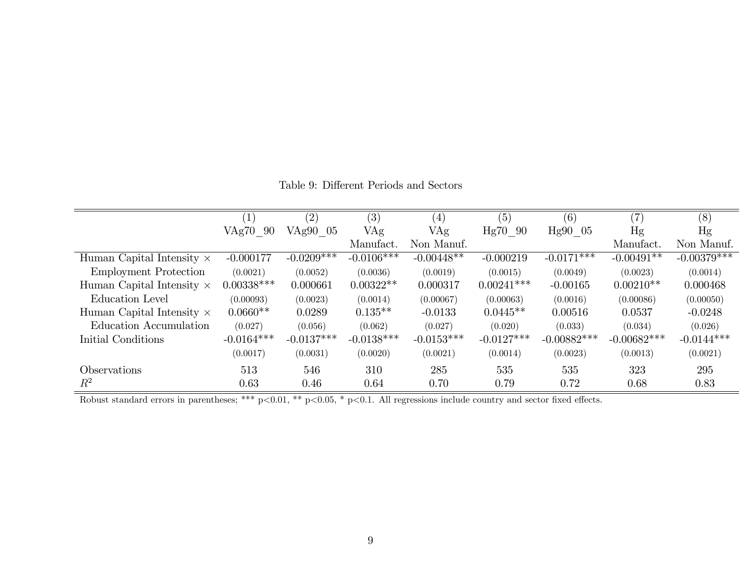Table 9: Different Periods and Sectors

| | (1) | (2) | (3) | (4) | (5) | (6) | (7) | (8) |
|---|---|---|---|---|---|---|---|---|
| | VAg70_90 | VAg90_05 | VAg Manufact. | VAg Non Manuf. | Hg70_90 | Hg90_05 | Hg Manufact. | Hg Non Manuf. |
| Human Capital Intensity × Employment Protection | -0.000177 | -0.0209*** | -0.0106*** | -0.00448** | -0.000219 | -0.0171*** | -0.00491** | -0.00379*** |
| | (0.0021) | (0.0052) | (0.0036) | (0.0019) | (0.0015) | (0.0049) | (0.0023) | (0.0014) |
| Human Capital Intensity × Education Level | 0.00338*** | 0.000661 | 0.00322** | 0.000317 | 0.00241*** | -0.00165 | 0.00210** | 0.000468 |
| | (0.00093) | (0.0023) | (0.0014) | (0.00067) | (0.00063) | (0.0016) | (0.00086) | (0.00050) |
| Human Capital Intensity × Education Accumulation | 0.0660** | 0.0289 | 0.135** | -0.0133 | 0.0445** | 0.00516 | 0.0537 | -0.0248 |
| | (0.027) | (0.056) | (0.062) | (0.027) | (0.020) | (0.033) | (0.034) | (0.026) |
| Initial Conditions | -0.0164*** | -0.0137*** | -0.0138*** | -0.0153*** | -0.0127*** | -0.00882*** | -0.00682*** | -0.0144*** |
| | (0.0017) | (0.0031) | (0.0020) | (0.0021) | (0.0014) | (0.0023) | (0.0013) | (0.0021) |
| Observations | 513 | 546 | 310 | 285 | 535 | 535 | 323 | 295 |
| $R^2$ | 0.63 | 0.46 | 0.64 | 0.70 | 0.79 | 0.72 | 0.68 | 0.83 |

Robust standard errors in parentheses; *** p<0.01, ** p<0.05, * p<0.1. All regressions include country and sector fixed effects.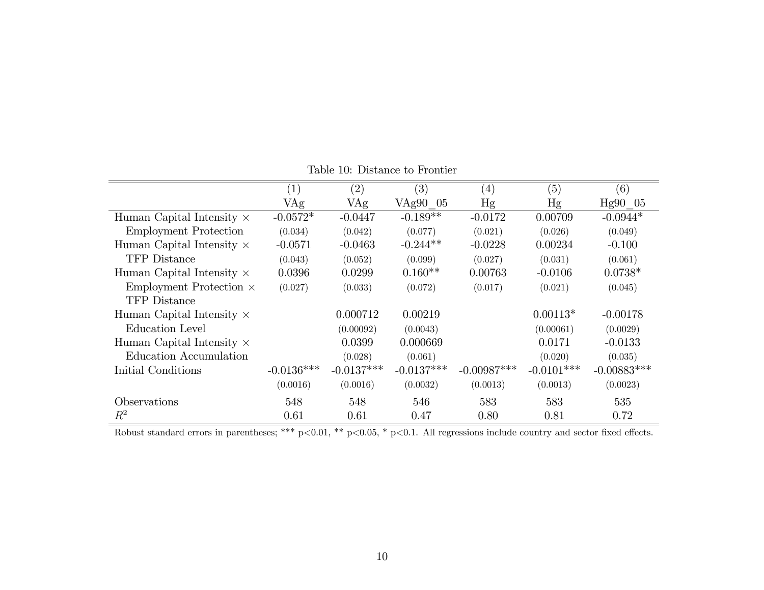Table 10: Distance to Frontier

| | (1) | (2) | (3) | (4) | (5) | (6) |
|---|---|---|---|---|---|---|
| | VAg | VAg | VAg90_05 | Hg | Hg | Hg90_05 |
| Human Capital Intensity × Employment Protection | -0.0572* | -0.0447 | -0.189** | -0.0172 | 0.00709 | -0.0944* |
| | (0.034) | (0.042) | (0.077) | (0.021) | (0.026) | (0.049) |
| Human Capital Intensity × TFP Distance | -0.0571 | -0.0463 | -0.244** | -0.0228 | 0.00234 | -0.100 |
| | (0.043) | (0.052) | (0.099) | (0.027) | (0.031) | (0.061) |
| Human Capital Intensity × Employment Protection × TFP Distance | 0.0396 | 0.0299 | 0.160** | 0.00763 | -0.0106 | 0.0738* |
| | (0.027) | (0.033) | (0.072) | (0.017) | (0.021) | (0.045) |
| Human Capital Intensity × Education Level | | 0.000712 | 0.00219 | | 0.00113* | -0.00178 |
| | | (0.00092) | (0.0043) | | (0.00061) | (0.0029) |
| Human Capital Intensity × Education Accumulation | | 0.0399 | 0.000669 | | 0.0171 | -0.0133 |
| | | (0.028) | (0.061) | | (0.020) | (0.035) |
| Initial Conditions | -0.0136*** | -0.0137*** | -0.0137*** | -0.00987*** | -0.0101*** | -0.00883*** |
| | (0.0016) | (0.0016) | (0.0032) | (0.0013) | (0.0013) | (0.0023) |
| Observations | 548 | 548 | 546 | 583 | 583 | 535 |
| $R^2$ | 0.61 | 0.61 | 0.47 | 0.80 | 0.81 | 0.72 |

Robust standard errors in parentheses; *** p<0.01, ** p<0.05, * p<0.1. All regressions include country and sector fixed effects.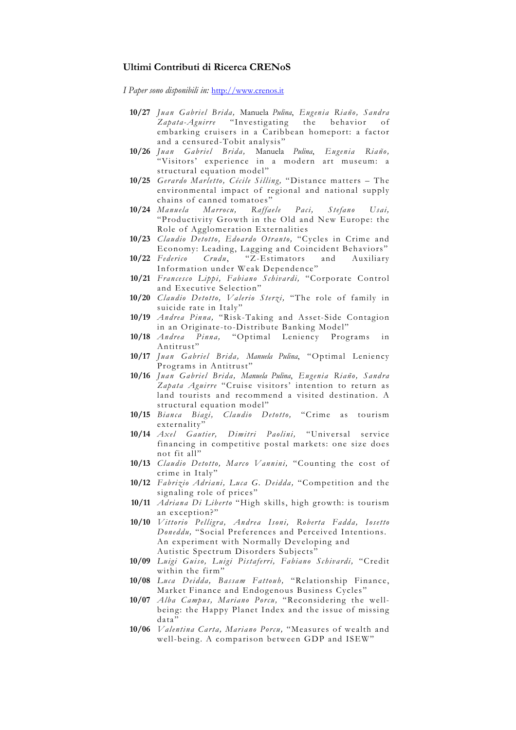**Ultimi Contributi di Ricerca CRENoS**

*I Paper sono disponibili in:* http://www.crenos.it

- **10/27** *Juan Gabriel Brida,* Manuela *Pulina*, *Eugenia Riaño, Sandra Zapata-Aguirre* "Investigating the behavior of embarking cruisers in a Caribbean homeport: a factor and a censured-Tobit analysis"
- **10/26** *Juan Gabriel Brida,* Manuela *Pulina*, *Eugenia Riaño,* "Visitors' experience in a modern art museum: a structural equation model"
- **10/25** *Gerardo Marletto, Cécile Silling,* "Distance matters – The environmental impact of regional and national supply chains of canned tomatoes"
- **10/24** *Manuela Marrocu, Raffaele Paci, Stefano Usai,* "Productivity Growth in the Old and New Europe: the Role of Agglomeration Externalities
- **10/23** *Claudio Detotto, Edoardo Otranto,* "Cycles in Crime and Economy: Leading, Lagging and Coincident Behaviors"
- **10/22** *Federico Crudu*, "Z-Estimators and Auxiliary Information under Weak Dependence"
- **10/21** *Francesco Lippi, Fabiano Schivardi,* "Corporate Control and Executive Selection"
- **10/20** *Claudio Detotto, Valerio Sterzi,* "The role of family in suicide rate in Italy"
- **10/19** *Andrea Pinna,* "Risk-Taking and Asset-Side Contagion in an Originate-to-Distribute Banking Model"
- **10/18** *Andrea Pinna,* "Optimal Leniency Programs in Antitrust"
- **10/17** *Juan Gabriel Brida, Manuela Pulina*, "Optimal Leniency Programs in Antitrust"
- **10/16** *Juan Gabriel Brida, Manuela Pulina*, *Eugenia Riaño, Sandra Zapata Aguirre* "Cruise visitors' intention to return as land tourists and recommend a visited destination. A structural equation model"
- **10/15** *Bianca Biagi, Claudio Detotto,* "Crime as tourism externality"
- **10/14** *Axel Gautier, Dimitri Paolini,* "Universal service financing in competitive postal markets: one size does not fit all"
- **10/13** *Claudio Detotto, Marco Vannini,* "Counting the cost of crime in Italy"
- **10/12** *Fabrizio Adriani, Luca G. Deidda,* "Competition and the signaling role of prices"
- **10/11** *Adriana Di Liberto* "High skills, high growth: is tourism an exception?"
- **10/10** *Vittorio Pelligra, Andrea Isoni, Roberta Fadda, Iosetto Doneddu,* "Social Preferences and Perceived Intentions. An experiment with Normally Developing and Autistic Spectrum Disorders Subjects"
- **10/09** *Luigi Guiso, Luigi Pistaferri, Fabiano Schivardi,* "Credit within the firm"
- **10/08** *Luca Deidda, Bassam Fattouh,* "Relationship Finance, Market Finance and Endogenous Business Cycles"
- **10/07** *Alba Campus, Mariano Porcu,* "Reconsidering the well-being: the Happy Planet Index and the issue of missing data"
- **10/06** *Valentina Carta, Mariano Porcu,* "Measures of wealth and well-being. A comparison between GDP and ISEW"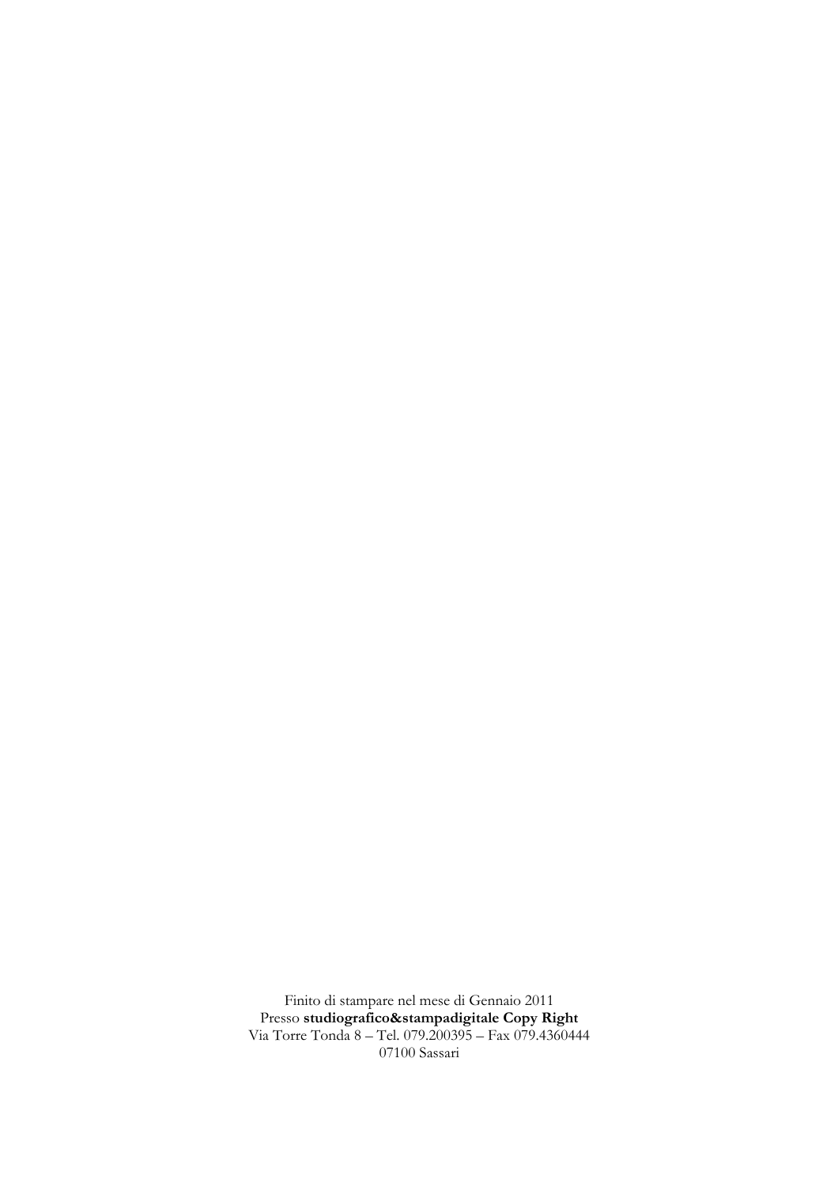Finito di stampare nel mese di Gennaio 2011
Presso **studiografico&stampadigitale Copy Right**
Via Torre Tonda 8 – Tel. 079.200395 – Fax 079.4360444
07100 Sassari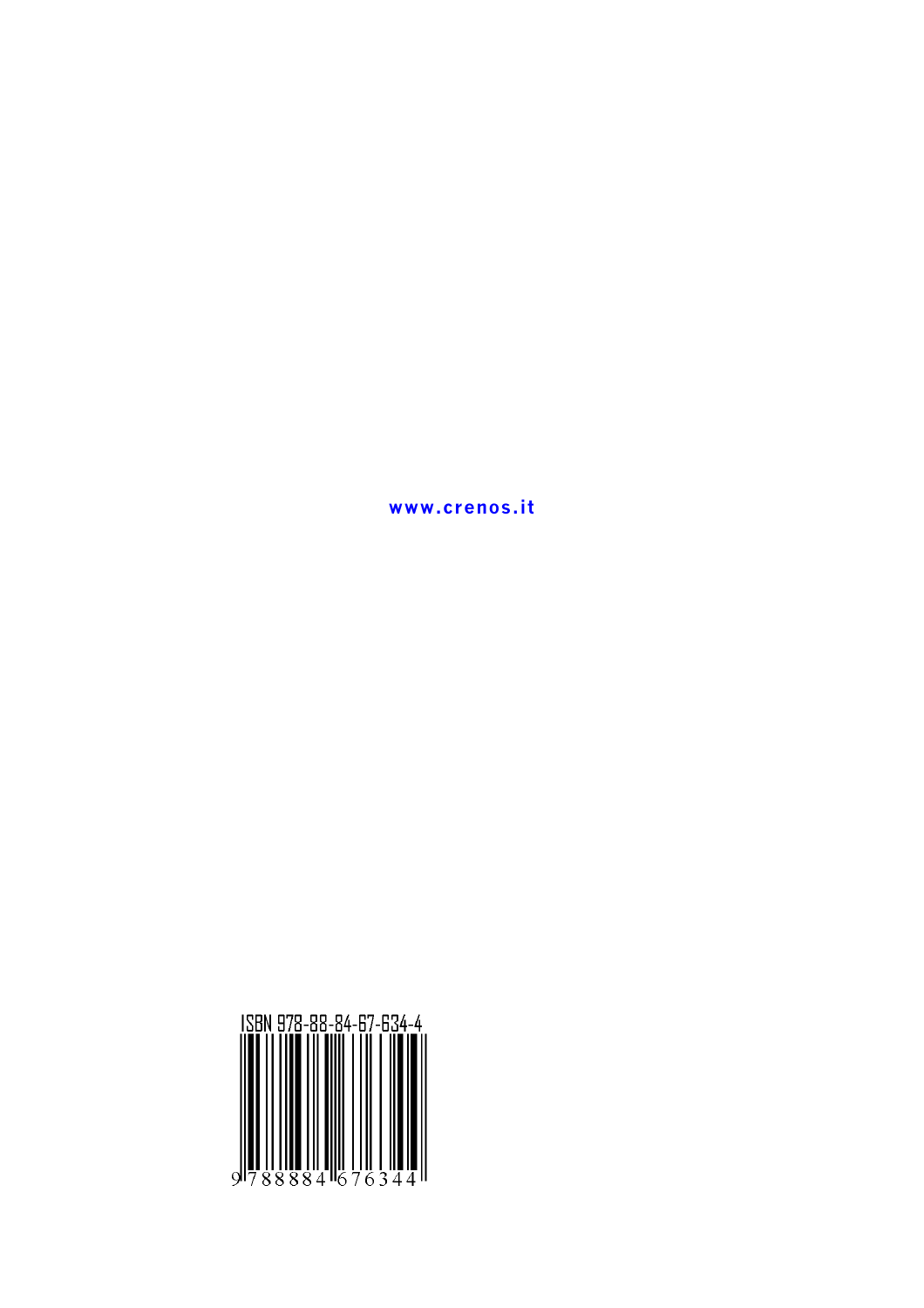www.crenos.it

ISBN 978-88-84-67-634-4

9 788884 676344